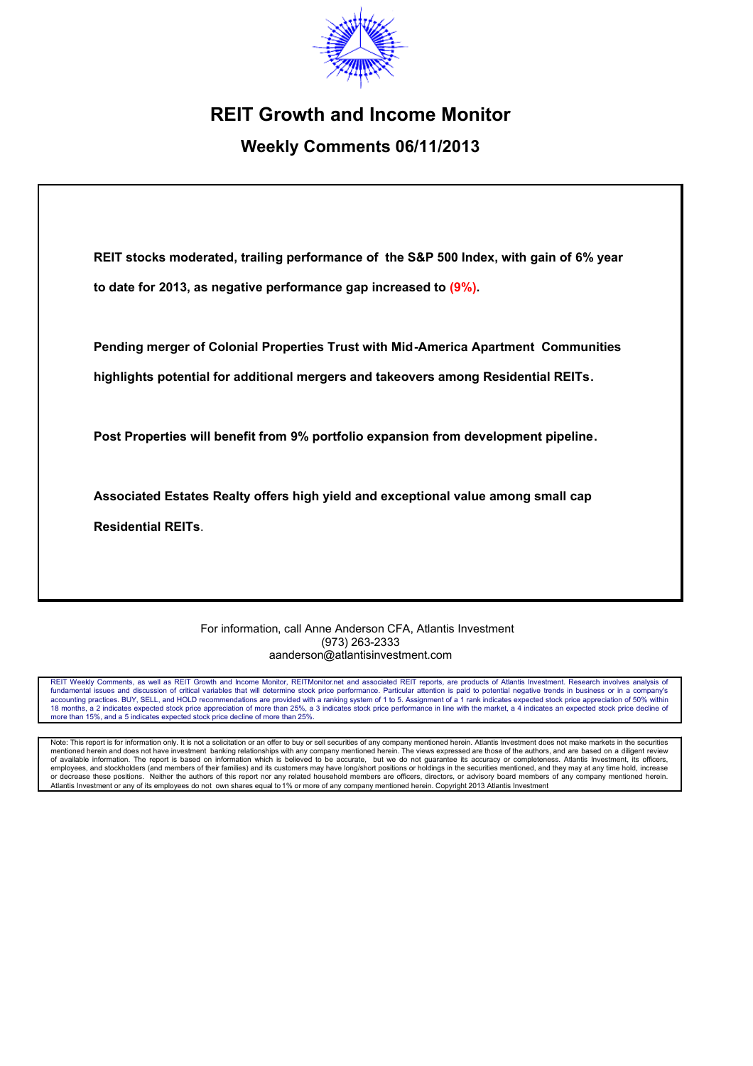# REIT Growth and Income Monitor

## Weekly Comments 06/11/2013

**REIT stocks moderated, trailing performance of the S&P 500 Index, with gain of 6% year to date for 2013, as negative performance gap increased to (9%).**

**Pending merger of Colonial Properties Trust with Mid-America Apartment Communities highlights potential for additional mergers and takeovers among Residential REITs.**

**Post Properties will benefit from 9% portfolio expansion from development pipeline.**

**Associated Estates Realty offers high yield and exceptional value among small cap Residential REITs.**

For information, call Anne Anderson CFA, Atlantis Investment
(973) 263-2333
aanderson@atlantisinvestment.com

REIT Weekly Comments, as well as REIT Growth and Income Monitor, REITMonitor.net and associated REIT reports, are products of Atlantis Investment. Research involves analysis of fundamental issues and discussion of critical variables that will determine stock price performance. Particular attention is paid to potential negative trends in business or in a company's accounting practices. BUY, SELL, and HOLD recommendations are provided with a ranking system of 1 to 5. Assignment of a 1 rank indicates expected stock price appreciation of 50% within 18 months, a 2 indicates expected stock price appreciation of more than 25%, a 3 indicates stock price performance in line with the market, a 4 indicates an expected stock price decline of more than 15%, and a 5 indicates expected stock price decline of more than 25%.

Note: This report is for information only. It is not a solicitation or an offer to buy or sell securities of any company mentioned herein. Atlantis Investment does not make markets in the securities mentioned herein and does not have investment banking relationships with any company mentioned herein. The views expressed are those of the authors, and are based on a diligent review of available information. The report is based on information which is believed to be accurate, but we do not guarantee its accuracy or completeness. Atlantis Investment, its officers, employees, and stockholders (and members of their families) and its customers may have long/short positions or holdings in the securities mentioned, and they may at any time hold, increase or decrease these positions. Neither the authors of this report nor any related household members are officers, directors, or advisory board members of any company mentioned herein. Atlantis Investment or any of its employees do not own shares equal to 1% or more of any company mentioned herein. Copyright 2013 Atlantis Investment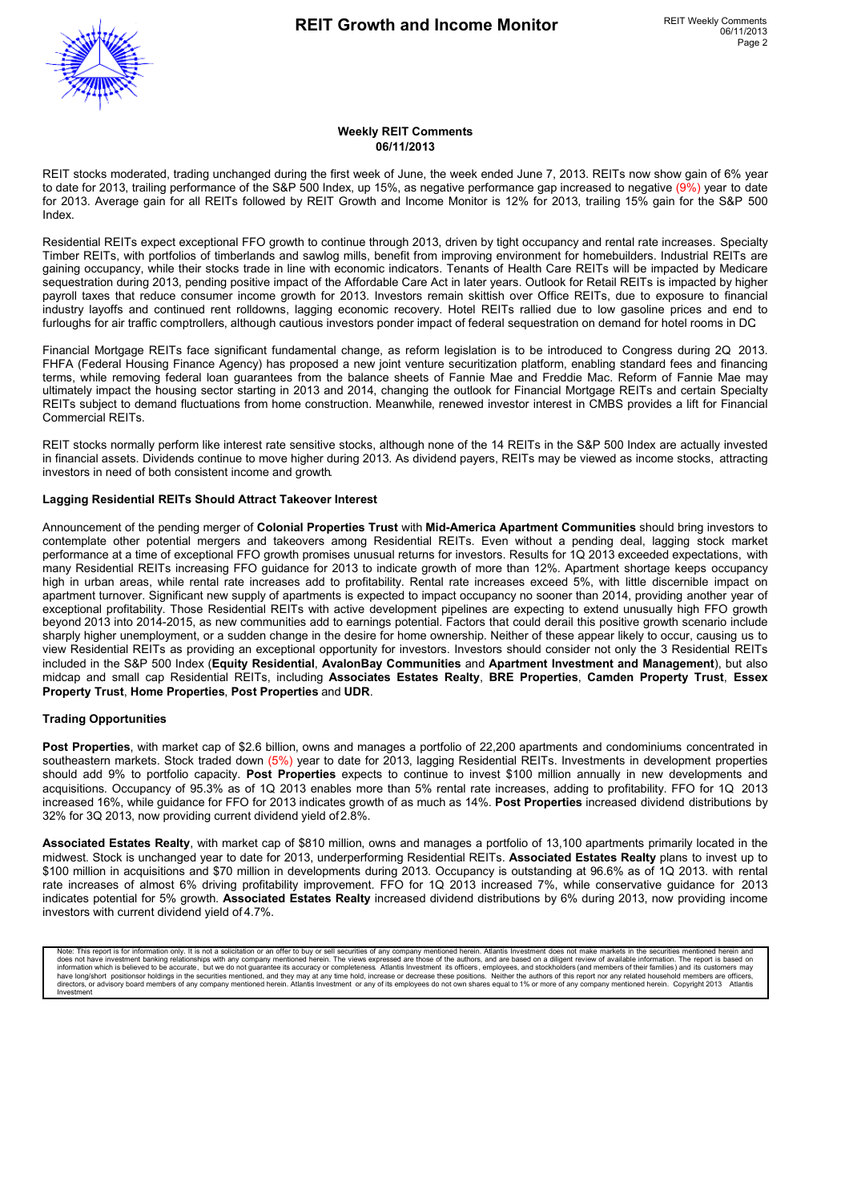## Weekly REIT Comments
## 06/11/2013

REIT stocks moderated, trading unchanged during the first week of June, the week ended June 7, 2013. REITs now show gain of 6% year to date for 2013, trailing performance of the S&P 500 Index, up 15%, as negative performance gap increased to negative (9%) year to date for 2013. Average gain for all REITs followed by REIT Growth and Income Monitor is 12% for 2013, trailing 15% gain for the S&P 500 Index.

Residential REITs expect exceptional FFO growth to continue through 2013, driven by tight occupancy and rental rate increases. Specialty Timber REITs, with portfolios of timberlands and sawlog mills, benefit from improving environment for homebuilders. Industrial REITs are gaining occupancy, while their stocks trade in line with economic indicators. Tenants of Health Care REITs will be impacted by Medicare sequestration during 2013, pending positive impact of the Affordable Care Act in later years. Outlook for Retail REITs is impacted by higher payroll taxes that reduce consumer income growth for 2013. Investors remain skittish over Office REITs, due to exposure to financial industry layoffs and continued rent rolldowns, lagging economic recovery. Hotel REITs rallied due to low gasoline prices and end to furloughs for air traffic comptrollers, although cautious investors ponder impact of federal sequestration on demand for hotel rooms in DC.

Financial Mortgage REITs face significant fundamental change, as reform legislation is to be introduced to Congress during 2Q 2013. FHFA (Federal Housing Finance Agency) has proposed a new joint venture securitization platform, enabling standard fees and financing terms, while removing federal loan guarantees from the balance sheets of Fannie Mae and Freddie Mac. Reform of Fannie Mae may ultimately impact the housing sector starting in 2013 and 2014, changing the outlook for Financial Mortgage REITs and certain Specialty REITs subject to demand fluctuations from home construction. Meanwhile, renewed investor interest in CMBS provides a lift for Financial Commercial REITs.

REIT stocks normally perform like interest rate sensitive stocks, although none of the 14 REITs in the S&P 500 Index are actually invested in financial assets. Dividends continue to move higher during 2013. As dividend payers, REITs may be viewed as income stocks, attracting investors in need of both consistent income and growth.

**Lagging Residential REITs Should Attract Takeover Interest**

Announcement of the pending merger of **Colonial Properties Trust** with **Mid-America Apartment Communities** should bring investors to contemplate other potential mergers and takeovers among Residential REITs. Even without a pending deal, lagging stock market performance at a time of exceptional FFO growth promises unusual returns for investors. Results for 1Q 2013 exceeded expectations, with many Residential REITs increasing FFO guidance for 2013 to indicate growth of more than 12%. Apartment shortage keeps occupancy high in urban areas, while rental rate increases add to profitability. Rental rate increases exceed 5%, with little discernible impact on apartment turnover. Significant new supply of apartments is expected to impact occupancy no sooner than 2014, providing another year of exceptional profitability. Those Residential REITs with active development pipelines are expecting to extend unusually high FFO growth beyond 2013 into 2014-2015, as new communities add to earnings potential. Factors that could derail this positive growth scenario include sharply higher unemployment, or a sudden change in the desire for home ownership. Neither of these appear likely to occur, causing us to view Residential REITs as providing an exceptional opportunity for investors. Investors should consider not only the 3 Residential REITs included in the S&P 500 Index (**Equity Residential**, **AvalonBay Communities** and **Apartment Investment and Management**), but also midcap and small cap Residential REITs, including **Associates Estates Realty**, **BRE Properties**, **Camden Property Trust**, **Essex Property Trust**, **Home Properties**, **Post Properties** and **UDR**.

**Trading Opportunities**

**Post Properties**, with market cap of $2.6 billion, owns and manages a portfolio of 22,200 apartments and condominiums concentrated in southeastern markets. Stock traded down (5%) year to date for 2013, lagging Residential REITs. Investments in development properties should add 9% to portfolio capacity. **Post Properties** expects to continue to invest $100 million annually in new developments and acquisitions. Occupancy of 95.3% as of 1Q 2013 enables more than 5% rental rate increases, adding to profitability. FFO for 1Q 2013 increased 16%, while guidance for FFO for 2013 indicates growth of as much as 14%. **Post Properties** increased dividend distributions by 32% for 3Q 2013, now providing current dividend yield of 2.8%.

**Associated Estates Realty**, with market cap of $810 million, owns and manages a portfolio of 13,100 apartments primarily located in the midwest. Stock is unchanged year to date for 2013, underperforming Residential REITs. **Associated Estates Realty** plans to invest up to $100 million in acquisitions and $70 million in developments during 2013. Occupancy is outstanding at 96.6% as of 1Q 2013. with rental rate increases of almost 6% driving profitability improvement. FFO for 1Q 2013 increased 7%, while conservative guidance for 2013 indicates potential for 5% growth. **Associated Estates Realty** increased dividend distributions by 6% during 2013, now providing income investors with current dividend yield of 4.7%.

Note: This report is for information only. It is not a solicitation or an offer to buy or sell securities of any company mentioned herein. Atlantis Investment does not make markets in the securities mentioned herein and does not have investment banking relationships with any company mentioned herein. The views expressed are those of the authors, and are based on a diligent review of available information. The report is based on information which is believed to be accurate, but we do not guarantee its accuracy or completeness. Atlantis Investment its officers, employees, and stockholders (and members of their families) and its customers may have long/short positionsor holdings in the securities mentioned, and they may at any time hold, increase or decrease these positions. Neither the authors of this report nor any related household members are officers, directors, or advisory board members of any company mentioned herein. Atlantis Investment or any of its employees do not own shares equal to 1% or more of any company mentioned herein. Copyright 2013 Atlantis Investment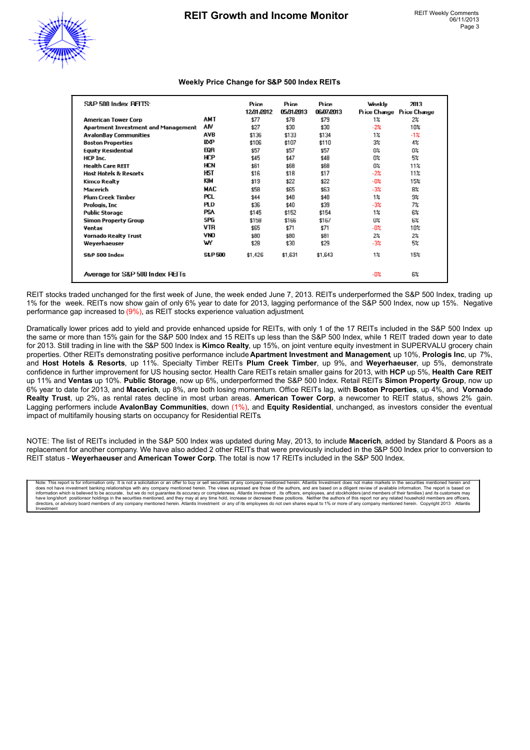### Weekly Price Change for S&P 500 Index REITs

| S&P 500 Index REITS: | | Price 12/31/2012 | Price 05/31/2013 | Price 06/07/2013 | Weekly Price Change | 2013 Price Change |
|---|---|---|---|---|---|---|
| American Tower Corp | AMT | $77 | $78 | $79 | 1% | 2% |
| Apartment Investment and Management | AIV | $27 | $30 | $30 | -2% | 10% |
| AvalonBay Communities | AVB | $136 | $133 | $134 | 1% | -1% |
| Boston Properties | BXP | $106 | $107 | $110 | 3% | 4% |
| Equity Residential | EQR | $57 | $57 | $57 | 0% | 0% |
| HCP Inc. | HCP | $45 | $47 | $48 | 0% | 5% |
| Health Care REIT | HCN | $61 | $68 | $68 | 0% | 11% |
| Host Hotels & Resorts | HST | $16 | $18 | $17 | -2% | 11% |
| Kimco Realty | KIM | $19 | $22 | $22 | -0% | 15% |
| Macerich | MAC | $58 | $65 | $63 | -3% | 8% |
| Plum Creek Timber | PCL | $44 | $48 | $48 | 1% | 9% |
| Prologis, Inc | PLD | $36 | $40 | $39 | -3% | 7% |
| Public Storage | PSA | $145 | $152 | $154 | 1% | 6% |
| Simon Property Group | SPG | $158 | $166 | $167 | 0% | 6% |
| Ventas | VTR | $65 | $71 | $71 | -0% | 10% |
| Vornado Realty Trust | VNO | $80 | $80 | $81 | 2% | 2% |
| Weyerhaeuser | WY | $28 | $30 | $29 | -3% | 5% |
| S&P 500 Index | S&P 500 | $1,426 | $1,631 | $1,643 | 1% | 15% |
| Average for S&P 500 Index REITs | | | | | -0% | 6% |

REIT stocks traded unchanged for the first week of June, the week ended June 7, 2013. REITs underperformed the S&P 500 Index, trading up 1% for the week. REITs now show gain of only 6% year to date for 2013, lagging performance of the S&P 500 Index, now up 15%. Negative performance gap increased to (9%), as REIT stocks experience valuation adjustment.

Dramatically lower prices add to yield and provide enhanced upside for REITs, with only 1 of the 17 REITs included in the S&P 500 Index up the same or more than 15% gain for the S&P 500 Index and 15 REITs up less than the S&P 500 Index, while 1 REIT traded down year to date for 2013. Still trading in line with the S&P 500 Index is **Kimco Realty**, up 15%, on joint venture equity investment in SUPERVALU grocery chain properties. Other REITs demonstrating positive performance include **Apartment Investment and Management**, up 10%, **Prologis Inc**, up 7%, and **Host Hotels & Resorts**, up 11%. Specialty Timber REITs **Plum Creek Timber**, up 9%, and **Weyerhaeuser**, up 5%, demonstrate confidence in further improvement for US housing sector. Health Care REITs retain smaller gains for 2013, with **HCP** up 5%, **Health Care REIT** up 11% and **Ventas** up 10%. **Public Storage**, now up 6%, underperformed the S&P 500 Index. Retail REITs **Simon Property Group**, now up 6% year to date for 2013, and **Macerich**, up 8%, are both losing momentum. Office REITs lag, with **Boston Properties**, up 4%, and **Vornado Realty Trust**, up 2%, as rental rates decline in most urban areas. **American Tower Corp**, a newcomer to REIT status, shows 2% gain. Lagging performers include **AvalonBay Communities**, down (1%), and **Equity Residential**, unchanged, as investors consider the eventual impact of multifamily housing starts on occupancy for Residential REITs.

NOTE: The list of REITs included in the S&P 500 Index was updated during May, 2013, to include **Macerich**, added by Standard & Poors as a replacement for another company. We have also added 2 other REITs that were previously included in the S&P 500 Index prior to conversion to REIT status - **Weyerhaeuser** and **American Tower Corp**. The total is now 17 REITs included in the S&P 500 Index.

Note: This report is for information only. It is not a solicitation or an offer to buy or sell securities of any company mentioned herein. Atlantis Investment does not make markets in the securities mentioned herein and does not have investment banking relationships with any company mentioned herein. The views expressed are those of the authors, and are based on a diligent review of available information. The report is based on information which is believed to be accurate, but we do not guarantee its accuracy or completeness. Atlantis Investment, its officers, employees, and stockholders (and members of their families) and its customers may have long/short positionsor holdings in the securities mentioned, and they may at any time hold, increase or decrease these positions. Neither the authors of this report nor any related household members are officers, directors, or advisory board members of any company mentioned herein. Atlantis Investment or any of its employees do not own shares equal to 1% or more of any company mentioned herein. Copyright 2013 Atlantis Investment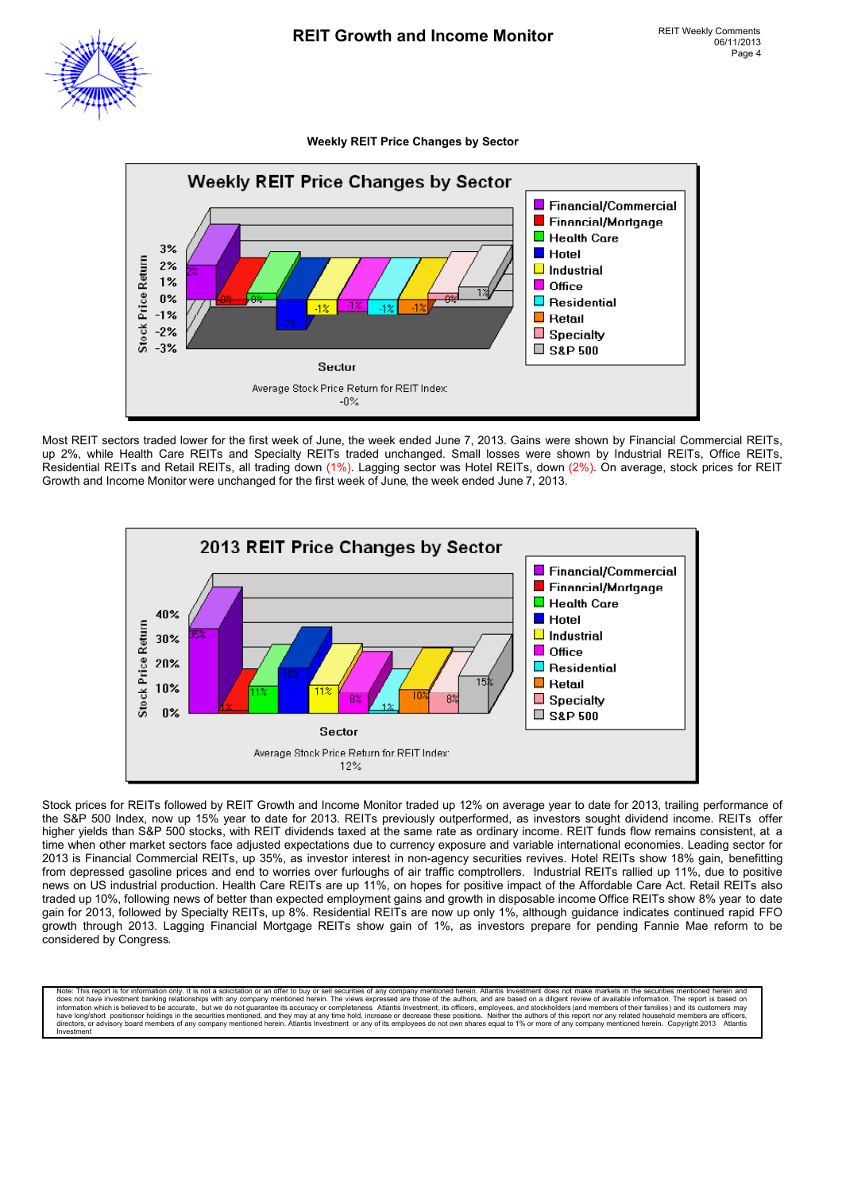**Weekly REIT Price Changes by Sector**

Weekly REIT Price Changes by Sector

| Sector | Stock Price Return |
|---|---|
| Financial/Commercial | 2% |
| Financial/Mortgage | 0% |
| Health Care | 0% |
| Hotel | -2% |
| Industrial | -1% |
| Office | -1% |
| Residential | -1% |
| Retail | -1% |
| Specialty | 0% |
| S&P 500 | 1% |

Average Stock Price Return for REIT Index: -0%

Most REIT sectors traded lower for the first week of June, the week ended June 7, 2013. Gains were shown by Financial Commercial REITs, up 2%, while Health Care REITs and Specialty REITs traded unchanged. Small losses were shown by Industrial REITs, Office REITs, Residential REITs and Retail REITs, all trading down (1%). Lagging sector was Hotel REITs, down (2%). On average, stock prices for REIT Growth and Income Monitor were unchanged for the first week of June, the week ended June 7, 2013.

2013 REIT Price Changes by Sector

| Sector | Stock Price Return |
|---|---|
| Financial/Commercial | 35% |
| Financial/Mortgage | 1% |
| Health Care | 11% |
| Hotel | 18% |
| Industrial | 11% |
| Office | 8% |
| Residential | 1% |
| Retail | 10% |
| Specialty | 8% |
| S&P 500 | 15% |

Average Stock Price Return for REIT Index: 12%

Stock prices for REITs followed by REIT Growth and Income Monitor traded up 12% on average year to date for 2013, trailing performance of the S&P 500 Index, now up 15% year to date for 2013. REITs previously outperformed, as investors sought dividend income. REITs offer higher yields than S&P 500 stocks, with REIT dividends taxed at the same rate as ordinary income. REIT funds flow remains consistent, at a time when other market sectors face adjusted expectations due to currency exposure and variable international economies. Leading sector for 2013 is Financial Commercial REITs, up 35%, as investor interest in non-agency securities revives. Hotel REITs show 18% gain, benefitting from depressed gasoline prices and end to worries over furloughs of air traffic comptrollers. Industrial REITs rallied up 11%, due to positive news on US industrial production. Health Care REITs are up 11%, on hopes for positive impact of the Affordable Care Act. Retail REITs also traded up 10%, following news of better than expected employment gains and growth in disposable income Office REITs show 8% year to date gain for 2013, followed by Specialty REITs, up 8%. Residential REITs are now up only 1%, although guidance indicates continued rapid FFO growth through 2013. Lagging Financial Mortgage REITs show gain of 1%, as investors prepare for pending Fannie Mae reform to be considered by Congress.

Note: This report is for information only. It is not a solicitation or an offer to buy or sell securities of any company mentioned herein. Atlantis Investment does not make markets in the securities mentioned herein and does not have investment banking relationships with any company mentioned herein. The views expressed are those of the authors, and are based on a diligent review of available information. The report is based on information which is believed to be accurate, but we do not guarantee its accuracy or completeness. Atlantis Investment, its officers, employees, and stockholders (and members of their families) and its customers may have long/short positionsor holdings in the securities mentioned, and they may at any time hold, increase or decrease these positions. Neither the authors of this report nor any related household members are officers, directors, or advisory board members of any company mentioned herein. Atlantis Investment or any of its employees do not own shares equal to 1% or more of any company mentioned herein. Copyright 2013 Atlantis Investment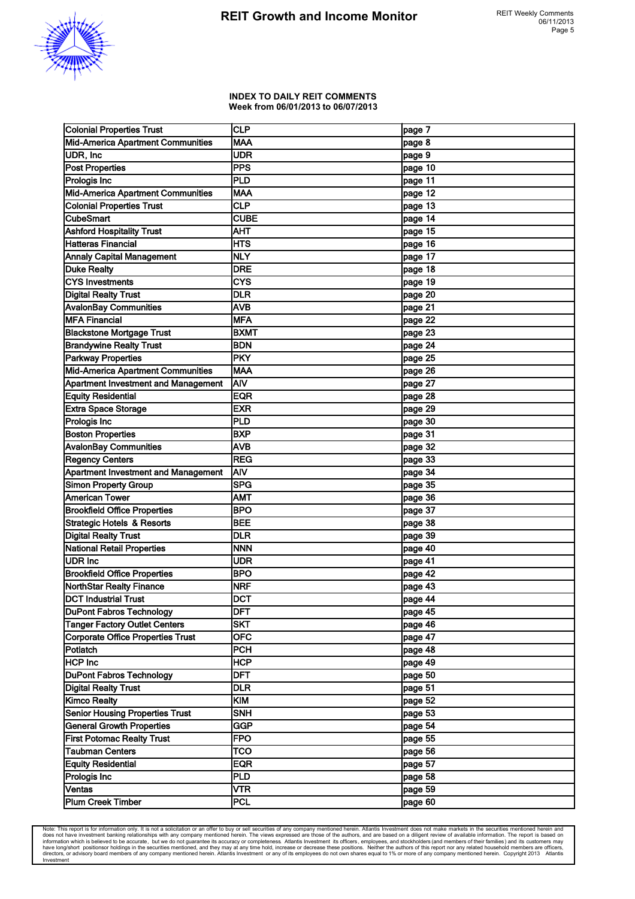## INDEX TO DAILY REIT COMMENTS
### Week from 06/01/2013 to 06/07/2013

| Company | Ticker | Page |
|---|---|---|
| Colonial Properties Trust | CLP | page 7 |
| Mid-America Apartment Communities | MAA | page 8 |
| UDR, Inc | UDR | page 9 |
| Post Properties | PPS | page 10 |
| Prologis Inc | PLD | page 11 |
| Mid-America Apartment Communities | MAA | page 12 |
| Colonial Properties Trust | CLP | page 13 |
| CubeSmart | CUBE | page 14 |
| Ashford Hospitality Trust | AHT | page 15 |
| Hatteras Financial | HTS | page 16 |
| Annaly Capital Management | NLY | page 17 |
| Duke Realty | DRE | page 18 |
| CYS Investments | CYS | page 19 |
| Digital Realty Trust | DLR | page 20 |
| AvalonBay Communities | AVB | page 21 |
| MFA Financial | MFA | page 22 |
| Blackstone Mortgage Trust | BXMT | page 23 |
| Brandywine Realty Trust | BDN | page 24 |
| Parkway Properties | PKY | page 25 |
| Mid-America Apartment Communities | MAA | page 26 |
| Apartment Investment and Management | AIV | page 27 |
| Equity Residential | EQR | page 28 |
| Extra Space Storage | EXR | page 29 |
| Prologis Inc | PLD | page 30 |
| Boston Properties | BXP | page 31 |
| AvalonBay Communities | AVB | page 32 |
| Regency Centers | REG | page 33 |
| Apartment Investment and Management | AIV | page 34 |
| Simon Property Group | SPG | page 35 |
| American Tower | AMT | page 36 |
| Brookfield Office Properties | BPO | page 37 |
| Strategic Hotels & Resorts | BEE | page 38 |
| Digital Realty Trust | DLR | page 39 |
| National Retail Properties | NNN | page 40 |
| UDR Inc | UDR | page 41 |
| Brookfield Office Properties | BPO | page 42 |
| NorthStar Realty Finance | NRF | page 43 |
| DCT Industrial Trust | DCT | page 44 |
| DuPont Fabros Technology | DFT | page 45 |
| Tanger Factory Outlet Centers | SKT | page 46 |
| Corporate Office Properties Trust | OFC | page 47 |
| Potlatch | PCH | page 48 |
| HCP Inc | HCP | page 49 |
| DuPont Fabros Technology | DFT | page 50 |
| Digital Realty Trust | DLR | page 51 |
| Kimco Realty | KIM | page 52 |
| Senior Housing Properties Trust | SNH | page 53 |
| General Growth Properties | GGP | page 54 |
| First Potomac Realty Trust | FPO | page 55 |
| Taubman Centers | TCO | page 56 |
| Equity Residential | EQR | page 57 |
| Prologis Inc | PLD | page 58 |
| Ventas | VTR | page 59 |
| Plum Creek Timber | PCL | page 60 |

Note: This report is for information only. It is not a solicitation or an offer to buy or sell securities of any company mentioned herein. Atlantis Investment does not make markets in the securities mentioned herein and does not have investment banking relationships with any company mentioned herein. The views expressed are those of the authors, and are based on a diligent review of available information. The report is based on information which is believed to be accurate, but we do not guarantee its accuracy or completeness. Atlantis Investment its officers, employees, and stockholders (and members of their families) and its customers may have long/short positionsor holdings in the securities mentioned, and they may at any time hold, increase or decrease these positions. Neither the authors of this report nor any related household members are officers, directors, or advisory board members of any company mentioned herein. Atlantis Investment or any of its employees do not own shares equal to 1% or more of any company mentioned herein. Copyright 2013 Atlantis Investment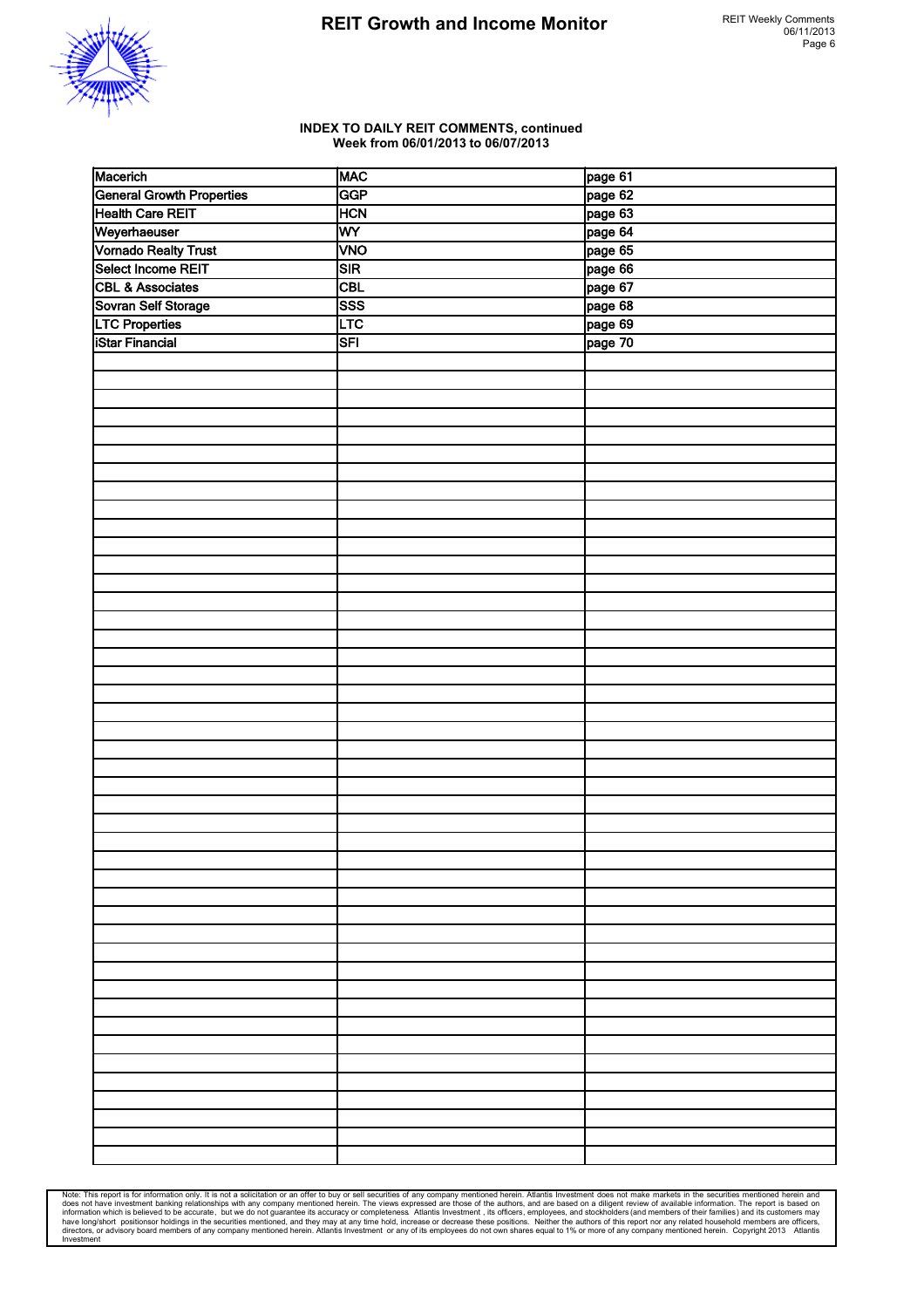**INDEX TO DAILY REIT COMMENTS, continued**
**Week from 06/01/2013 to 06/07/2013**

| | | |
|---|---|---|
| Macerich | MAC | page 61 |
| General Growth Properties | GGP | page 62 |
| Health Care REIT | HCN | page 63 |
| Weyerhaeuser | WY | page 64 |
| Vornado Realty Trust | VNO | page 65 |
| Select Income REIT | SIR | page 66 |
| CBL & Associates | CBL | page 67 |
| Sovran Self Storage | SSS | page 68 |
| LTC Properties | LTC | page 69 |
| iStar Financial | SFI | page 70 |

Note: This report is for information only. It is not a solicitation or an offer to buy or sell securities of any company mentioned herein. Atlantis Investment does not make markets in the securities mentioned herein and does not have investment banking relationships with any company mentioned herein. The views expressed are those of the authors, and are based on a diligent review of available information. The report is based on information which is believed to be accurate, but we do not guarantee its accuracy or completeness. Atlantis Investment , its officers, employees, and stockholders (and members of their families) and its customers may have long/short positionsor holdings in the securities mentioned, and they may at any time hold, increase or decrease these positions. Neither the authors of this report nor any related household members are officers, directors, or advisory board members of any company mentioned herein. Atlantis Investment or any of its employees do not own shares equal to 1% or more of any company mentioned herein. Copyright 2013 Atlantis Investment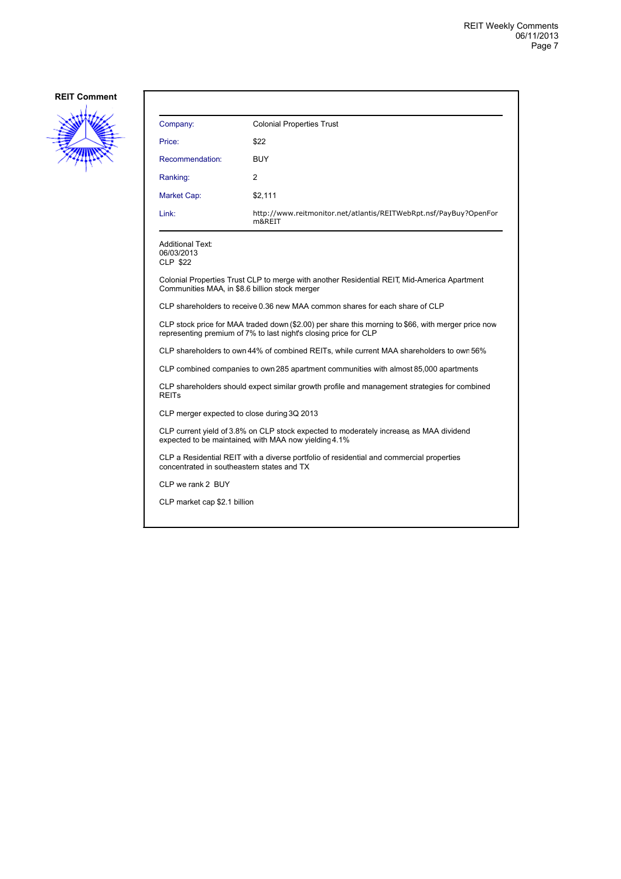**REIT Comment**

| Company: | Colonial Properties Trust |
|---|---|
| Price: | $22 |
| Recommendation: | BUY |
| Ranking: | 2 |
| Market Cap: | $2,111 |
| Link: | http://www.reitmonitor.net/atlantis/REITWebRpt.nsf/PayBuy?OpenForm&REIT |

Additional Text:
06/03/2013
CLP $22

Colonial Properties Trust CLP to merge with another Residential REIT, Mid-America Apartment Communities MAA, in $8.6 billion stock merger

CLP shareholders to receive 0.36 new MAA common shares for each share of CLP

CLP stock price for MAA traded down ($2.00) per share this morning to $66, with merger price now representing premium of 7% to last night's closing price for CLP

CLP shareholders to own 44% of combined REITs, while current MAA shareholders to own 56%

CLP combined companies to own 285 apartment communities with almost 85,000 apartments

CLP shareholders should expect similar growth profile and management strategies for combined REITs

CLP merger expected to close during 3Q 2013

CLP current yield of 3.8% on CLP stock expected to moderately increase, as MAA dividend expected to be maintained, with MAA now yielding 4.1%

CLP a Residential REIT with a diverse portfolio of residential and commercial properties concentrated in southeastern states and TX

CLP we rank 2 BUY

CLP market cap $2.1 billion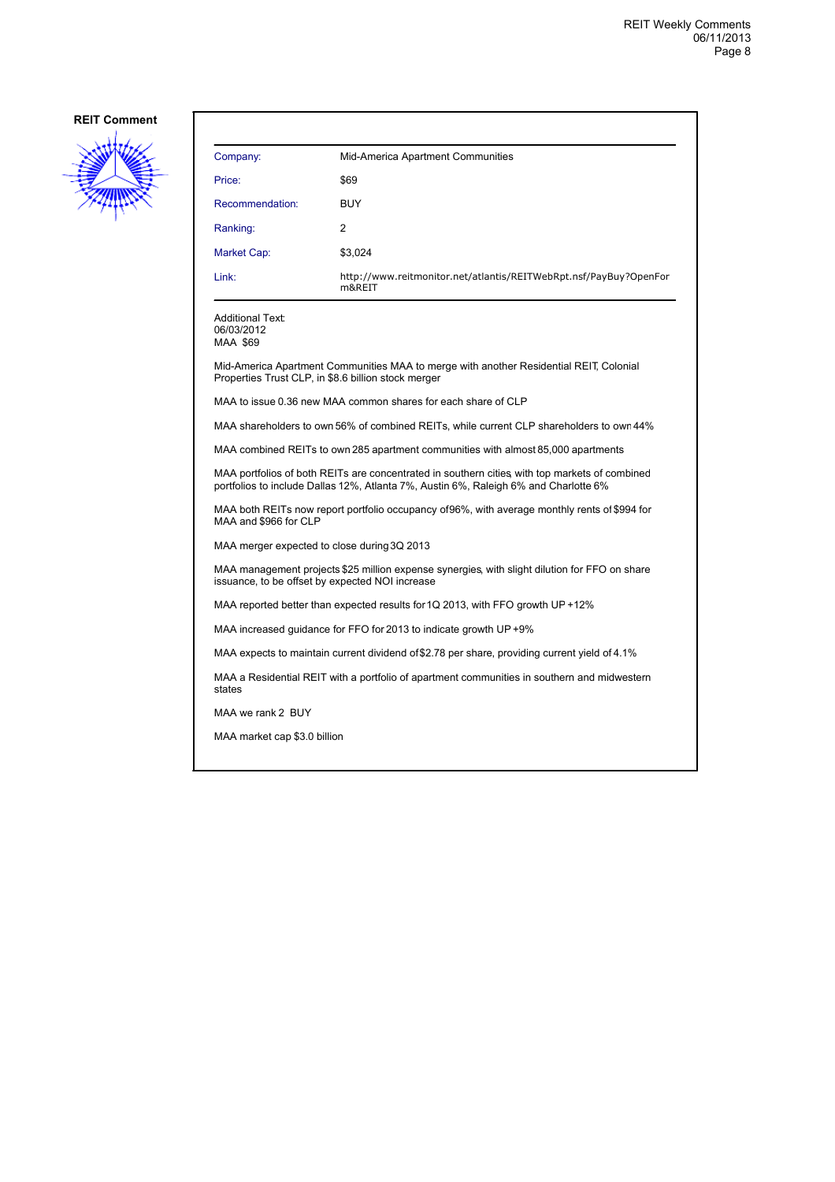**REIT Comment**

| | |
|---|---|
| Company: | Mid-America Apartment Communities |
| Price: | $69 |
| Recommendation: | BUY |
| Ranking: | 2 |
| Market Cap: | $3,024 |
| Link: | http://www.reitmonitor.net/atlantis/REITWebRpt.nsf/PayBuy?OpenForm&REIT |

Additional Text:
06/03/2012
MAA $69

Mid-America Apartment Communities MAA to merge with another Residential REIT, Colonial Properties Trust CLP, in $8.6 billion stock merger

MAA to issue 0.36 new MAA common shares for each share of CLP

MAA shareholders to own 56% of combined REITs, while current CLP shareholders to own 44%

MAA combined REITs to own 285 apartment communities with almost 85,000 apartments

MAA portfolios of both REITs are concentrated in southern cities, with top markets of combined portfolios to include Dallas 12%, Atlanta 7%, Austin 6%, Raleigh 6% and Charlotte 6%

MAA both REITs now report portfolio occupancy of 96%, with average monthly rents of $994 for MAA and $966 for CLP

MAA merger expected to close during 3Q 2013

MAA management projects $25 million expense synergies, with slight dilution for FFO on share issuance, to be offset by expected NOI increase

MAA reported better than expected results for 1Q 2013, with FFO growth UP +12%

MAA increased guidance for FFO for 2013 to indicate growth UP +9%

MAA expects to maintain current dividend of $2.78 per share, providing current yield of 4.1%

MAA a Residential REIT with a portfolio of apartment communities in southern and midwestern states

MAA we rank 2 BUY

MAA market cap $3.0 billion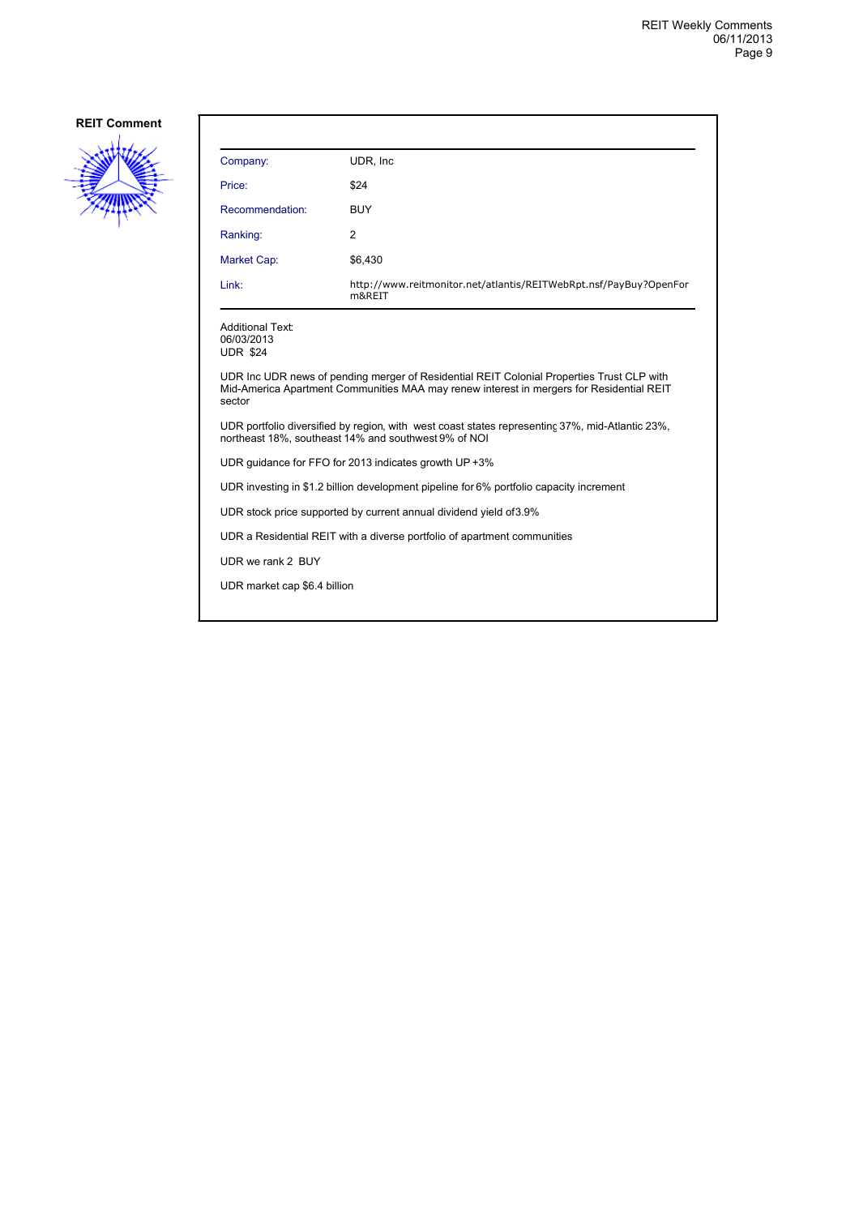**REIT Comment**

| Company: | UDR, Inc |
|---|---|
| Price: | $24 |
| Recommendation: | BUY |
| Ranking: | 2 |
| Market Cap: | $6,430 |
| Link: | http://www.reitmonitor.net/atlantis/REITWebRpt.nsf/PayBuy?OpenForm&REIT |

Additional Text:
06/03/2013
UDR $24

UDR Inc UDR news of pending merger of Residential REIT Colonial Properties Trust CLP with Mid-America Apartment Communities MAA may renew interest in mergers for Residential REIT sector

UDR portfolio diversified by region, with west coast states representing 37%, mid-Atlantic 23%, northeast 18%, southeast 14% and southwest 9% of NOI

UDR guidance for FFO for 2013 indicates growth UP +3%

UDR investing in $1.2 billion development pipeline for 6% portfolio capacity increment

UDR stock price supported by current annual dividend yield of3.9%

UDR a Residential REIT with a diverse portfolio of apartment communities

UDR we rank 2 BUY

UDR market cap $6.4 billion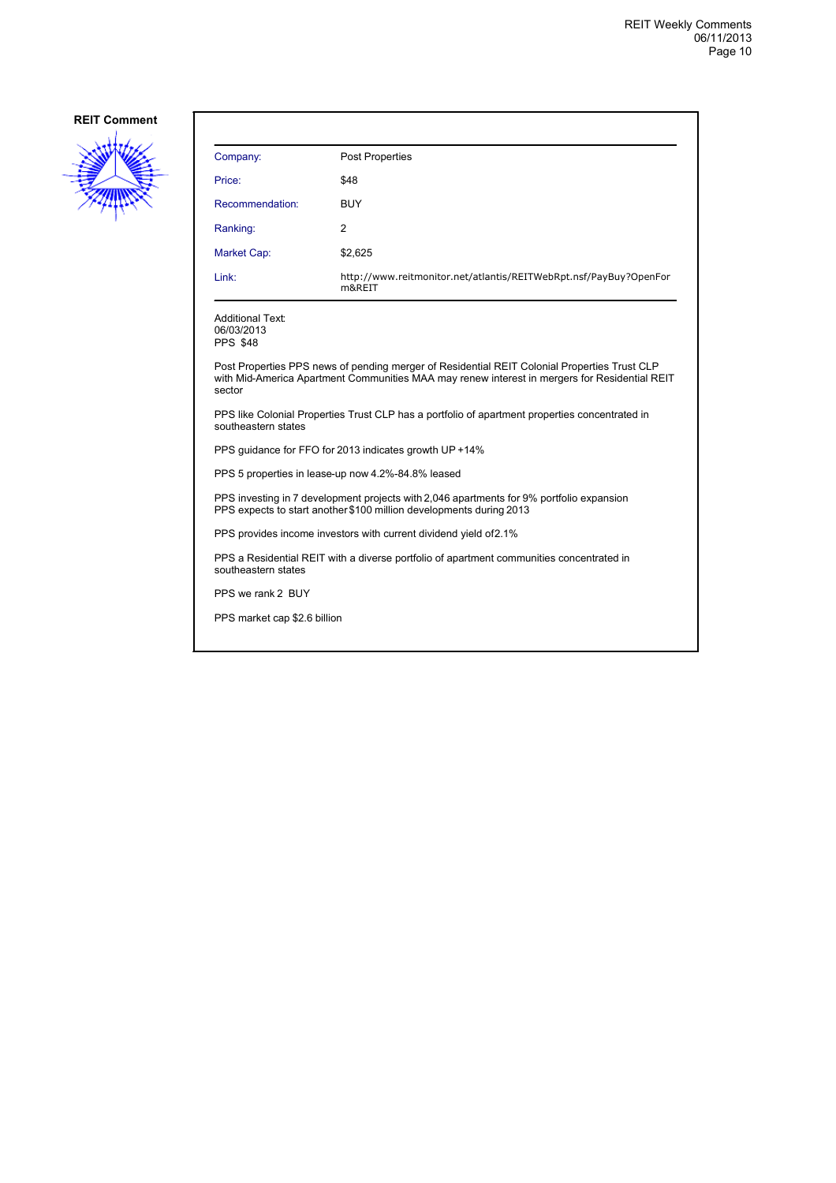**REIT Comment**

| Company: | Post Properties |
|---|---|
| Price: | $48 |
| Recommendation: | BUY |
| Ranking: | 2 |
| Market Cap: | $2,625 |
| Link: | http://www.reitmonitor.net/atlantis/REITWebRpt.nsf/PayBuy?OpenForm&REIT |

Additional Text:
06/03/2013
PPS $48

Post Properties PPS news of pending merger of Residential REIT Colonial Properties Trust CLP with Mid-America Apartment Communities MAA may renew interest in mergers for Residential REIT sector

PPS like Colonial Properties Trust CLP has a portfolio of apartment properties concentrated in southeastern states

PPS guidance for FFO for 2013 indicates growth UP +14%

PPS 5 properties in lease-up now 4.2%-84.8% leased

PPS investing in 7 development projects with 2,046 apartments for 9% portfolio expansion
PPS expects to start another $100 million developments during 2013

PPS provides income investors with current dividend yield of 2.1%

PPS a Residential REIT with a diverse portfolio of apartment communities concentrated in southeastern states

PPS we rank 2 BUY

PPS market cap $2.6 billion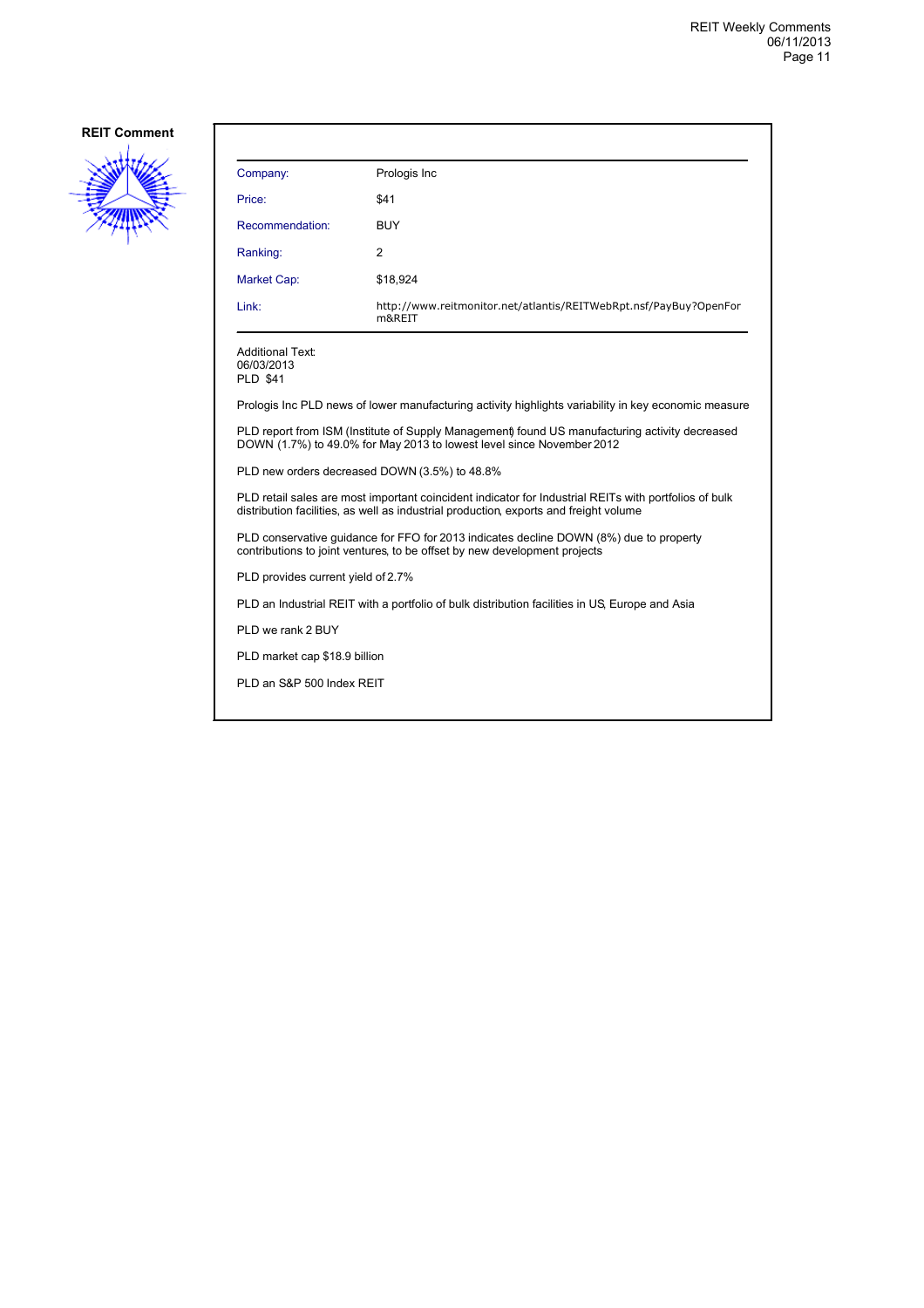**REIT Comment**

| Company: | Prologis Inc |
|---|---|
| Price: | $41 |
| Recommendation: | BUY |
| Ranking: | 2 |
| Market Cap: | $18,924 |
| Link: | http://www.reitmonitor.net/atlantis/REITWebRpt.nsf/PayBuy?OpenForm&REIT |

Additional Text:
06/03/2013
PLD $41

Prologis Inc PLD news of lower manufacturing activity highlights variability in key economic measure

PLD report from ISM (Institute of Supply Management) found US manufacturing activity decreased DOWN (1.7%) to 49.0% for May 2013 to lowest level since November 2012

PLD new orders decreased DOWN (3.5%) to 48.8%

PLD retail sales are most important coincident indicator for Industrial REITs with portfolios of bulk distribution facilities, as well as industrial production, exports and freight volume

PLD conservative guidance for FFO for 2013 indicates decline DOWN (8%) due to property contributions to joint ventures, to be offset by new development projects

PLD provides current yield of 2.7%

PLD an Industrial REIT with a portfolio of bulk distribution facilities in US, Europe and Asia

PLD we rank 2 BUY

PLD market cap $18.9 billion

PLD an S&P 500 Index REIT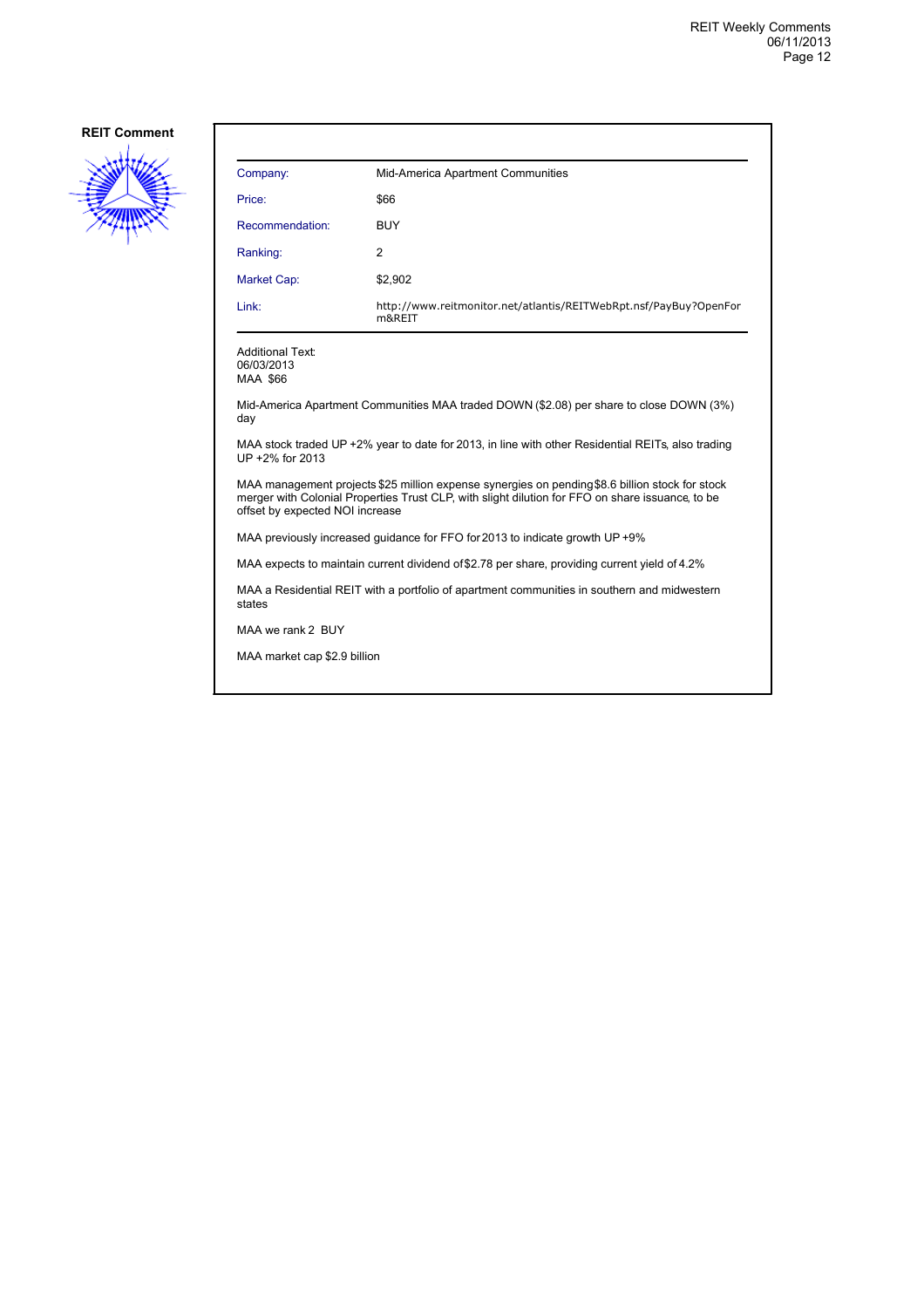**REIT Comment**

| | |
|---|---|
| Company: | Mid-America Apartment Communities |
| Price: | $66 |
| Recommendation: | BUY |
| Ranking: | 2 |
| Market Cap: | $2,902 |
| Link: | http://www.reitmonitor.net/atlantis/REITWebRpt.nsf/PayBuy?OpenForm&REIT |

Additional Text:
06/03/2013
MAA $66

Mid-America Apartment Communities MAA traded DOWN ($2.08) per share to close DOWN (3%) day

MAA stock traded UP +2% year to date for 2013, in line with other Residential REITs, also trading UP +2% for 2013

MAA management projects $25 million expense synergies on pending $8.6 billion stock for stock merger with Colonial Properties Trust CLP, with slight dilution for FFO on share issuance, to be offset by expected NOI increase

MAA previously increased guidance for FFO for 2013 to indicate growth UP +9%

MAA expects to maintain current dividend of $2.78 per share, providing current yield of 4.2%

MAA a Residential REIT with a portfolio of apartment communities in southern and midwestern states

MAA we rank 2 BUY

MAA market cap $2.9 billion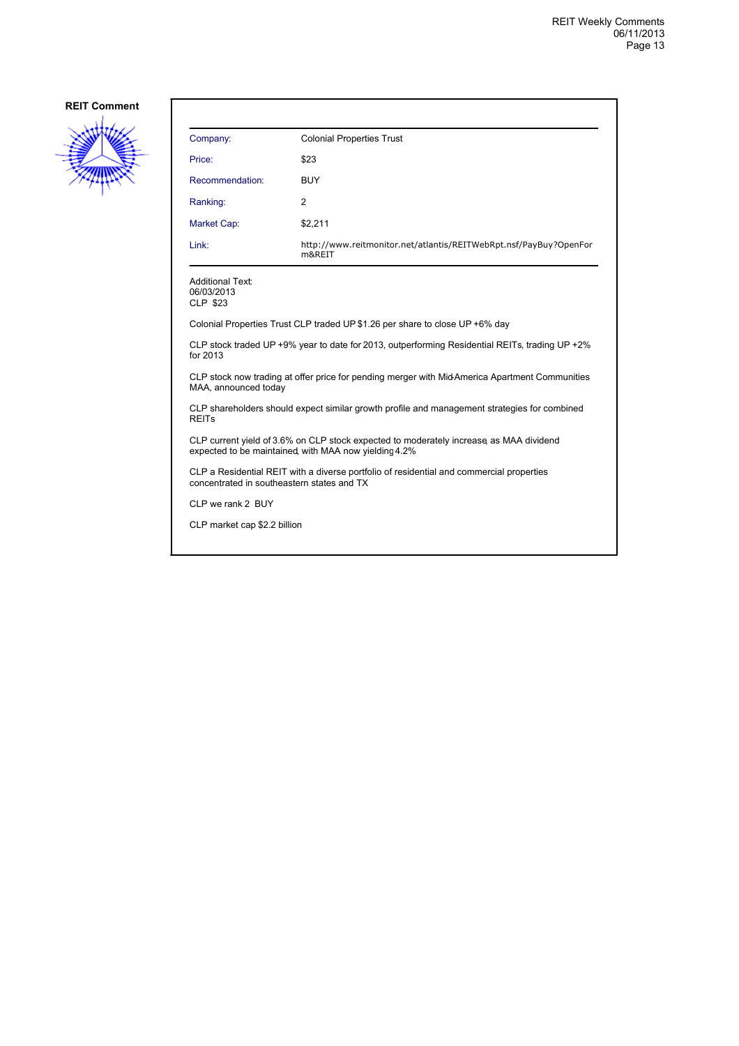**REIT Comment**

| | |
|---|---|
| Company: | Colonial Properties Trust |
| Price: | $23 |
| Recommendation: | BUY |
| Ranking: | 2 |
| Market Cap: | $2,211 |
| Link: | http://www.reitmonitor.net/atlantis/REITWebRpt.nsf/PayBuy?OpenForm&REIT |

Additional Text:
06/03/2013
CLP $23

Colonial Properties Trust CLP traded UP $1.26 per share to close UP +6% day

CLP stock traded UP +9% year to date for 2013, outperforming Residential REITs, trading UP +2% for 2013

CLP stock now trading at offer price for pending merger with Mid-America Apartment Communities MAA, announced today

CLP shareholders should expect similar growth profile and management strategies for combined REITs

CLP current yield of 3.6% on CLP stock expected to moderately increase, as MAA dividend expected to be maintained, with MAA now yielding 4.2%

CLP a Residential REIT with a diverse portfolio of residential and commercial properties concentrated in southeastern states and TX

CLP we rank 2 BUY

CLP market cap $2.2 billion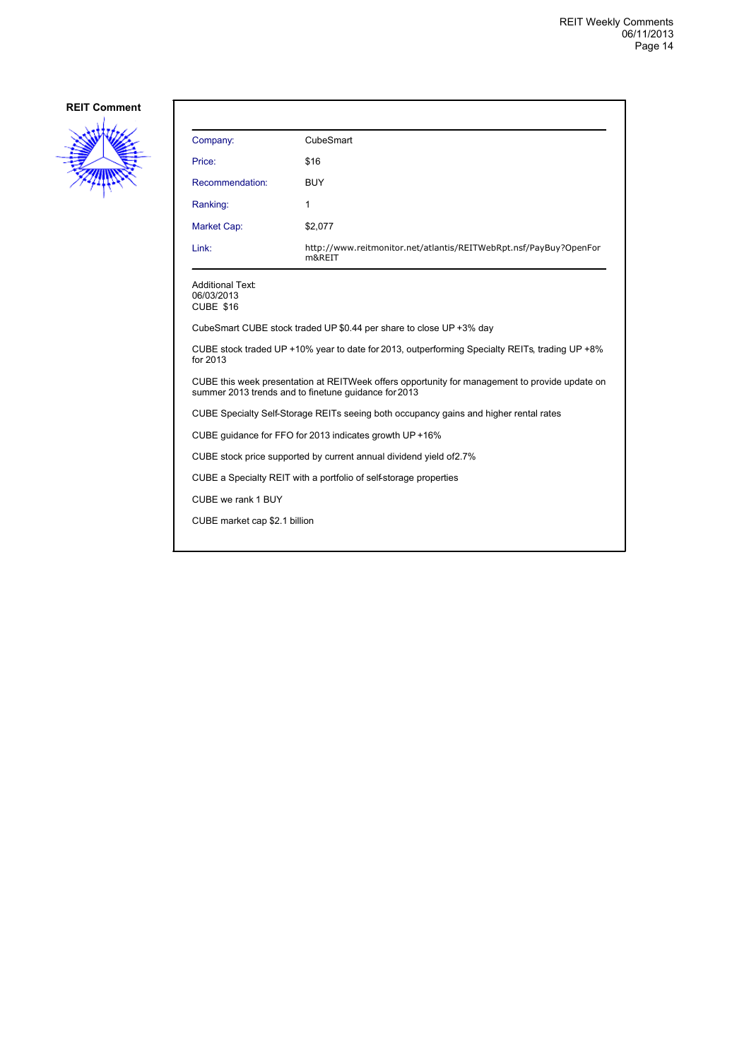**REIT Comment**

| Company: | CubeSmart |
| --- | --- |
| Price: | $16 |
| Recommendation: | BUY |
| Ranking: | 1 |
| Market Cap: | $2,077 |
| Link: | http://www.reitmonitor.net/atlantis/REITWebRpt.nsf/PayBuy?OpenForm&REIT |

Additional Text:
06/03/2013
CUBE $16

CubeSmart CUBE stock traded UP $0.44 per share to close UP +3% day

CUBE stock traded UP +10% year to date for 2013, outperforming Specialty REITs, trading UP +8% for 2013

CUBE this week presentation at REITWeek offers opportunity for management to provide update on summer 2013 trends and to finetune guidance for 2013

CUBE Specialty Self-Storage REITs seeing both occupancy gains and higher rental rates

CUBE guidance for FFO for 2013 indicates growth UP +16%

CUBE stock price supported by current annual dividend yield of2.7%

CUBE a Specialty REIT with a portfolio of self-storage properties

CUBE we rank 1 BUY

CUBE market cap $2.1 billion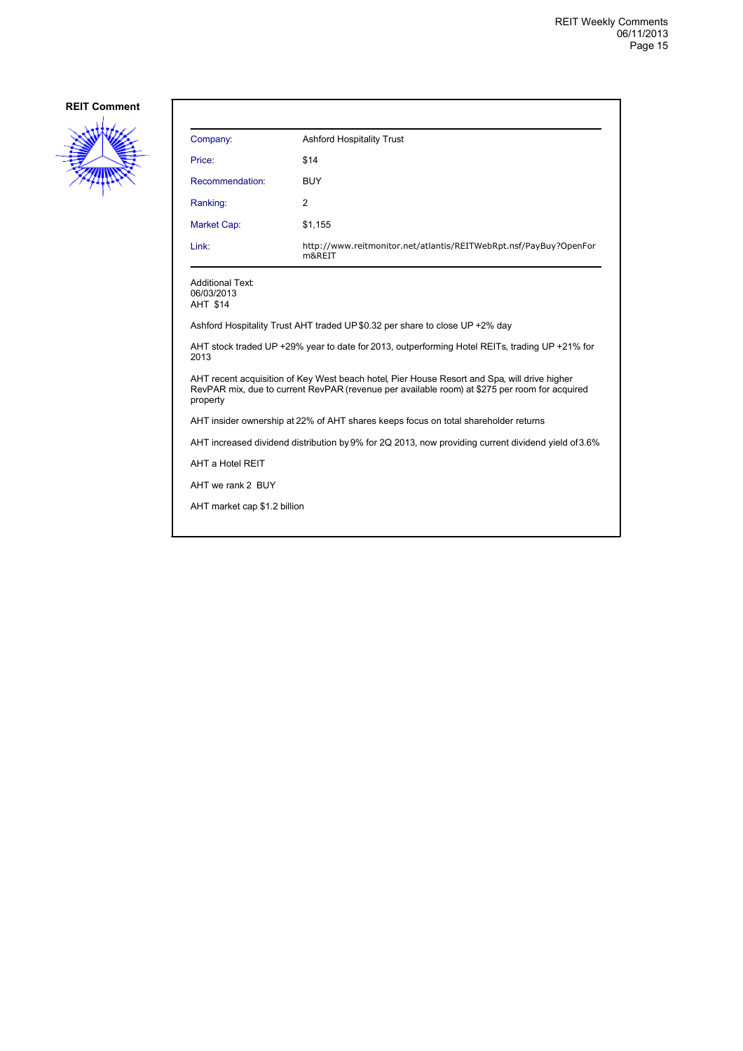**REIT Comment**

| Company: | Ashford Hospitality Trust |
|---|---|
| Price: | $14 |
| Recommendation: | BUY |
| Ranking: | 2 |
| Market Cap: | $1,155 |
| Link: | http://www.reitmonitor.net/atlantis/REITWebRpt.nsf/PayBuy?OpenForm&REIT |

Additional Text:
06/03/2013
AHT $14

Ashford Hospitality Trust AHT traded UP $0.32 per share to close UP +2% day

AHT stock traded UP +29% year to date for 2013, outperforming Hotel REITs, trading UP +21% for 2013

AHT recent acquisition of Key West beach hotel, Pier House Resort and Spa, will drive higher RevPAR mix, due to current RevPAR (revenue per available room) at $275 per room for acquired property

AHT insider ownership at 22% of AHT shares keeps focus on total shareholder returns

AHT increased dividend distribution by 9% for 2Q 2013, now providing current dividend yield of 3.6%

AHT a Hotel REIT

AHT we rank 2 BUY

AHT market cap $1.2 billion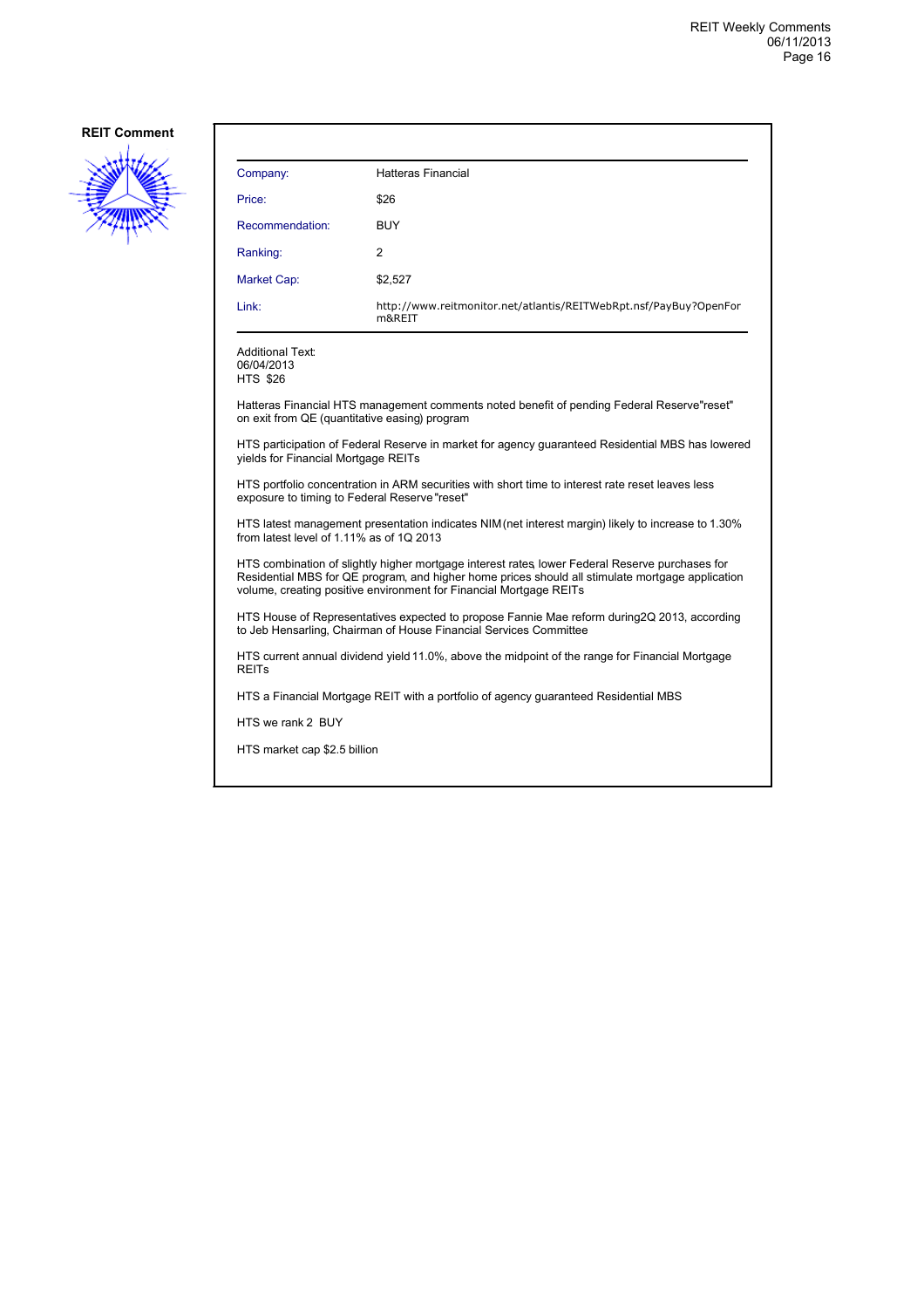## REIT Comment

| Company: | Hatteras Financial |
|---|---|
| Price: | $26 |
| Recommendation: | BUY |
| Ranking: | 2 |
| Market Cap: | $2,527 |
| Link: | http://www.reitmonitor.net/atlantis/REITWebRpt.nsf/PayBuy?OpenForm&REIT |

Additional Text:
06/04/2013
HTS $26

Hatteras Financial HTS management comments noted benefit of pending Federal Reserve"reset" on exit from QE (quantitative easing) program

HTS participation of Federal Reserve in market for agency guaranteed Residential MBS has lowered yields for Financial Mortgage REITs

HTS portfolio concentration in ARM securities with short time to interest rate reset leaves less exposure to timing to Federal Reserve "reset"

HTS latest management presentation indicates NIM (net interest margin) likely to increase to 1.30% from latest level of 1.11% as of 1Q 2013

HTS combination of slightly higher mortgage interest rates, lower Federal Reserve purchases for Residential MBS for QE program, and higher home prices should all stimulate mortgage application volume, creating positive environment for Financial Mortgage REITs

HTS House of Representatives expected to propose Fannie Mae reform during2Q 2013, according to Jeb Hensarling, Chairman of House Financial Services Committee

HTS current annual dividend yield 11.0%, above the midpoint of the range for Financial Mortgage REITs

HTS a Financial Mortgage REIT with a portfolio of agency guaranteed Residential MBS

HTS we rank 2 BUY

HTS market cap $2.5 billion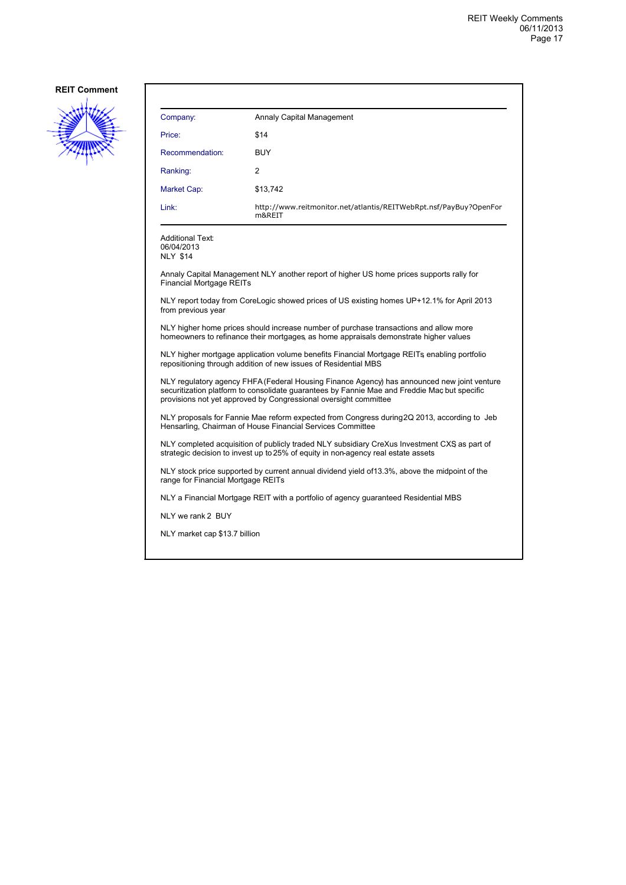**REIT Comment**

| Company: | Annaly Capital Management |
|---|---|
| Price: | $14 |
| Recommendation: | BUY |
| Ranking: | 2 |
| Market Cap: | $13,742 |
| Link: | http://www.reitmonitor.net/atlantis/REITWebRpt.nsf/PayBuy?OpenForm&REIT |

Additional Text:
06/04/2013
NLY $14

Annaly Capital Management NLY another report of higher US home prices supports rally for Financial Mortgage REITs

NLY report today from CoreLogic showed prices of US existing homes UP+12.1% for April 2013 from previous year

NLY higher home prices should increase number of purchase transactions and allow more homeowners to refinance their mortgages, as home appraisals demonstrate higher values

NLY higher mortgage application volume benefits Financial Mortgage REITs, enabling portfolio repositioning through addition of new issues of Residential MBS

NLY regulatory agency FHFA (Federal Housing Finance Agency) has announced new joint venture securitization platform to consolidate guarantees by Fannie Mae and Freddie Mac, but specific provisions not yet approved by Congressional oversight committee

NLY proposals for Fannie Mae reform expected from Congress during 2Q 2013, according to Jeb Hensarling, Chairman of House Financial Services Committee

NLY completed acquisition of publicly traded NLY subsidiary CreXus Investment CXS as part of strategic decision to invest up to 25% of equity in non-agency real estate assets

NLY stock price supported by current annual dividend yield of 13.3%, above the midpoint of the range for Financial Mortgage REITs

NLY a Financial Mortgage REIT with a portfolio of agency guaranteed Residential MBS

NLY we rank 2 BUY

NLY market cap $13.7 billion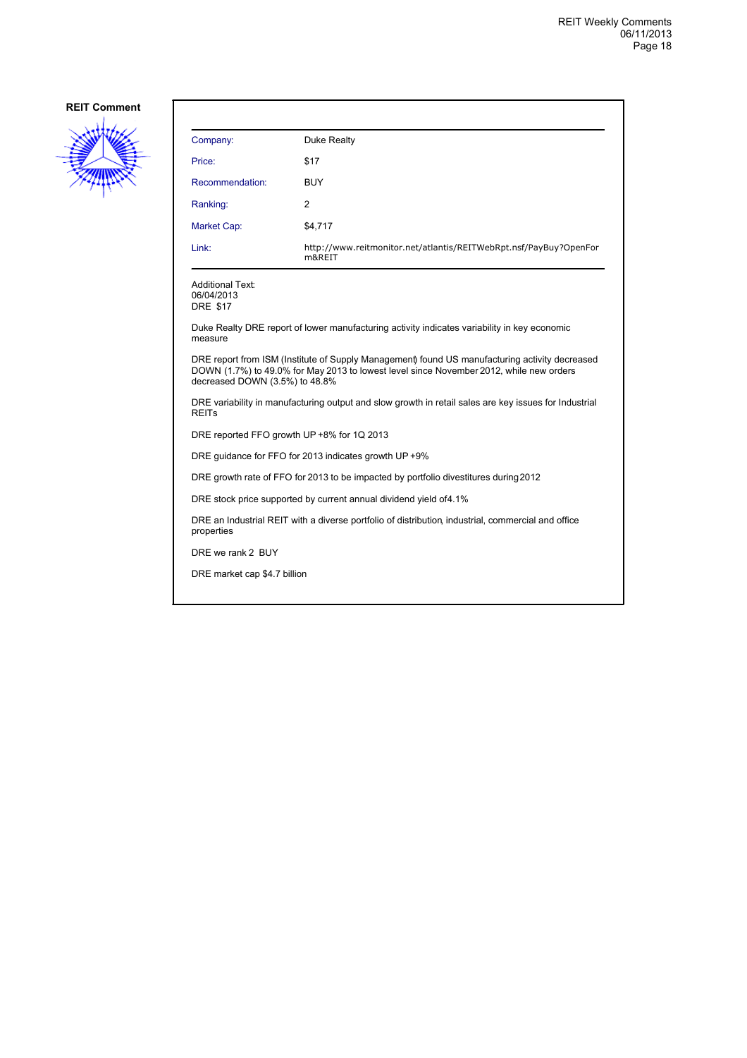## REIT Comment

| Company: | Duke Realty |
|---|---|
| Price: | $17 |
| Recommendation: | BUY |
| Ranking: | 2 |
| Market Cap: | $4,717 |
| Link: | http://www.reitmonitor.net/atlantis/REITWebRpt.nsf/PayBuy?OpenForm&REIT |

Additional Text:
06/04/2013
DRE $17

Duke Realty DRE report of lower manufacturing activity indicates variability in key economic measure

DRE report from ISM (Institute of Supply Management) found US manufacturing activity decreased DOWN (1.7%) to 49.0% for May 2013 to lowest level since November 2012, while new orders decreased DOWN (3.5%) to 48.8%

DRE variability in manufacturing output and slow growth in retail sales are key issues for Industrial REITs

DRE reported FFO growth UP +8% for 1Q 2013

DRE guidance for FFO for 2013 indicates growth UP +9%

DRE growth rate of FFO for 2013 to be impacted by portfolio divestitures during 2012

DRE stock price supported by current annual dividend yield of 4.1%

DRE an Industrial REIT with a diverse portfolio of distribution, industrial, commercial and office properties

DRE we rank 2 BUY

DRE market cap $4.7 billion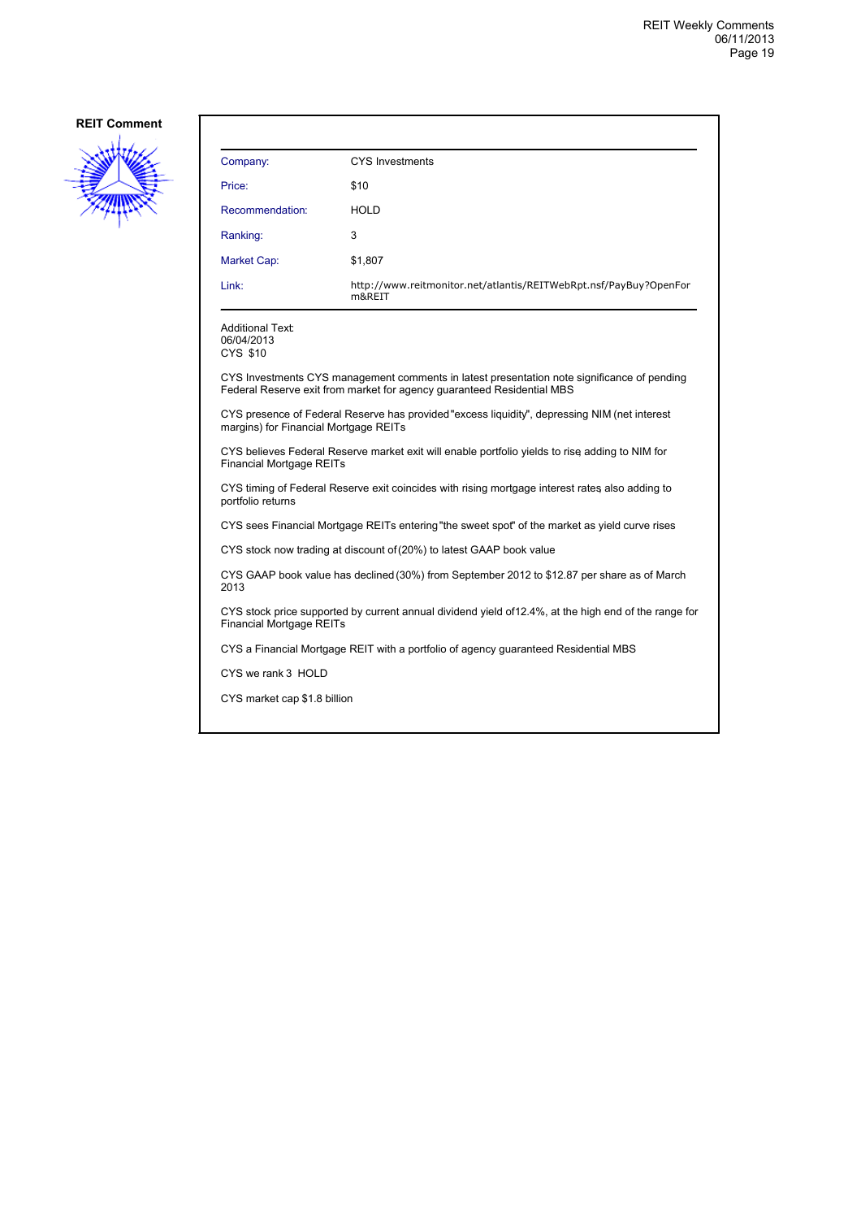**REIT Comment**

| Company: | CYS Investments |
|---|---|
| Price: | $10 |
| Recommendation: | HOLD |
| Ranking: | 3 |
| Market Cap: | $1,807 |
| Link: | http://www.reitmonitor.net/atlantis/REITWebRpt.nsf/PayBuy?OpenForm&REIT |

Additional Text:
06/04/2013
CYS $10

CYS Investments CYS management comments in latest presentation note significance of pending Federal Reserve exit from market for agency guaranteed Residential MBS

CYS presence of Federal Reserve has provided "excess liquidity", depressing NIM (net interest margins) for Financial Mortgage REITs

CYS believes Federal Reserve market exit will enable portfolio yields to rise, adding to NIM for Financial Mortgage REITs

CYS timing of Federal Reserve exit coincides with rising mortgage interest rates, also adding to portfolio returns

CYS sees Financial Mortgage REITs entering "the sweet spot" of the market as yield curve rises

CYS stock now trading at discount of (20%) to latest GAAP book value

CYS GAAP book value has declined (30%) from September 2012 to $12.87 per share as of March 2013

CYS stock price supported by current annual dividend yield of 12.4%, at the high end of the range for Financial Mortgage REITs

CYS a Financial Mortgage REIT with a portfolio of agency guaranteed Residential MBS

CYS we rank 3 HOLD

CYS market cap $1.8 billion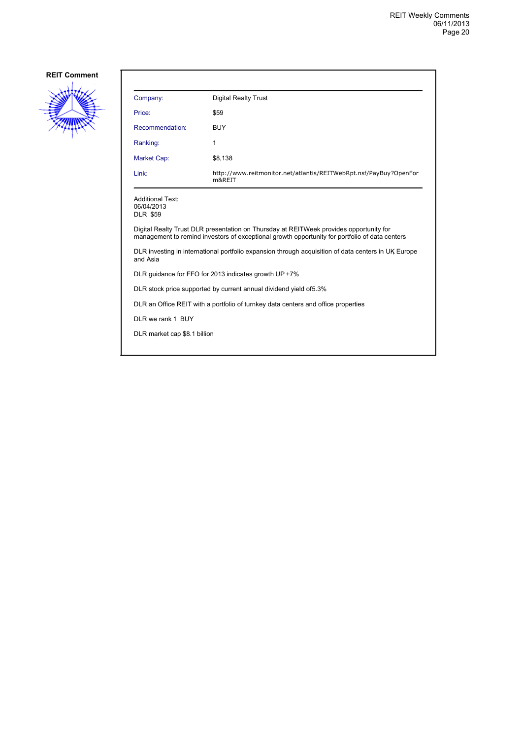**REIT Comment**

| Company: | Digital Realty Trust |
| --- | --- |
| Price: | $59 |
| Recommendation: | BUY |
| Ranking: | 1 |
| Market Cap: | $8,138 |
| Link: | http://www.reitmonitor.net/atlantis/REITWebRpt.nsf/PayBuy?OpenForm&REIT |

Additional Text:
06/04/2013
DLR $59

Digital Realty Trust DLR presentation on Thursday at REITWeek provides opportunity for management to remind investors of exceptional growth opportunity for portfolio of data centers

DLR investing in international portfolio expansion through acquisition of data centers in UK, Europe and Asia

DLR guidance for FFO for 2013 indicates growth UP +7%

DLR stock price supported by current annual dividend yield of5.3%

DLR an Office REIT with a portfolio of turnkey data centers and office properties

DLR we rank 1 BUY

DLR market cap $8.1 billion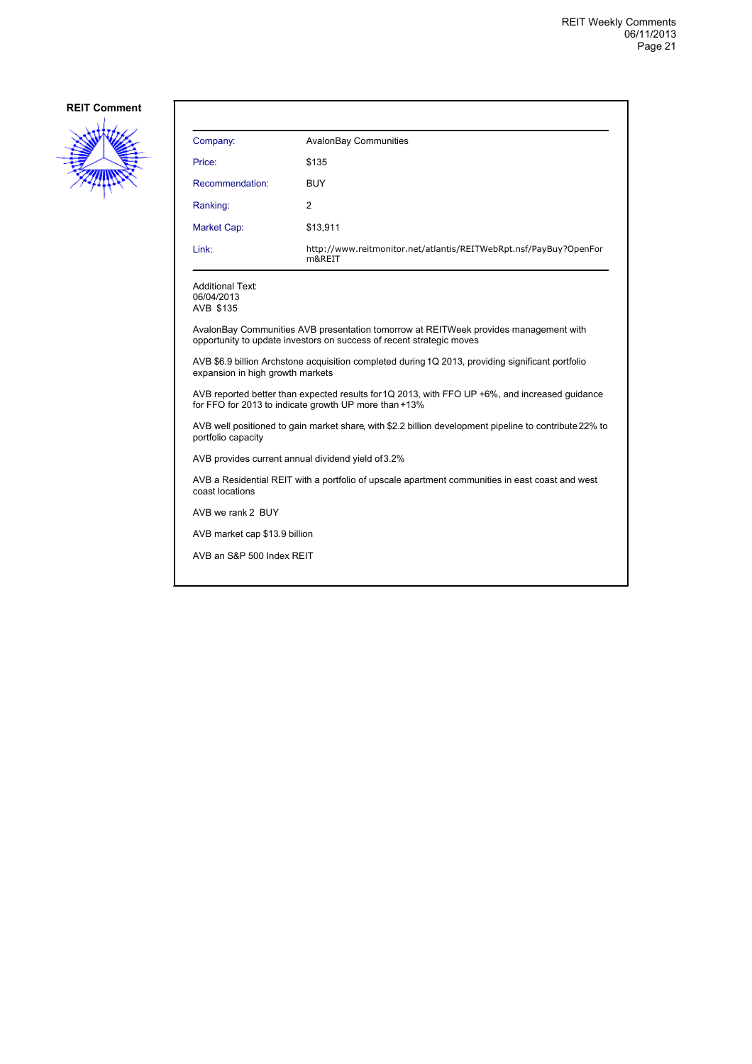**REIT Comment**

| Company: | AvalonBay Communities |
| --- | --- |
| Price: | $135 |
| Recommendation: | BUY |
| Ranking: | 2 |
| Market Cap: | $13,911 |
| Link: | http://www.reitmonitor.net/atlantis/REITWebRpt.nsf/PayBuy?OpenForm&REIT |

Additional Text:
06/04/2013
AVB $135

AvalonBay Communities AVB presentation tomorrow at REITWeek provides management with opportunity to update investors on success of recent strategic moves

AVB $6.9 billion Archstone acquisition completed during 1Q 2013, providing significant portfolio expansion in high growth markets

AVB reported better than expected results for 1Q 2013, with FFO UP +6%, and increased guidance for FFO for 2013 to indicate growth UP more than +13%

AVB well positioned to gain market share, with $2.2 billion development pipeline to contribute 22% to portfolio capacity

AVB provides current annual dividend yield of 3.2%

AVB a Residential REIT with a portfolio of upscale apartment communities in east coast and west coast locations

AVB we rank 2 BUY

AVB market cap $13.9 billion

AVB an S&P 500 Index REIT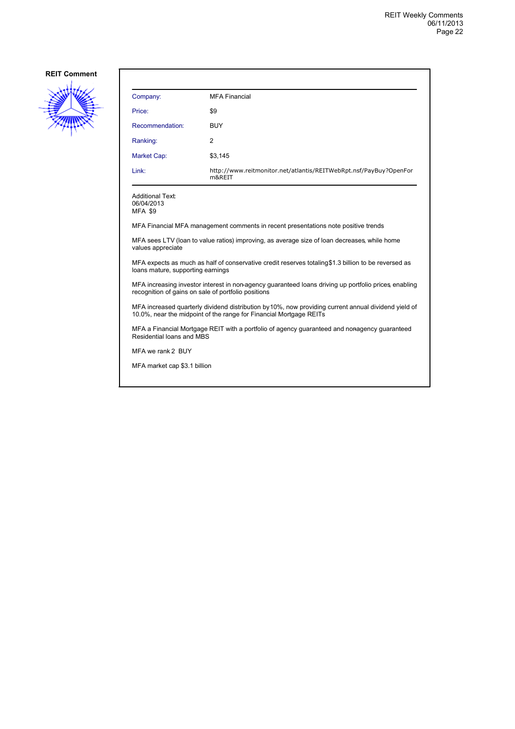**REIT Comment**

| | |
|---|---|
| Company: | MFA Financial |
| Price: | $9 |
| Recommendation: | BUY |
| Ranking: | 2 |
| Market Cap: | $3,145 |
| Link: | http://www.reitmonitor.net/atlantis/REITWebRpt.nsf/PayBuy?OpenForm&REIT |

Additional Text:
06/04/2013
MFA $9

MFA Financial MFA management comments in recent presentations note positive trends

MFA sees LTV (loan to value ratios) improving, as average size of loan decreases, while home values appreciate

MFA expects as much as half of conservative credit reserves totaling $1.3 billion to be reversed as loans mature, supporting earnings

MFA increasing investor interest in non-agency guaranteed loans driving up portfolio prices, enabling recognition of gains on sale of portfolio positions

MFA increased quarterly dividend distribution by 10%, now providing current annual dividend yield of 10.0%, near the midpoint of the range for Financial Mortgage REITs

MFA a Financial Mortgage REIT with a portfolio of agency guaranteed and non-agency guaranteed Residential loans and MBS

MFA we rank 2 BUY

MFA market cap $3.1 billion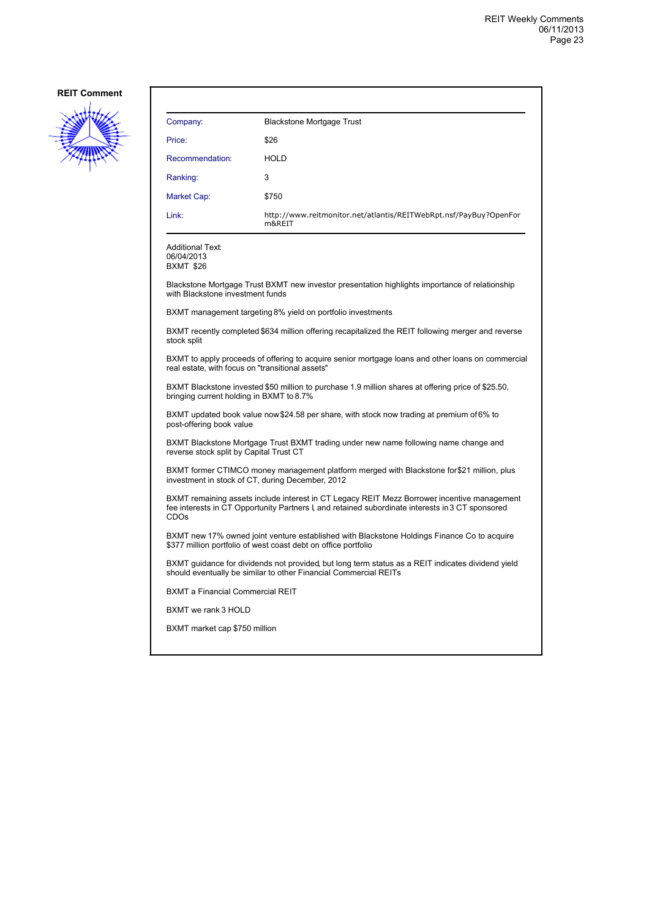**REIT Comment**

| Company: | Blackstone Mortgage Trust |
|---|---|
| Price: | $26 |
| Recommendation: | HOLD |
| Ranking: | 3 |
| Market Cap: | $750 |
| Link: | http://www.reitmonitor.net/atlantis/REITWebRpt.nsf/PayBuy?OpenForm&REIT |

Additional Text:
06/04/2013
BXMT $26

Blackstone Mortgage Trust BXMT new investor presentation highlights importance of relationship with Blackstone investment funds

BXMT management targeting 8% yield on portfolio investments

BXMT recently completed $634 million offering recapitalized the REIT following merger and reverse stock split

BXMT to apply proceeds of offering to acquire senior mortgage loans and other loans on commercial real estate, with focus on "transitional assets"

BXMT Blackstone invested $50 million to purchase 1.9 million shares at offering price of $25.50, bringing current holding in BXMT to 8.7%

BXMT updated book value now $24.58 per share, with stock now trading at premium of 6% to post-offering book value

BXMT Blackstone Mortgage Trust BXMT trading under new name following name change and reverse stock split by Capital Trust CT

BXMT former CTIMCO money management platform merged with Blackstone for $21 million, plus investment in stock of CT, during December, 2012

BXMT remaining assets include interest in CT Legacy REIT Mezz Borrower, incentive management fee interests in CT Opportunity Partners I, and retained subordinate interests in 3 CT sponsored CDOs

BXMT new 17% owned joint venture established with Blackstone Holdings Finance Co to acquire $377 million portfolio of west coast debt on office portfolio

BXMT guidance for dividends not provided, but long term status as a REIT indicates dividend yield should eventually be similar to other Financial Commercial REITs

BXMT a Financial Commercial REIT

BXMT we rank 3 HOLD

BXMT market cap $750 million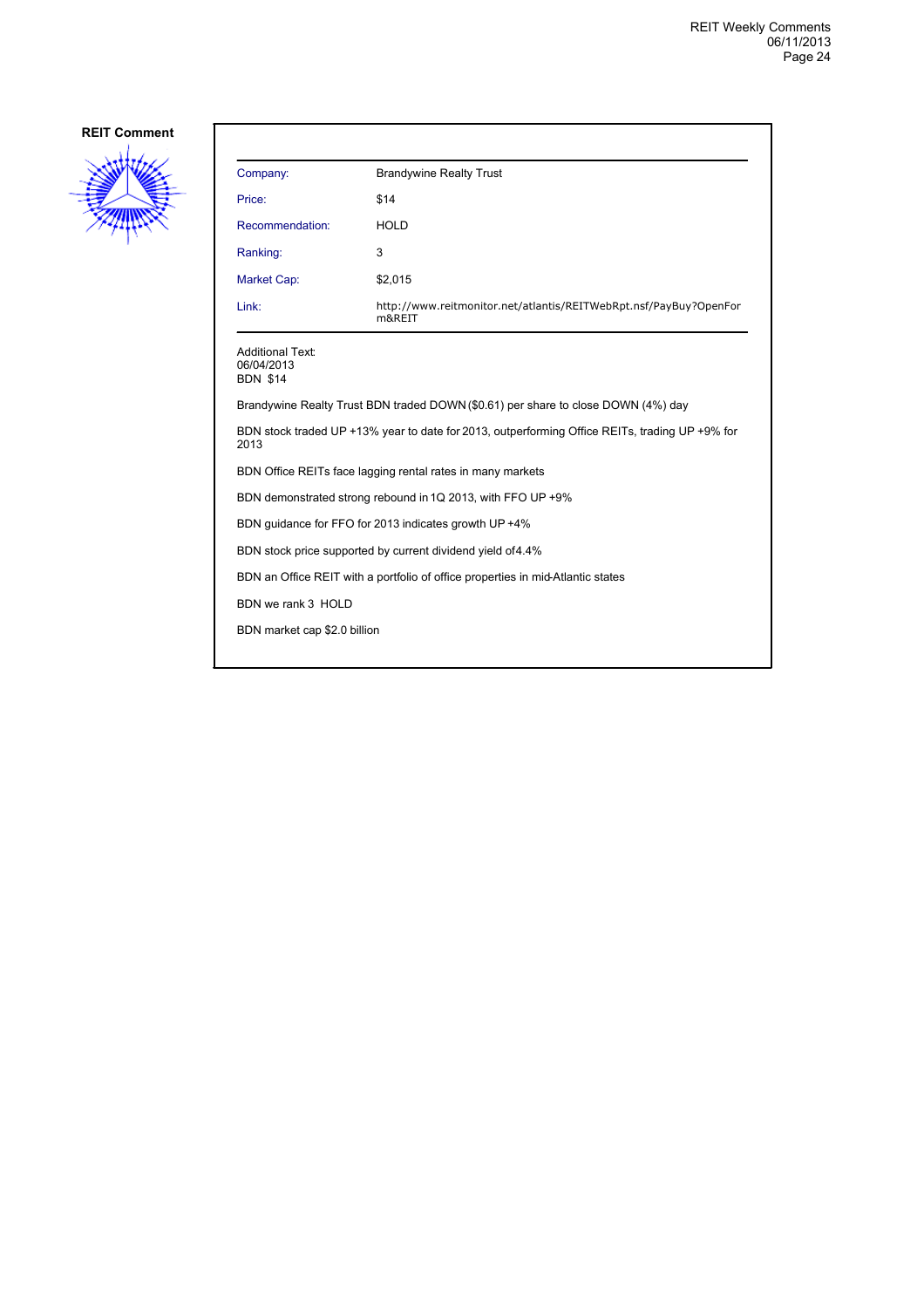**REIT Comment**

| Company: | Brandywine Realty Trust |
| --- | --- |
| Price: | $14 |
| Recommendation: | HOLD |
| Ranking: | 3 |
| Market Cap: | $2,015 |
| Link: | http://www.reitmonitor.net/atlantis/REITWebRpt.nsf/PayBuy?OpenForm&REIT |

Additional Text:
06/04/2013
BDN $14

Brandywine Realty Trust BDN traded DOWN ($0.61) per share to close DOWN (4%) day

BDN stock traded UP +13% year to date for 2013, outperforming Office REITs, trading UP +9% for 2013

BDN Office REITs face lagging rental rates in many markets

BDN demonstrated strong rebound in 1Q 2013, with FFO UP +9%

BDN guidance for FFO for 2013 indicates growth UP +4%

BDN stock price supported by current dividend yield of 4.4%

BDN an Office REIT with a portfolio of office properties in mid-Atlantic states

BDN we rank 3 HOLD

BDN market cap $2.0 billion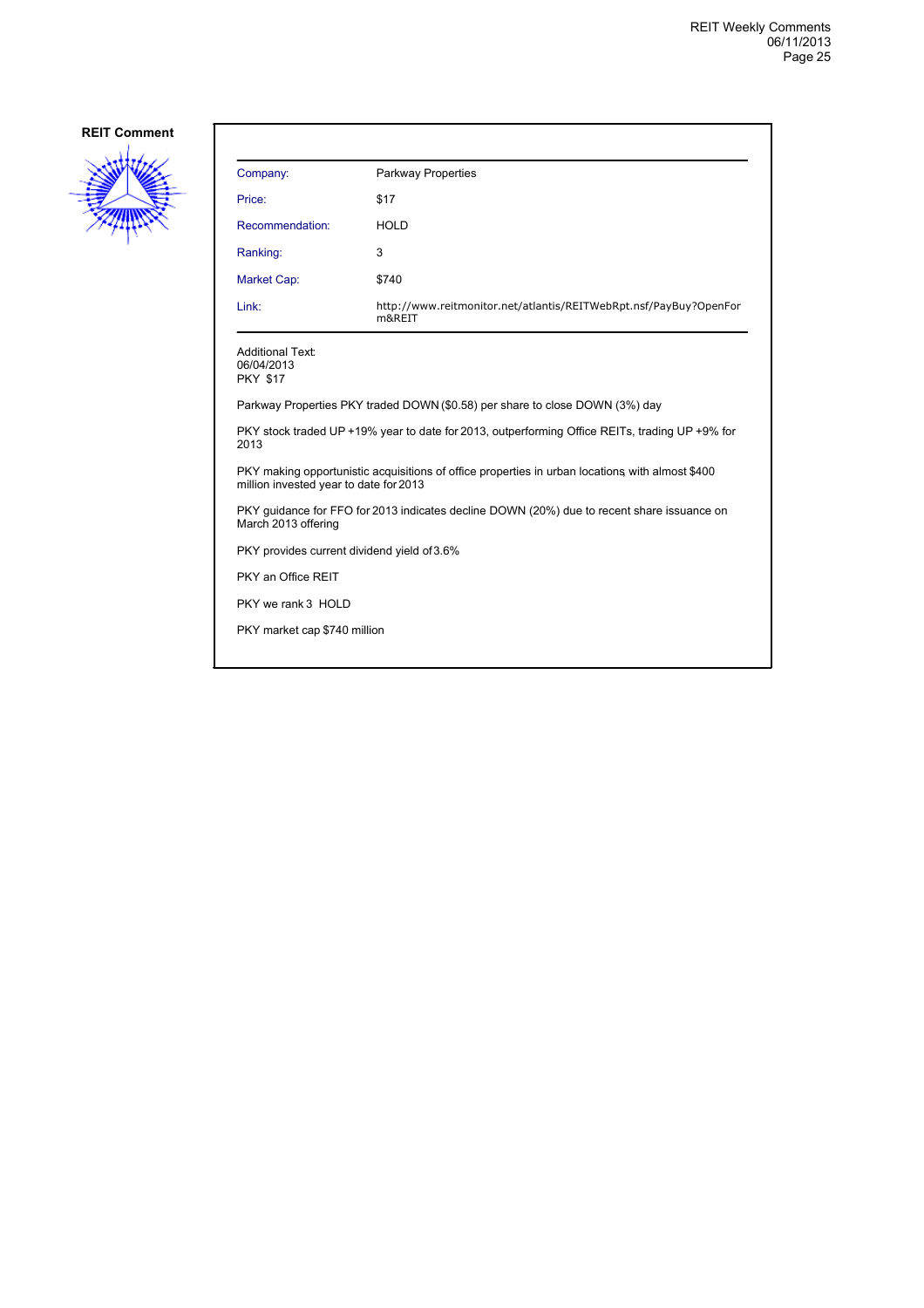**REIT Comment**

| Company: | Parkway Properties |
|---|---|
| Price: | $17 |
| Recommendation: | HOLD |
| Ranking: | 3 |
| Market Cap: | $740 |
| Link: | http://www.reitmonitor.net/atlantis/REITWebRpt.nsf/PayBuy?OpenForm&REIT |

Additional Text:
06/04/2013
PKY $17

Parkway Properties PKY traded DOWN ($0.58) per share to close DOWN (3%) day

PKY stock traded UP +19% year to date for 2013, outperforming Office REITs, trading UP +9% for 2013

PKY making opportunistic acquisitions of office properties in urban locations, with almost $400 million invested year to date for 2013

PKY guidance for FFO for 2013 indicates decline DOWN (20%) due to recent share issuance on March 2013 offering

PKY provides current dividend yield of 3.6%

PKY an Office REIT

PKY we rank 3 HOLD

PKY market cap $740 million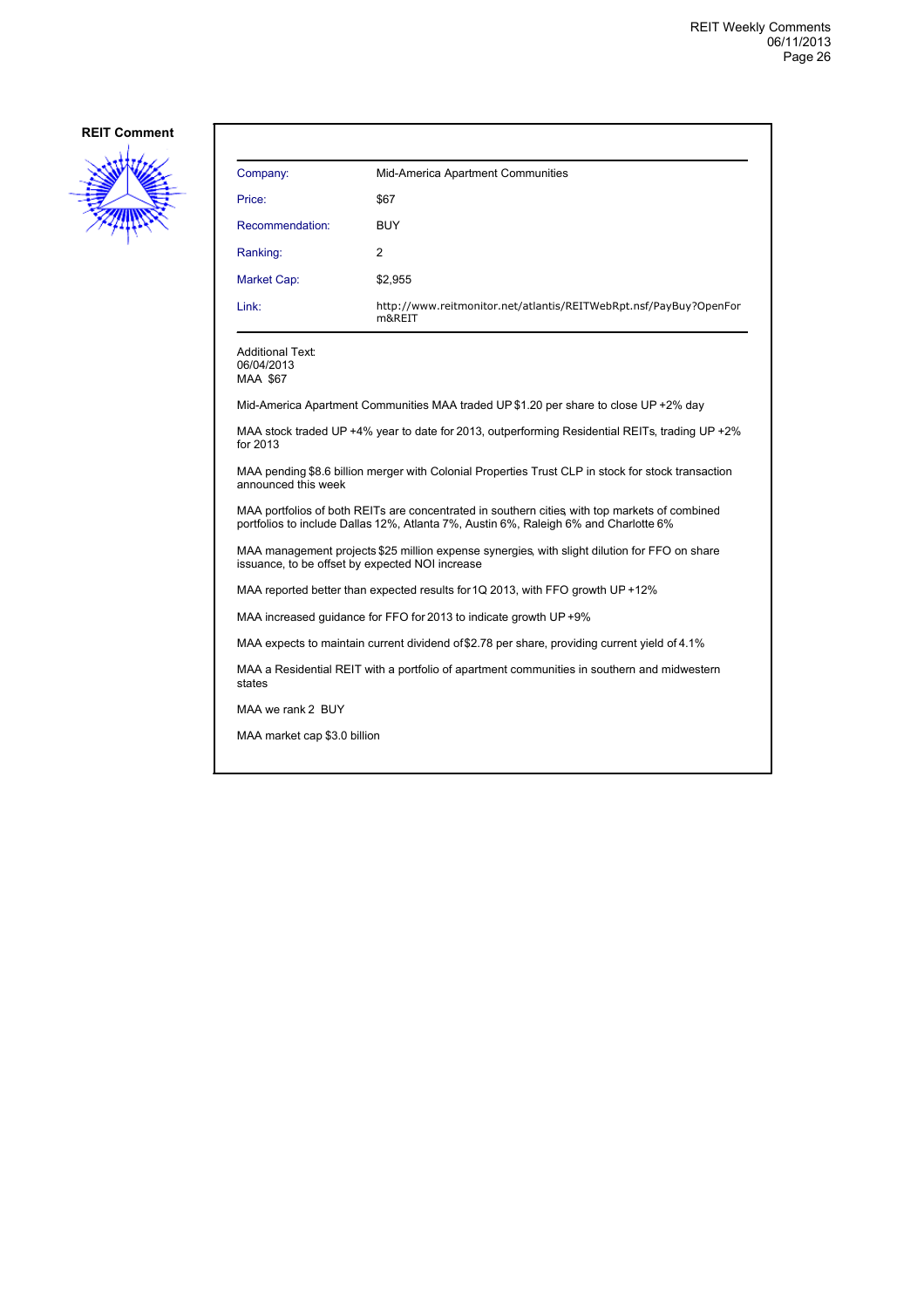**REIT Comment**

| Company: | Mid-America Apartment Communities |
|---|---|
| Price: | $67 |
| Recommendation: | BUY |
| Ranking: | 2 |
| Market Cap: | $2,955 |
| Link: | http://www.reitmonitor.net/atlantis/REITWebRpt.nsf/PayBuy?OpenForm&REIT |

Additional Text:
06/04/2013
MAA $67

Mid-America Apartment Communities MAA traded UP $1.20 per share to close UP +2% day

MAA stock traded UP +4% year to date for 2013, outperforming Residential REITs, trading UP +2% for 2013

MAA pending $8.6 billion merger with Colonial Properties Trust CLP in stock for stock transaction announced this week

MAA portfolios of both REITs are concentrated in southern cities, with top markets of combined portfolios to include Dallas 12%, Atlanta 7%, Austin 6%, Raleigh 6% and Charlotte 6%

MAA management projects $25 million expense synergies, with slight dilution for FFO on share issuance, to be offset by expected NOI increase

MAA reported better than expected results for 1Q 2013, with FFO growth UP +12%

MAA increased guidance for FFO for 2013 to indicate growth UP +9%

MAA expects to maintain current dividend of $2.78 per share, providing current yield of 4.1%

MAA a Residential REIT with a portfolio of apartment communities in southern and midwestern states

MAA we rank 2 BUY

MAA market cap $3.0 billion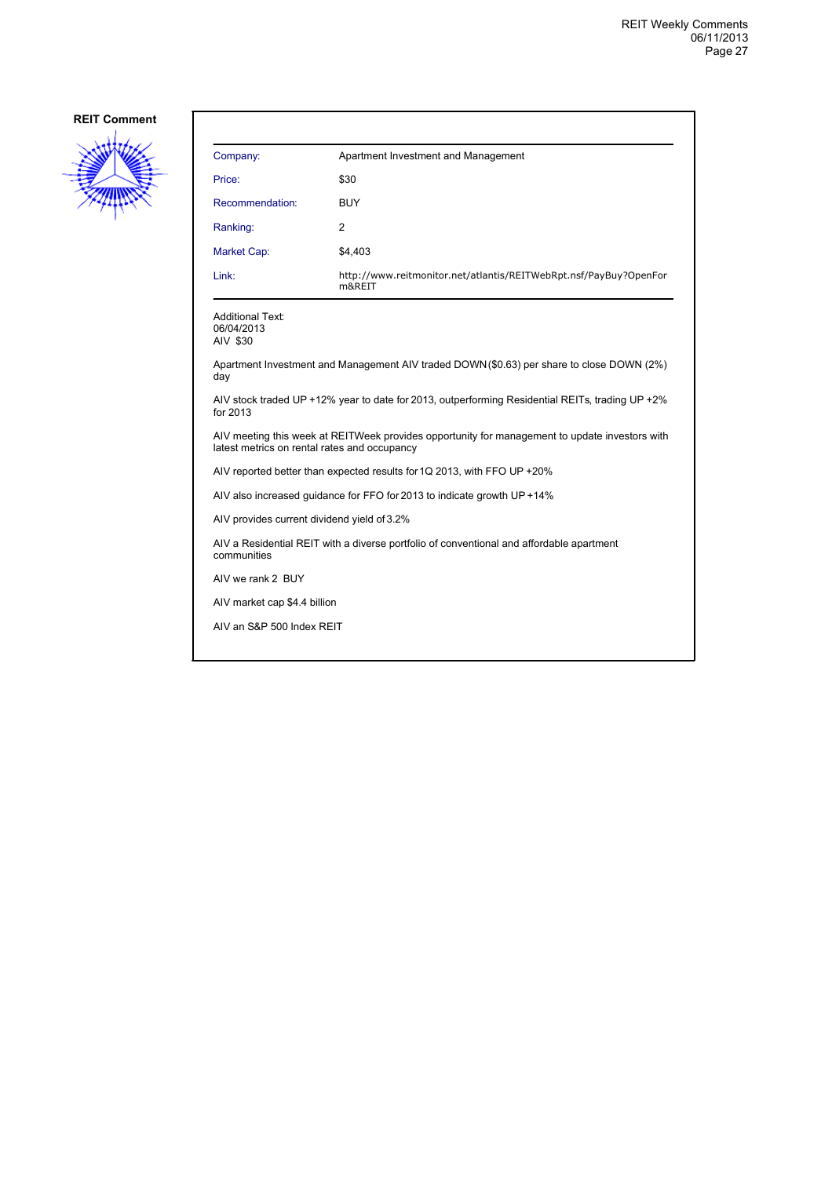**REIT Comment**

| Company: | Apartment Investment and Management |
|---|---|
| Price: | $30 |
| Recommendation: | BUY |
| Ranking: | 2 |
| Market Cap: | $4,403 |
| Link: | http://www.reitmonitor.net/atlantis/REITWebRpt.nsf/PayBuy?OpenForm&REIT |

Additional Text:
06/04/2013
AIV $30

Apartment Investment and Management AIV traded DOWN ($0.63) per share to close DOWN (2%) day

AIV stock traded UP +12% year to date for 2013, outperforming Residential REITs, trading UP +2% for 2013

AIV meeting this week at REITWeek provides opportunity for management to update investors with latest metrics on rental rates and occupancy

AIV reported better than expected results for 1Q 2013, with FFO UP +20%

AIV also increased guidance for FFO for 2013 to indicate growth UP +14%

AIV provides current dividend yield of 3.2%

AIV a Residential REIT with a diverse portfolio of conventional and affordable apartment communities

AIV we rank 2 BUY

AIV market cap $4.4 billion

AIV an S&P 500 Index REIT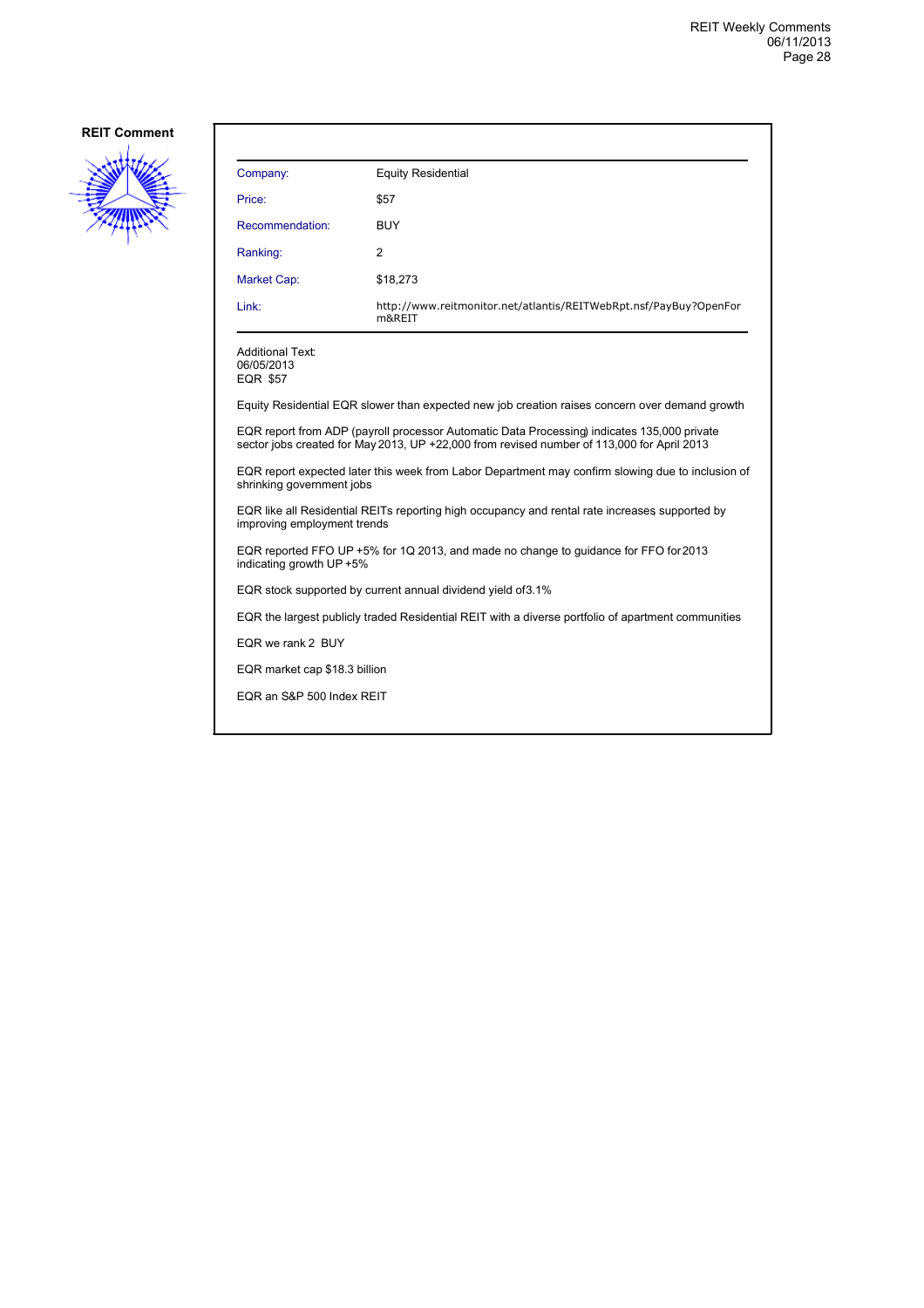**REIT Comment**

| | |
|---|---|
| Company: | Equity Residential |
| Price: | $57 |
| Recommendation: | BUY |
| Ranking: | 2 |
| Market Cap: | $18,273 |
| Link: | http://www.reitmonitor.net/atlantis/REITWebRpt.nsf/PayBuy?OpenForm&REIT |

Additional Text:
06/05/2013
EQR $57

Equity Residential EQR slower than expected new job creation raises concern over demand growth

EQR report from ADP (payroll processor Automatic Data Processing) indicates 135,000 private sector jobs created for May 2013, UP +22,000 from revised number of 113,000 for April 2013

EQR report expected later this week from Labor Department may confirm slowing due to inclusion of shrinking government jobs

EQR like all Residential REITs reporting high occupancy and rental rate increases, supported by improving employment trends

EQR reported FFO UP +5% for 1Q 2013, and made no change to guidance for FFO for 2013 indicating growth UP +5%

EQR stock supported by current annual dividend yield of 3.1%

EQR the largest publicly traded Residential REIT with a diverse portfolio of apartment communities

EQR we rank 2 BUY

EQR market cap $18.3 billion

EQR an S&P 500 Index REIT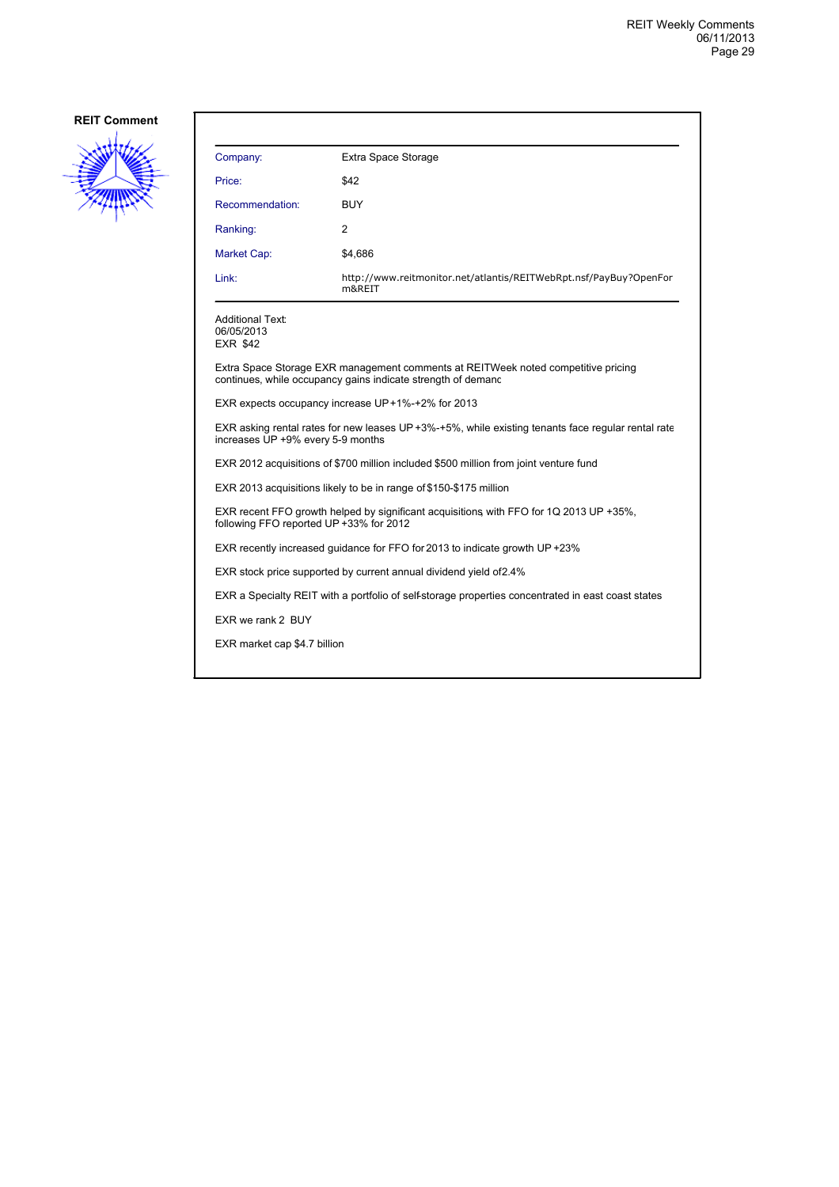**REIT Comment**

| | |
|---|---|
| Company: | Extra Space Storage |
| Price: | $42 |
| Recommendation: | BUY |
| Ranking: | 2 |
| Market Cap: | $4,686 |
| Link: | http://www.reitmonitor.net/atlantis/REITWebRpt.nsf/PayBuy?OpenForm&REIT |

Additional Text:
06/05/2013
EXR $42

Extra Space Storage EXR management comments at REITWeek noted competitive pricing continues, while occupancy gains indicate strength of demand

EXR expects occupancy increase UP +1%-+2% for 2013

EXR asking rental rates for new leases UP +3%-+5%, while existing tenants face regular rental rate increases UP +9% every 5-9 months

EXR 2012 acquisitions of $700 million included $500 million from joint venture fund

EXR 2013 acquisitions likely to be in range of $150-$175 million

EXR recent FFO growth helped by significant acquisitions, with FFO for 1Q 2013 UP +35%, following FFO reported UP +33% for 2012

EXR recently increased guidance for FFO for 2013 to indicate growth UP +23%

EXR stock price supported by current annual dividend yield of 2.4%

EXR a Specialty REIT with a portfolio of self-storage properties concentrated in east coast states

EXR we rank 2 BUY

EXR market cap $4.7 billion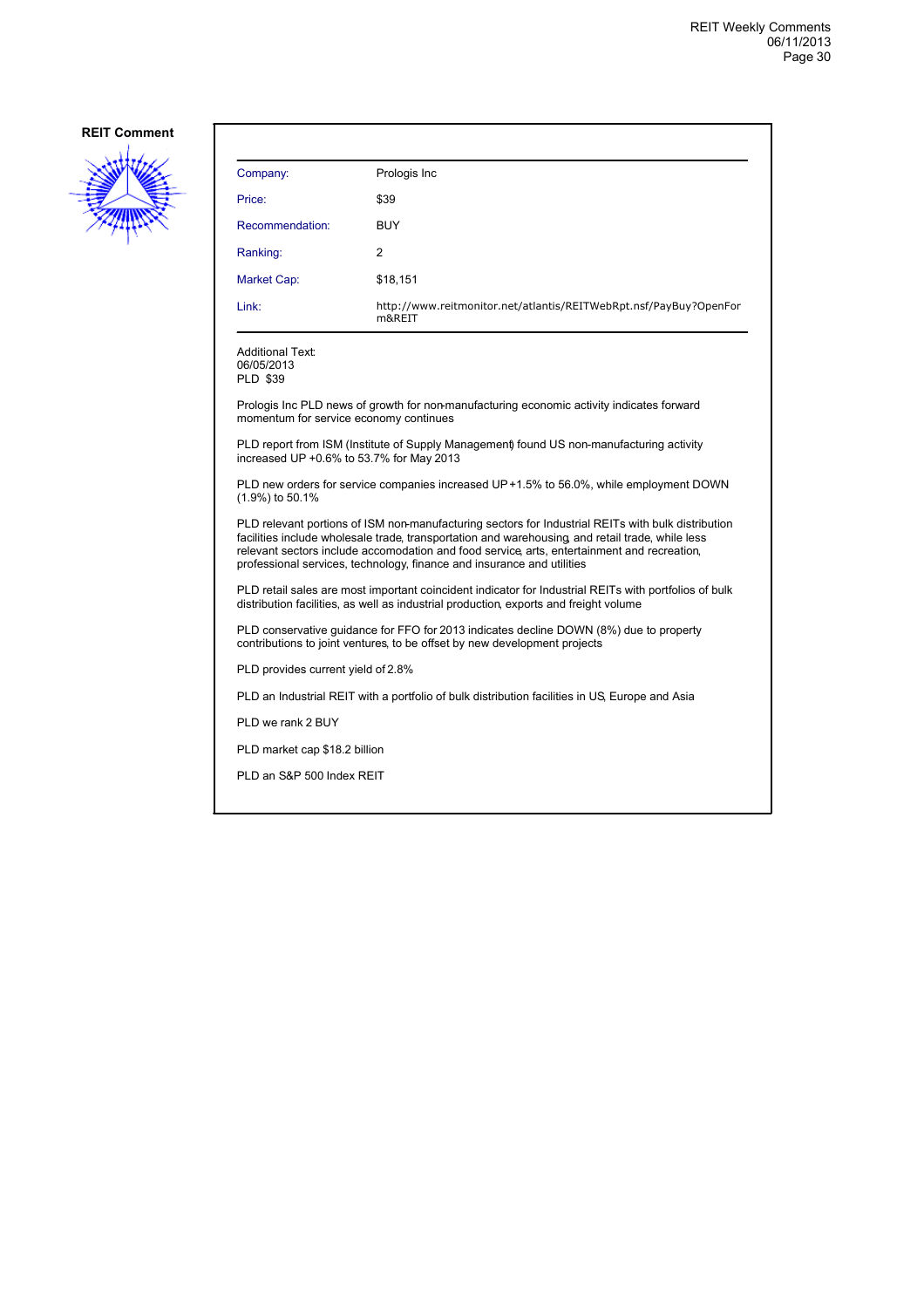**REIT Comment**

| | |
|---|---|
| Company: | Prologis Inc |
| Price: | $39 |
| Recommendation: | BUY |
| Ranking: | 2 |
| Market Cap: | $18,151 |
| Link: | http://www.reitmonitor.net/atlantis/REITWebRpt.nsf/PayBuy?OpenForm&REIT |

Additional Text:
06/05/2013
PLD $39

Prologis Inc PLD news of growth for non-manufacturing economic activity indicates forward momentum for service economy continues

PLD report from ISM (Institute of Supply Management) found US non-manufacturing activity increased UP +0.6% to 53.7% for May 2013

PLD new orders for service companies increased UP +1.5% to 56.0%, while employment DOWN (1.9%) to 50.1%

PLD relevant portions of ISM non-manufacturing sectors for Industrial REITs with bulk distribution facilities include wholesale trade, transportation and warehousing, and retail trade, while less relevant sectors include accomodation and food service, arts, entertainment and recreation, professional services, technology, finance and insurance and utilities

PLD retail sales are most important coincident indicator for Industrial REITs with portfolios of bulk distribution facilities, as well as industrial production, exports and freight volume

PLD conservative guidance for FFO for 2013 indicates decline DOWN (8%) due to property contributions to joint ventures, to be offset by new development projects

PLD provides current yield of 2.8%

PLD an Industrial REIT with a portfolio of bulk distribution facilities in US, Europe and Asia

PLD we rank 2 BUY

PLD market cap $18.2 billion

PLD an S&P 500 Index REIT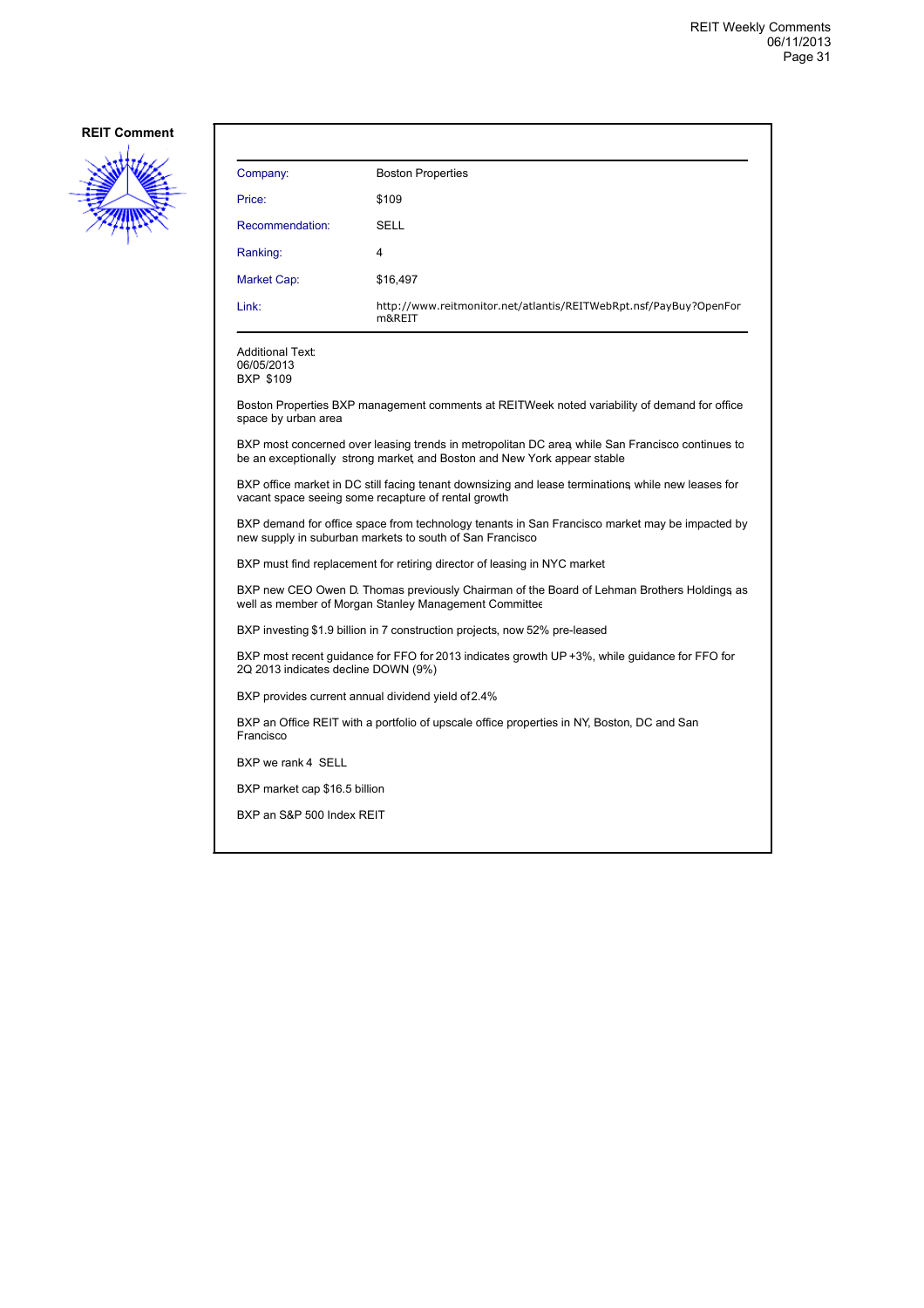## REIT Comment

| Company: | Boston Properties |
|---|---|
| Price: | $109 |
| Recommendation: | SELL |
| Ranking: | 4 |
| Market Cap: | $16,497 |
| Link: | http://www.reitmonitor.net/atlantis/REITWebRpt.nsf/PayBuy?OpenForm&REIT |

Additional Text:
06/05/2013
BXP $109

Boston Properties BXP management comments at REITWeek noted variability of demand for office space by urban area

BXP most concerned over leasing trends in metropolitan DC area, while San Francisco continues to be an exceptionally strong market, and Boston and New York appear stable

BXP office market in DC still facing tenant downsizing and lease terminations, while new leases for vacant space seeing some recapture of rental growth

BXP demand for office space from technology tenants in San Francisco market may be impacted by new supply in suburban markets to south of San Francisco

BXP must find replacement for retiring director of leasing in NYC market

BXP new CEO Owen D. Thomas previously Chairman of the Board of Lehman Brothers Holdings, as well as member of Morgan Stanley Management Committee

BXP investing $1.9 billion in 7 construction projects, now 52% pre-leased

BXP most recent guidance for FFO for 2013 indicates growth UP +3%, while guidance for FFO for 2Q 2013 indicates decline DOWN (9%)

BXP provides current annual dividend yield of 2.4%

BXP an Office REIT with a portfolio of upscale office properties in NY, Boston, DC and San Francisco

BXP we rank 4 SELL

BXP market cap $16.5 billion

BXP an S&P 500 Index REIT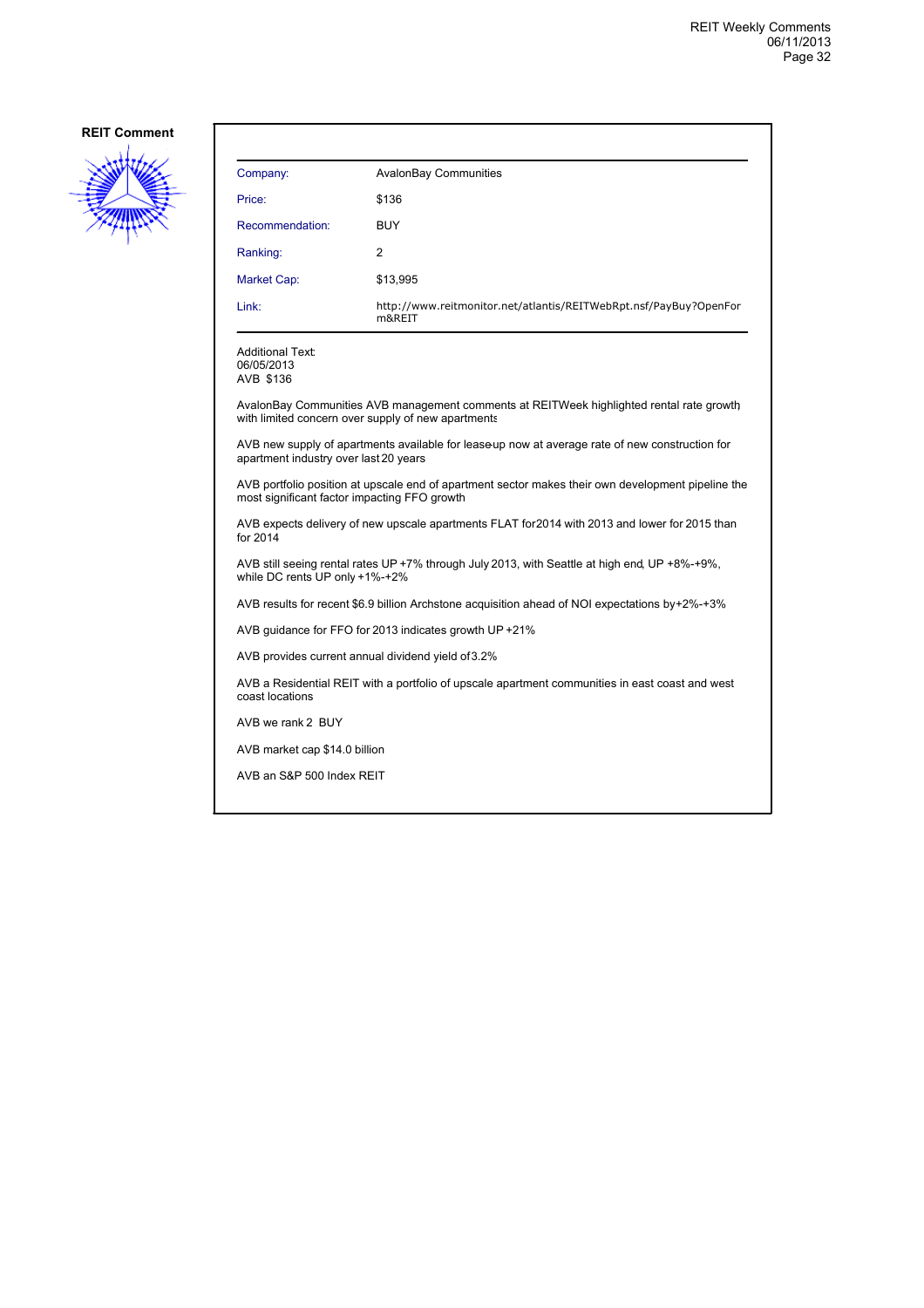**REIT Comment**

| Company: | AvalonBay Communities |
|---|---|
| Price: | $136 |
| Recommendation: | BUY |
| Ranking: | 2 |
| Market Cap: | $13,995 |
| Link: | http://www.reitmonitor.net/atlantis/REITWebRpt.nsf/PayBuy?OpenForm&REIT |

Additional Text:
06/05/2013
AVB $136

AvalonBay Communities AVB management comments at REITWeek highlighted rental rate growth, with limited concern over supply of new apartments

AVB new supply of apartments available for lease-up now at average rate of new construction for apartment industry over last 20 years

AVB portfolio position at upscale end of apartment sector makes their own development pipeline the most significant factor impacting FFO growth

AVB expects delivery of new upscale apartments FLAT for 2014 with 2013 and lower for 2015 than for 2014

AVB still seeing rental rates UP +7% through July 2013, with Seattle at high end, UP +8%-+9%, while DC rents UP only +1%-+2%

AVB results for recent $6.9 billion Archstone acquisition ahead of NOI expectations by +2%-+3%

AVB guidance for FFO for 2013 indicates growth UP +21%

AVB provides current annual dividend yield of 3.2%

AVB a Residential REIT with a portfolio of upscale apartment communities in east coast and west coast locations

AVB we rank 2 BUY

AVB market cap $14.0 billion

AVB an S&P 500 Index REIT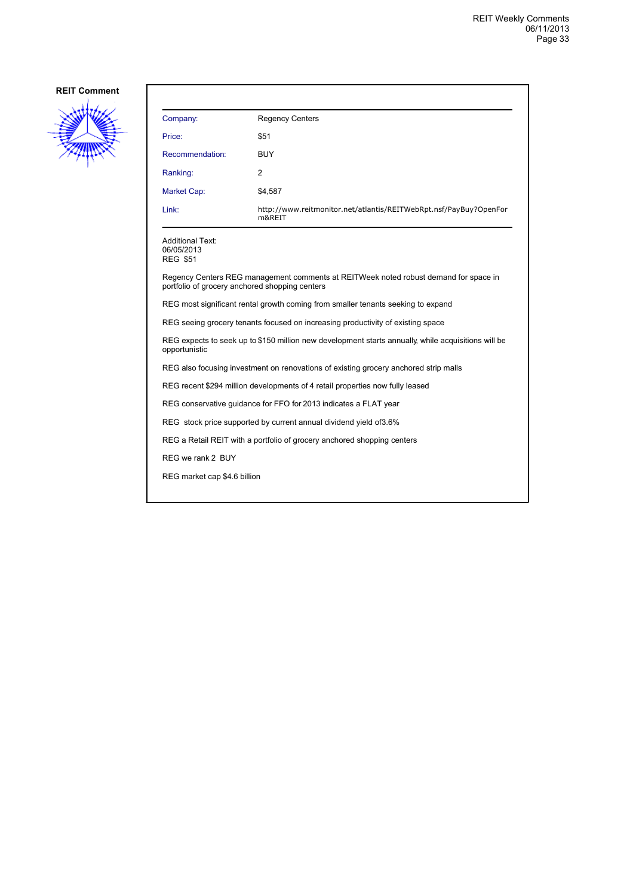**REIT Comment**

| Company: | Regency Centers |
| --- | --- |
| Price: | $51 |
| Recommendation: | BUY |
| Ranking: | 2 |
| Market Cap: | $4,587 |
| Link: | http://www.reitmonitor.net/atlantis/REITWebRpt.nsf/PayBuy?OpenForm&REIT |

Additional Text:
06/05/2013
REG $51

Regency Centers REG management comments at REITWeek noted robust demand for space in portfolio of grocery anchored shopping centers

REG most significant rental growth coming from smaller tenants seeking to expand

REG seeing grocery tenants focused on increasing productivity of existing space

REG expects to seek up to $150 million new development starts annually, while acquisitions will be opportunistic

REG also focusing investment on renovations of existing grocery anchored strip malls

REG recent $294 million developments of 4 retail properties now fully leased

REG conservative guidance for FFO for 2013 indicates a FLAT year

REG stock price supported by current annual dividend yield of3.6%

REG a Retail REIT with a portfolio of grocery anchored shopping centers

REG we rank 2 BUY

REG market cap $4.6 billion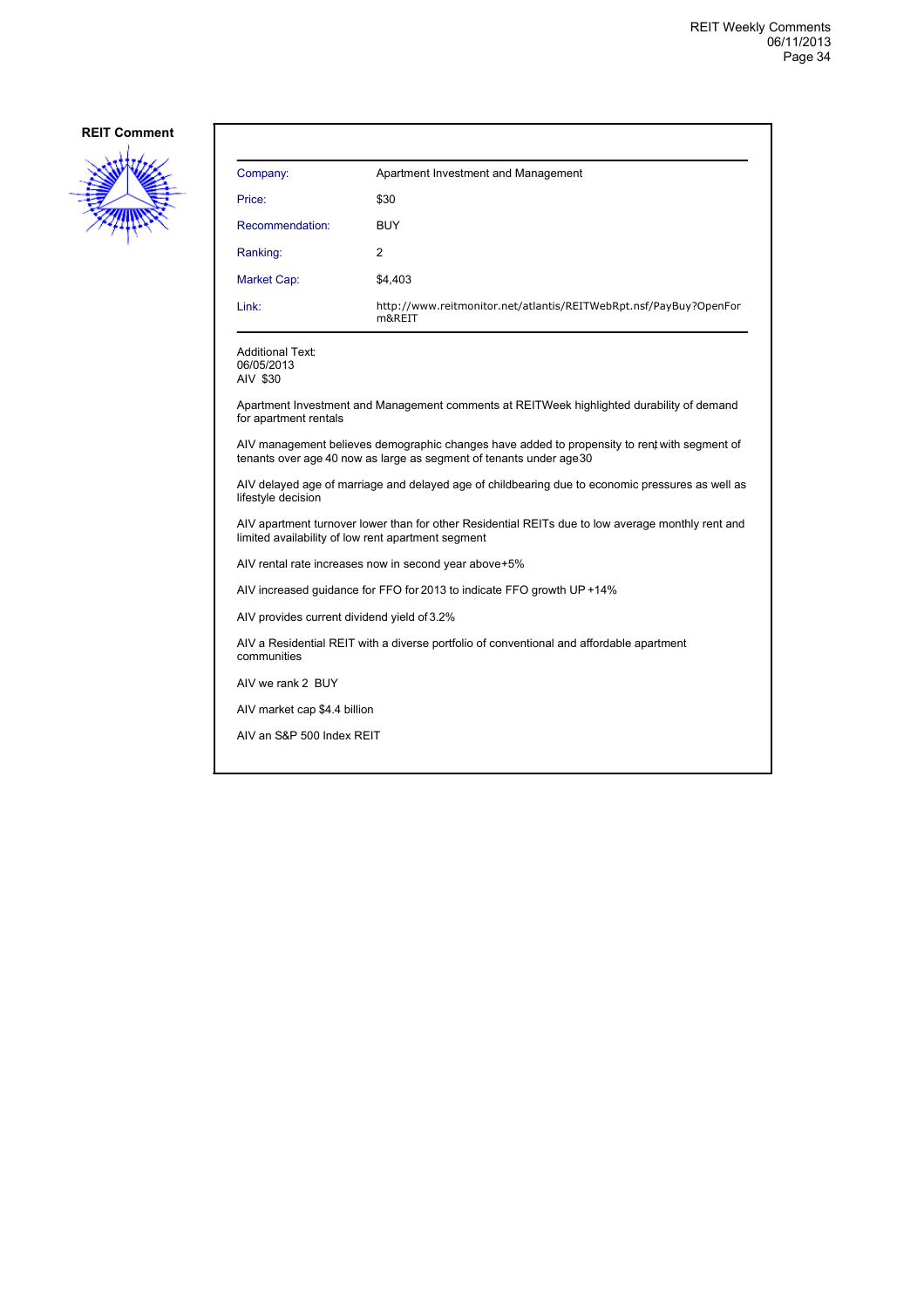**REIT Comment**

| Company: | Apartment Investment and Management |
| --- | --- |
| Price: | $30 |
| Recommendation: | BUY |
| Ranking: | 2 |
| Market Cap: | $4,403 |
| Link: | http://www.reitmonitor.net/atlantis/REITWebRpt.nsf/PayBuy?OpenForm&REIT |

Additional Text:
06/05/2013
AIV $30

Apartment Investment and Management comments at REITWeek highlighted durability of demand for apartment rentals

AIV management believes demographic changes have added to propensity to rent with segment of tenants over age 40 now as large as segment of tenants under age 30

AIV delayed age of marriage and delayed age of childbearing due to economic pressures as well as lifestyle decision

AIV apartment turnover lower than for other Residential REITs due to low average monthly rent and limited availability of low rent apartment segment

AIV rental rate increases now in second year above +5%

AIV increased guidance for FFO for 2013 to indicate FFO growth UP +14%

AIV provides current dividend yield of 3.2%

AIV a Residential REIT with a diverse portfolio of conventional and affordable apartment communities

AIV we rank 2 BUY

AIV market cap $4.4 billion

AIV an S&P 500 Index REIT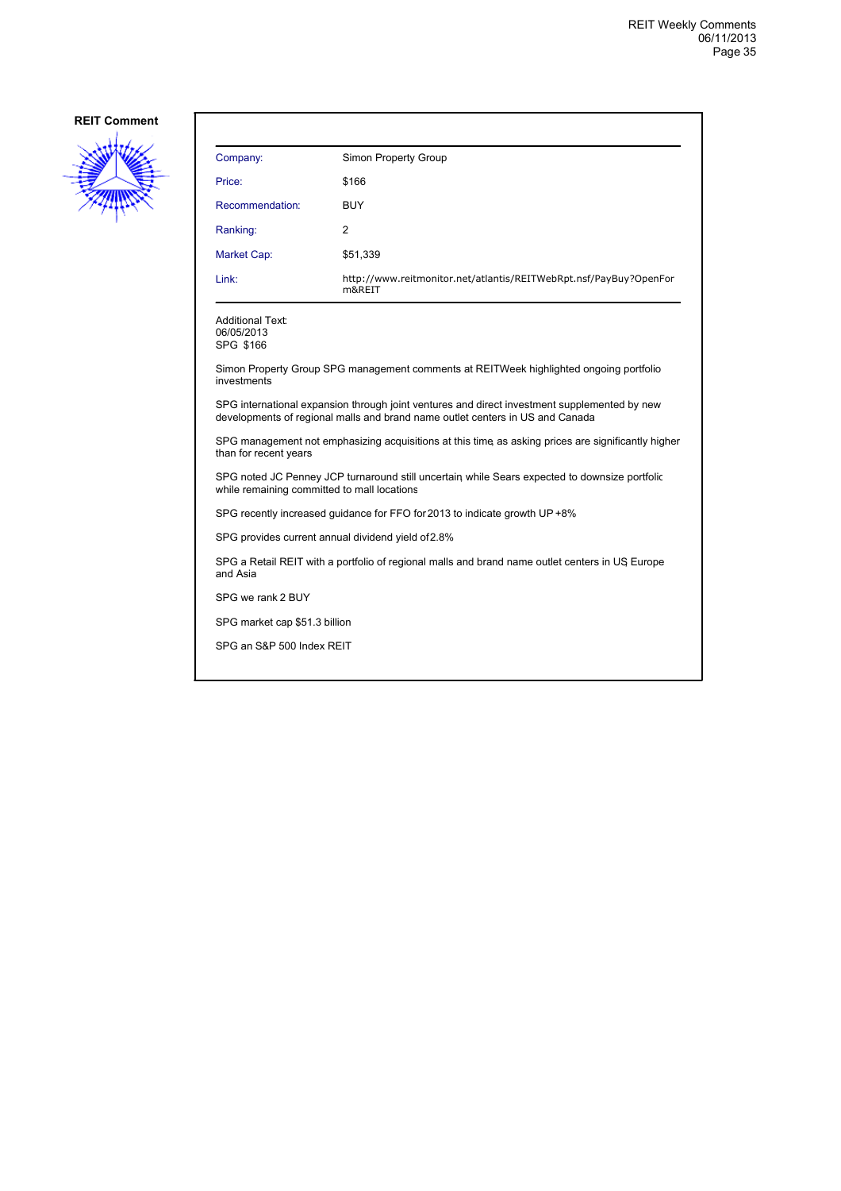**REIT Comment**

| Company: | Simon Property Group |
|---|---|
| Price: | $166 |
| Recommendation: | BUY |
| Ranking: | 2 |
| Market Cap: | $51,339 |
| Link: | http://www.reitmonitor.net/atlantis/REITWebRpt.nsf/PayBuy?OpenForm&REIT |

Additional Text:
06/05/2013
SPG $166

Simon Property Group SPG management comments at REITWeek highlighted ongoing portfolio investments

SPG international expansion through joint ventures and direct investment supplemented by new developments of regional malls and brand name outlet centers in US and Canada

SPG management not emphasizing acquisitions at this time, as asking prices are significantly higher than for recent years

SPG noted JC Penney JCP turnaround still uncertain, while Sears expected to downsize portfolio while remaining committed to mall locations

SPG recently increased guidance for FFO for 2013 to indicate growth UP +8%

SPG provides current annual dividend yield of 2.8%

SPG a Retail REIT with a portfolio of regional malls and brand name outlet centers in US, Europe and Asia

SPG we rank 2 BUY

SPG market cap $51.3 billion

SPG an S&P 500 Index REIT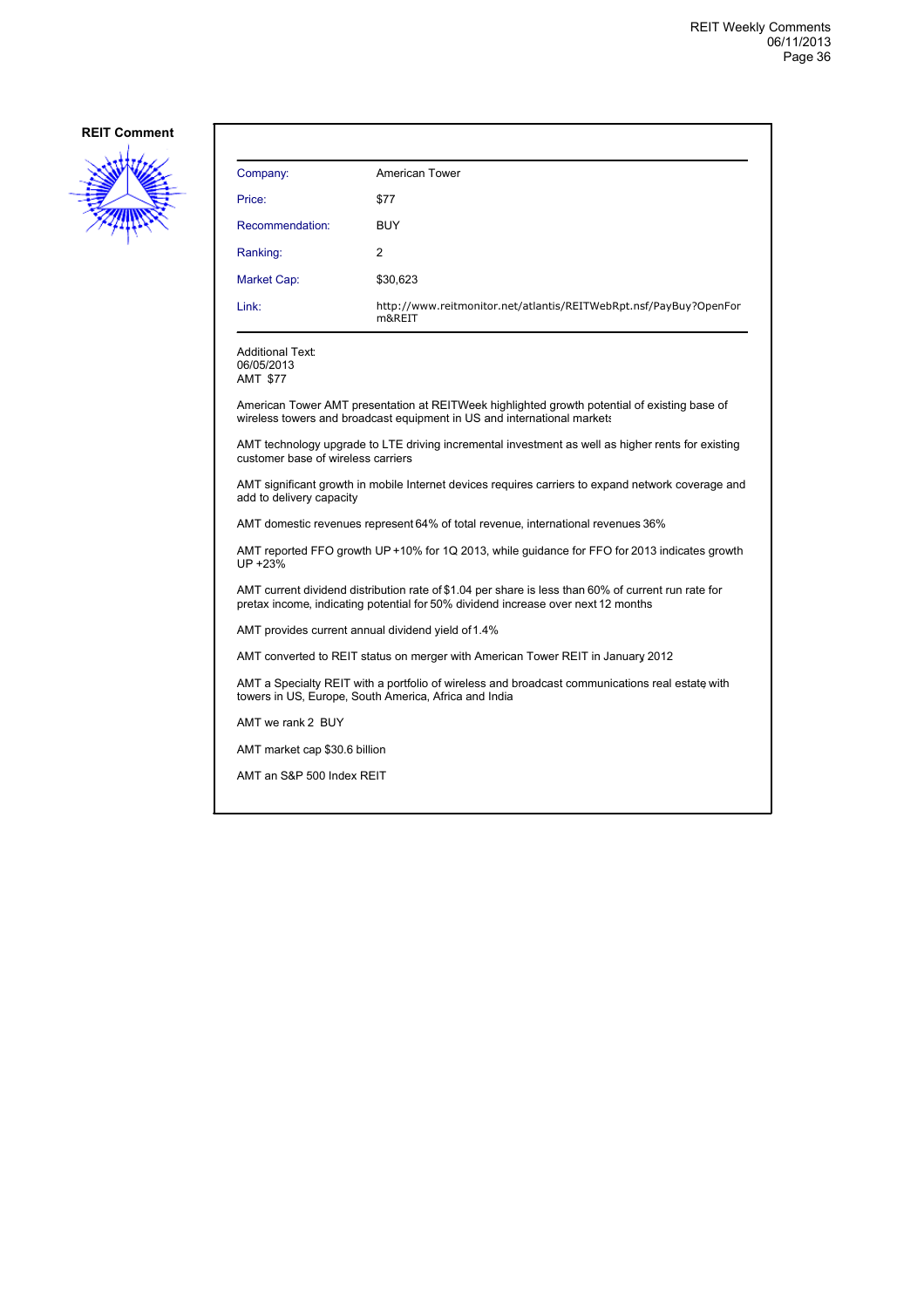## REIT Comment

| | |
|---|---|
| Company: | American Tower |
| Price: | $77 |
| Recommendation: | BUY |
| Ranking: | 2 |
| Market Cap: | $30,623 |
| Link: | http://www.reitmonitor.net/atlantis/REITWebRpt.nsf/PayBuy?OpenForm&REIT |

Additional Text:
06/05/2013
AMT $77

American Tower AMT presentation at REITWeek highlighted growth potential of existing base of wireless towers and broadcast equipment in US and international markets

AMT technology upgrade to LTE driving incremental investment as well as higher rents for existing customer base of wireless carriers

AMT significant growth in mobile Internet devices requires carriers to expand network coverage and add to delivery capacity

AMT domestic revenues represent 64% of total revenue, international revenues 36%

AMT reported FFO growth UP +10% for 1Q 2013, while guidance for FFO for 2013 indicates growth UP +23%

AMT current dividend distribution rate of $1.04 per share is less than 60% of current run rate for pretax income, indicating potential for 50% dividend increase over next 12 months

AMT provides current annual dividend yield of 1.4%

AMT converted to REIT status on merger with American Tower REIT in January 2012

AMT a Specialty REIT with a portfolio of wireless and broadcast communications real estate, with towers in US, Europe, South America, Africa and India

AMT we rank 2 BUY

AMT market cap $30.6 billion

AMT an S&P 500 Index REIT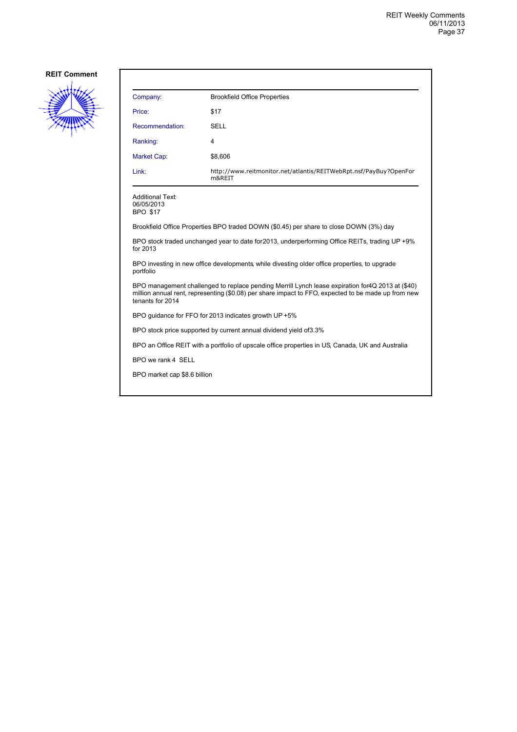**REIT Comment**

| Company: | Brookfield Office Properties |
|---|---|
| Price: | $17 |
| Recommendation: | SELL |
| Ranking: | 4 |
| Market Cap: | $8,606 |
| Link: | http://www.reitmonitor.net/atlantis/REITWebRpt.nsf/PayBuy?OpenForm&REIT |

Additional Text:
06/05/2013
BPO $17

Brookfield Office Properties BPO traded DOWN ($0.45) per share to close DOWN (3%) day

BPO stock traded unchanged year to date for 2013, underperforming Office REITs, trading UP +9% for 2013

BPO investing in new office developments, while divesting older office properties, to upgrade portfolio

BPO management challenged to replace pending Merrill Lynch lease expiration for 4Q 2013 at ($40) million annual rent, representing ($0.08) per share impact to FFO, expected to be made up from new tenants for 2014

BPO guidance for FFO for 2013 indicates growth UP +5%

BPO stock price supported by current annual dividend yield of 3.3%

BPO an Office REIT with a portfolio of upscale office properties in US, Canada, UK and Australia

BPO we rank 4 SELL

BPO market cap $8.6 billion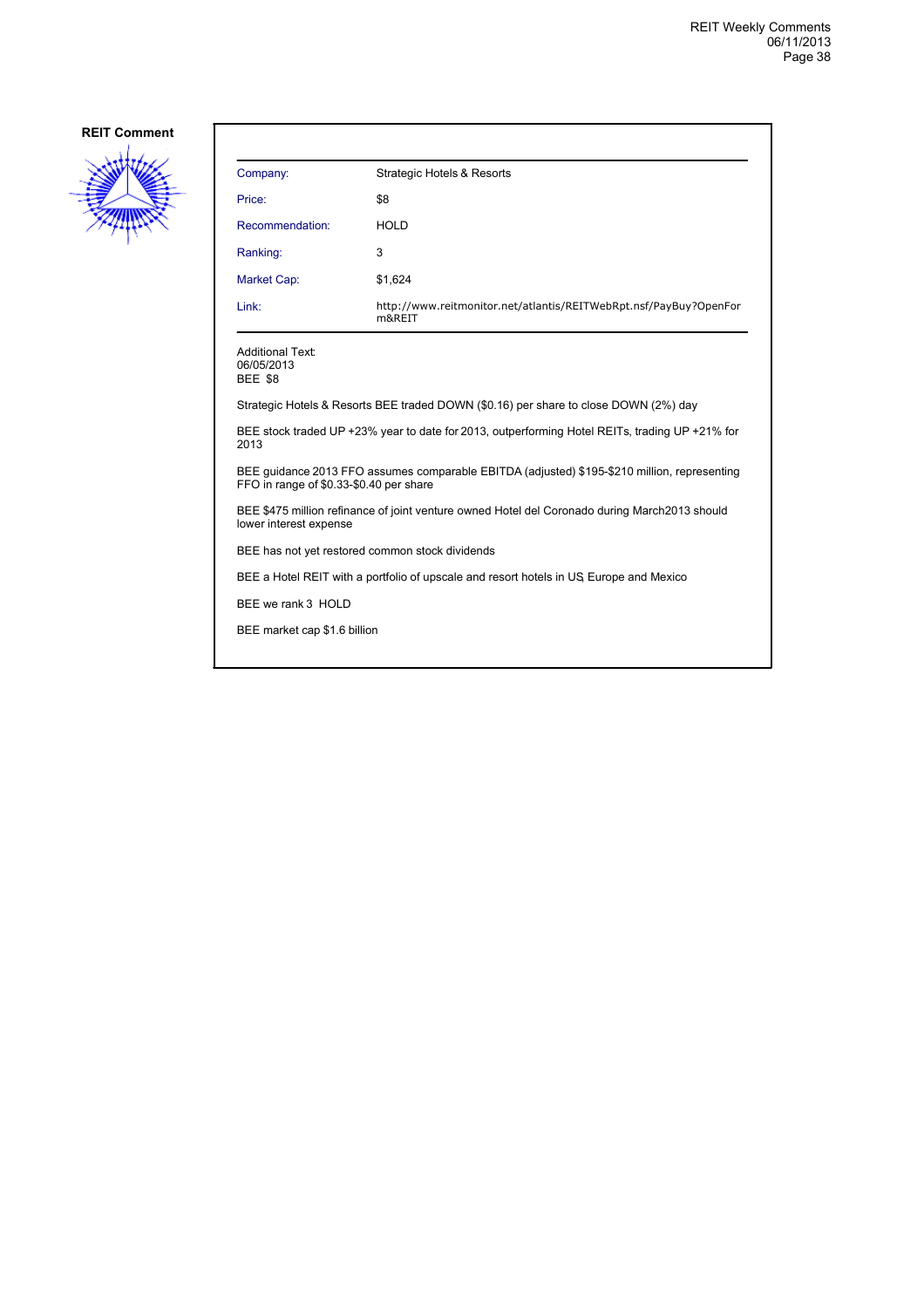**REIT Comment**

| Company: | Strategic Hotels & Resorts |
|---|---|
| Price: | $8 |
| Recommendation: | HOLD |
| Ranking: | 3 |
| Market Cap: | $1,624 |
| Link: | http://www.reitmonitor.net/atlantis/REITWebRpt.nsf/PayBuy?OpenForm&REIT |

Additional Text:
06/05/2013
BEE $8

Strategic Hotels & Resorts BEE traded DOWN ($0.16) per share to close DOWN (2%) day

BEE stock traded UP +23% year to date for 2013, outperforming Hotel REITs, trading UP +21% for 2013

BEE guidance 2013 FFO assumes comparable EBITDA (adjusted) $195-$210 million, representing FFO in range of $0.33-$0.40 per share

BEE $475 million refinance of joint venture owned Hotel del Coronado during March2013 should lower interest expense

BEE has not yet restored common stock dividends

BEE a Hotel REIT with a portfolio of upscale and resort hotels in US, Europe and Mexico

BEE we rank 3 HOLD

BEE market cap $1.6 billion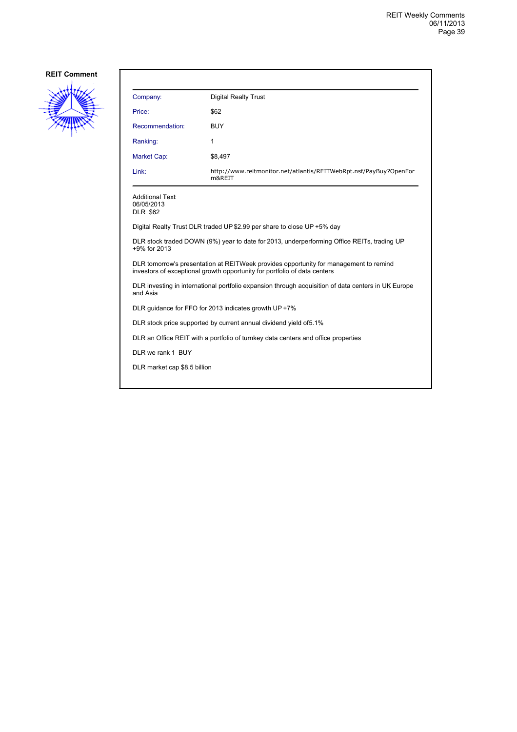**REIT Comment**

| Company: | Digital Realty Trust |
|---|---|
| Price: | $62 |
| Recommendation: | BUY |
| Ranking: | 1 |
| Market Cap: | $8,497 |
| Link: | http://www.reitmonitor.net/atlantis/REITWebRpt.nsf/PayBuy?OpenForm&REIT |

Additional Text:
06/05/2013
DLR $62

Digital Realty Trust DLR traded UP $2.99 per share to close UP +5% day

DLR stock traded DOWN (9%) year to date for 2013, underperforming Office REITs, trading UP +9% for 2013

DLR tomorrow's presentation at REITWeek provides opportunity for management to remind investors of exceptional growth opportunity for portfolio of data centers

DLR investing in international portfolio expansion through acquisition of data centers in UK, Europe and Asia

DLR guidance for FFO for 2013 indicates growth UP +7%

DLR stock price supported by current annual dividend yield of5.1%

DLR an Office REIT with a portfolio of turnkey data centers and office properties

DLR we rank 1 BUY

DLR market cap $8.5 billion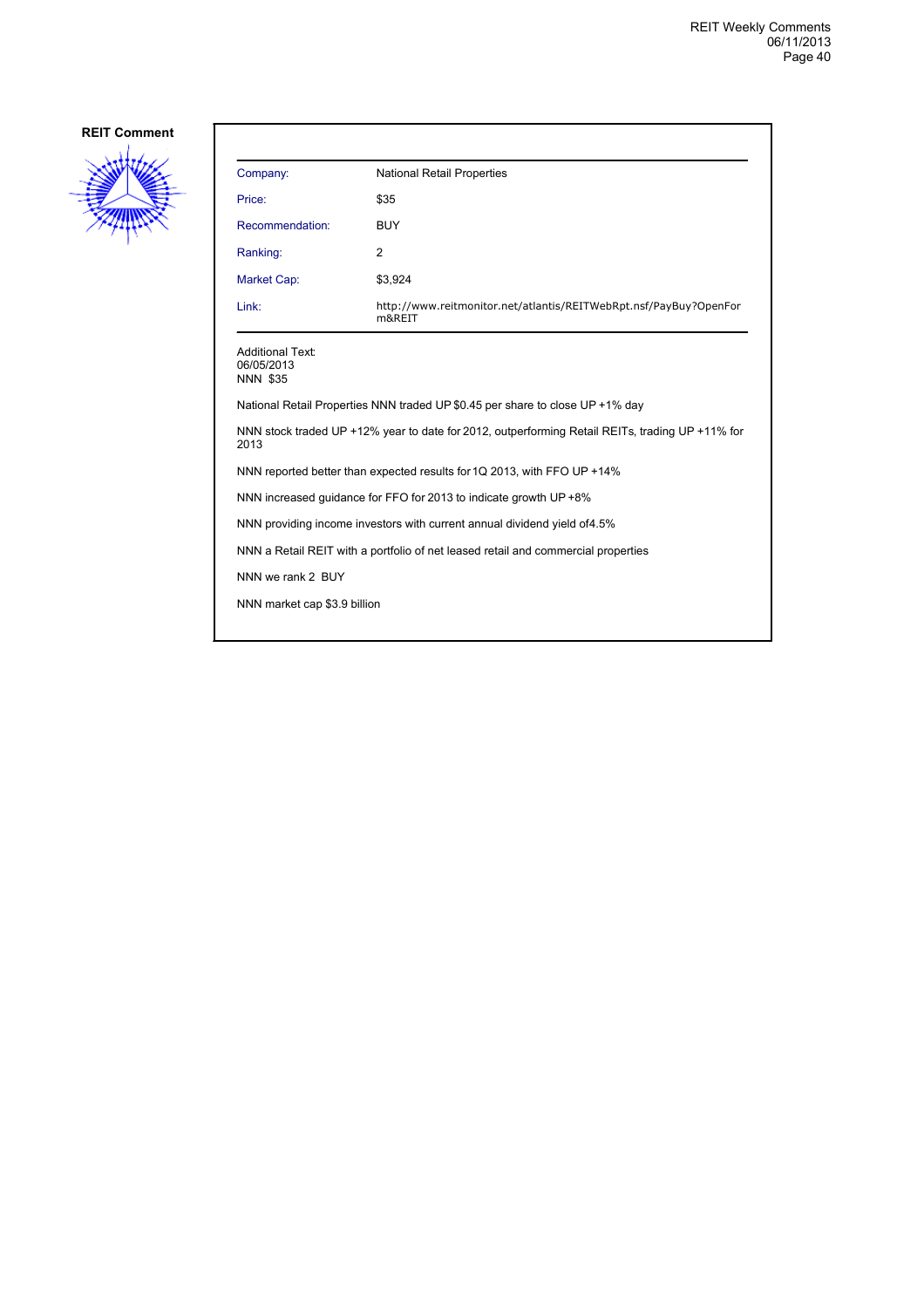**REIT Comment**

| Company: | National Retail Properties |
|---|---|
| Price: | $35 |
| Recommendation: | BUY |
| Ranking: | 2 |
| Market Cap: | $3,924 |
| Link: | http://www.reitmonitor.net/atlantis/REITWebRpt.nsf/PayBuy?OpenForm&REIT |

Additional Text:
06/05/2013
NNN $35

National Retail Properties NNN traded UP $0.45 per share to close UP +1% day

NNN stock traded UP +12% year to date for 2012, outperforming Retail REITs, trading UP +11% for 2013

NNN reported better than expected results for 1Q 2013, with FFO UP +14%

NNN increased guidance for FFO for 2013 to indicate growth UP +8%

NNN providing income investors with current annual dividend yield of4.5%

NNN a Retail REIT with a portfolio of net leased retail and commercial properties

NNN we rank 2 BUY

NNN market cap $3.9 billion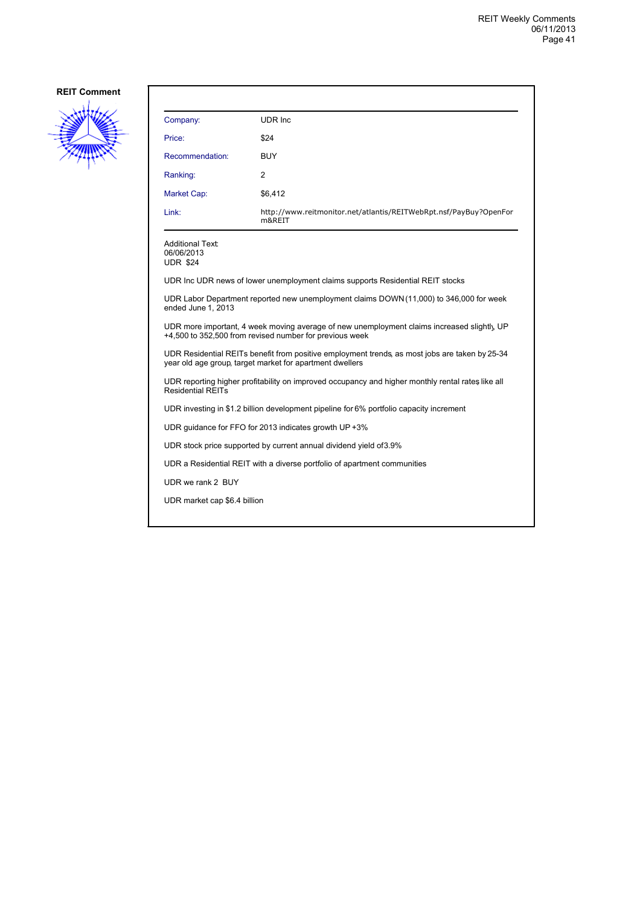**REIT Comment**

| Company: | UDR Inc |
|---|---|
| Price: | $24 |
| Recommendation: | BUY |
| Ranking: | 2 |
| Market Cap: | $6,412 |
| Link: | http://www.reitmonitor.net/atlantis/REITWebRpt.nsf/PayBuy?OpenForm&REIT |

Additional Text:
06/06/2013
UDR $24

UDR Inc UDR news of lower unemployment claims supports Residential REIT stocks

UDR Labor Department reported new unemployment claims DOWN (11,000) to 346,000 for week ended June 1, 2013

UDR more important, 4 week moving average of new unemployment claims increased slightly, UP +4,500 to 352,500 from revised number for previous week

UDR Residential REITs benefit from positive employment trends, as most jobs are taken by 25-34 year old age group, target market for apartment dwellers

UDR reporting higher profitability on improved occupancy and higher monthly rental rates, like all Residential REITs

UDR investing in $1.2 billion development pipeline for 6% portfolio capacity increment

UDR guidance for FFO for 2013 indicates growth UP +3%

UDR stock price supported by current annual dividend yield of 3.9%

UDR a Residential REIT with a diverse portfolio of apartment communities

UDR we rank 2 BUY

UDR market cap $6.4 billion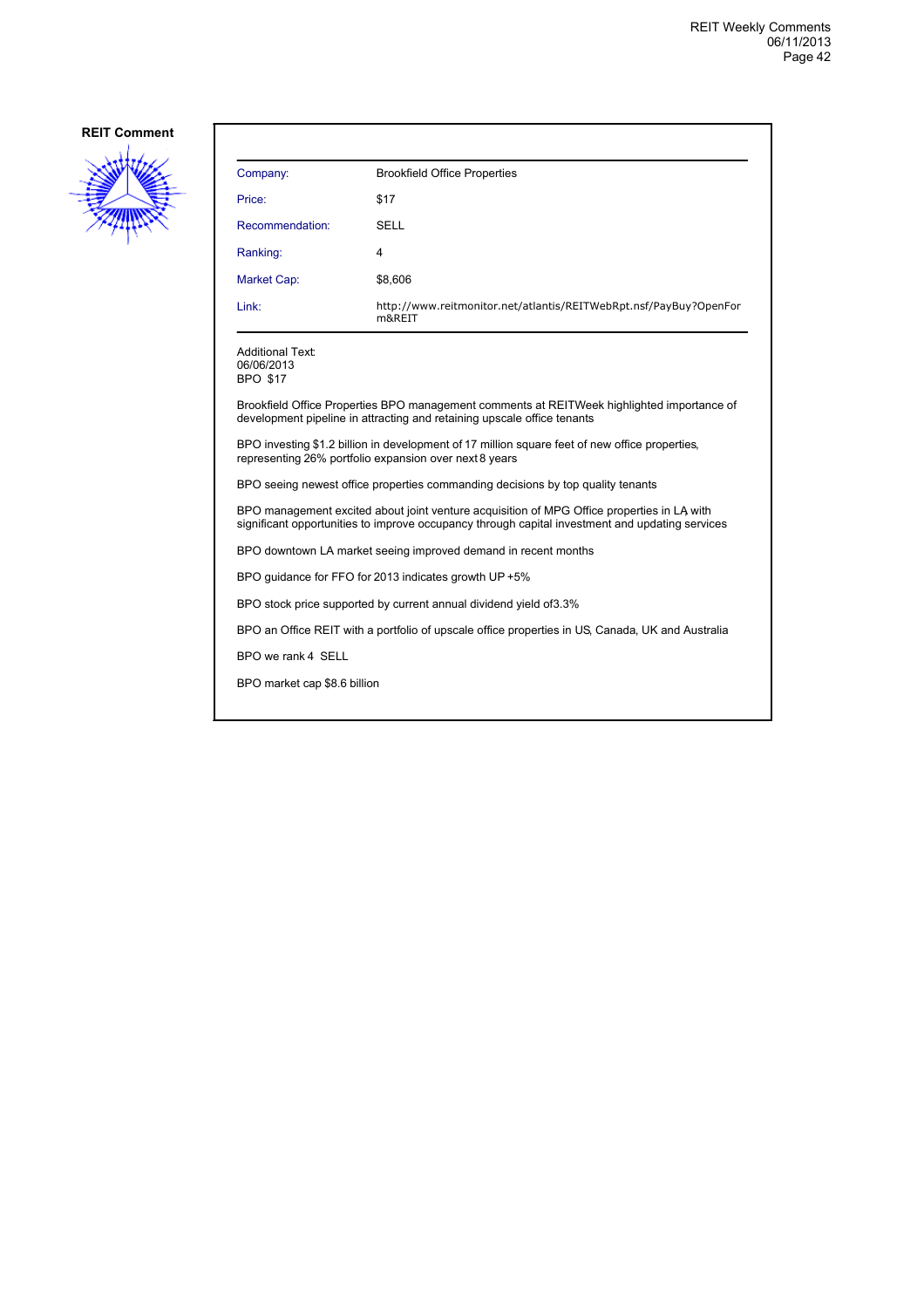**REIT Comment**

| Company: | Brookfield Office Properties |
|---|---|
| Price: | $17 |
| Recommendation: | SELL |
| Ranking: | 4 |
| Market Cap: | $8,606 |
| Link: | http://www.reitmonitor.net/atlantis/REITWebRpt.nsf/PayBuy?OpenForm&REIT |

Additional Text:
06/06/2013
BPO $17

Brookfield Office Properties BPO management comments at REITWeek highlighted importance of development pipeline in attracting and retaining upscale office tenants

BPO investing $1.2 billion in development of 17 million square feet of new office properties, representing 26% portfolio expansion over next 8 years

BPO seeing newest office properties commanding decisions by top quality tenants

BPO management excited about joint venture acquisition of MPG Office properties in LA, with significant opportunities to improve occupancy through capital investment and updating services

BPO downtown LA market seeing improved demand in recent months

BPO guidance for FFO for 2013 indicates growth UP +5%

BPO stock price supported by current annual dividend yield of3.3%

BPO an Office REIT with a portfolio of upscale office properties in US, Canada, UK and Australia

BPO we rank 4 SELL

BPO market cap $8.6 billion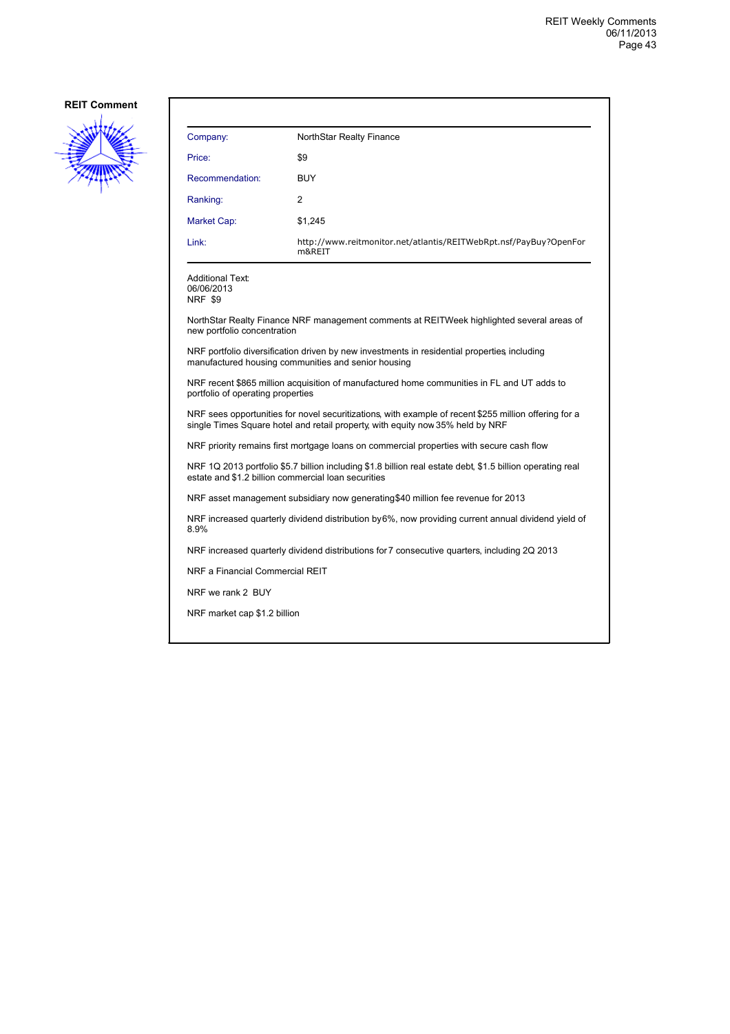**REIT Comment**

| Company: | NorthStar Realty Finance |
|---|---|
| Price: | $9 |
| Recommendation: | BUY |
| Ranking: | 2 |
| Market Cap: | $1,245 |
| Link: | http://www.reitmonitor.net/atlantis/REITWebRpt.nsf/PayBuy?OpenForm&REIT |

Additional Text:
06/06/2013
NRF $9

NorthStar Realty Finance NRF management comments at REITWeek highlighted several areas of new portfolio concentration

NRF portfolio diversification driven by new investments in residential properties, including manufactured housing communities and senior housing

NRF recent $865 million acquisition of manufactured home communities in FL and UT adds to portfolio of operating properties

NRF sees opportunities for novel securitizations, with example of recent $255 million offering for a single Times Square hotel and retail property, with equity now 35% held by NRF

NRF priority remains first mortgage loans on commercial properties with secure cash flow

NRF 1Q 2013 portfolio $5.7 billion including $1.8 billion real estate debt, $1.5 billion operating real estate and $1.2 billion commercial loan securities

NRF asset management subsidiary now generating $40 million fee revenue for 2013

NRF increased quarterly dividend distribution by 6%, now providing current annual dividend yield of 8.9%

NRF increased quarterly dividend distributions for 7 consecutive quarters, including 2Q 2013

NRF a Financial Commercial REIT

NRF we rank 2 BUY

NRF market cap $1.2 billion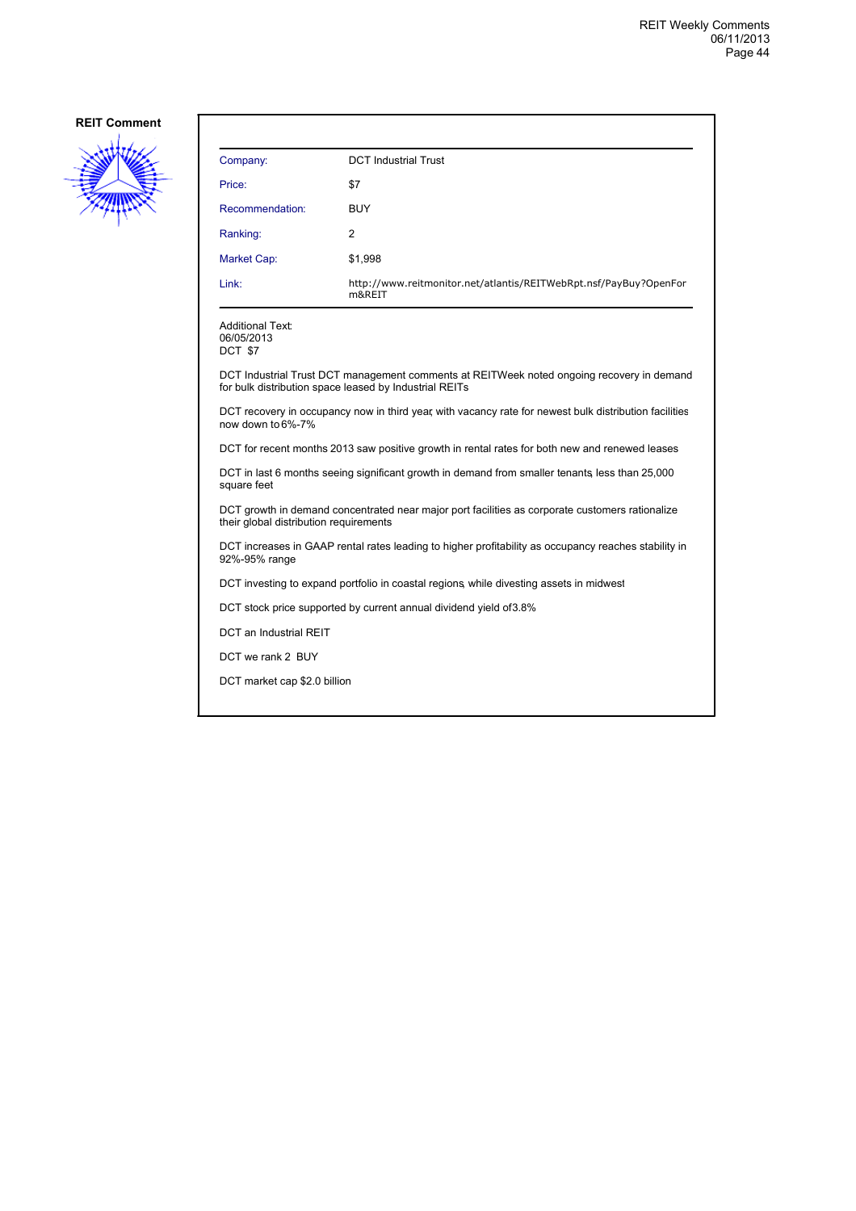**REIT Comment**

| Company: | DCT Industrial Trust |
|---|---|
| Price: | $7 |
| Recommendation: | BUY |
| Ranking: | 2 |
| Market Cap: | $1,998 |
| Link: | http://www.reitmonitor.net/atlantis/REITWebRpt.nsf/PayBuy?OpenForm&REIT |

Additional Text:
06/05/2013
DCT $7

DCT Industrial Trust DCT management comments at REITWeek noted ongoing recovery in demand for bulk distribution space leased by Industrial REITs

DCT recovery in occupancy now in third year, with vacancy rate for newest bulk distribution facilities now down to 6%-7%

DCT for recent months 2013 saw positive growth in rental rates for both new and renewed leases

DCT in last 6 months seeing significant growth in demand from smaller tenants, less than 25,000 square feet

DCT growth in demand concentrated near major port facilities as corporate customers rationalize their global distribution requirements

DCT increases in GAAP rental rates leading to higher profitability as occupancy reaches stability in 92%-95% range

DCT investing to expand portfolio in coastal regions, while divesting assets in midwest

DCT stock price supported by current annual dividend yield of 3.8%

DCT an Industrial REIT

DCT we rank 2 BUY

DCT market cap $2.0 billion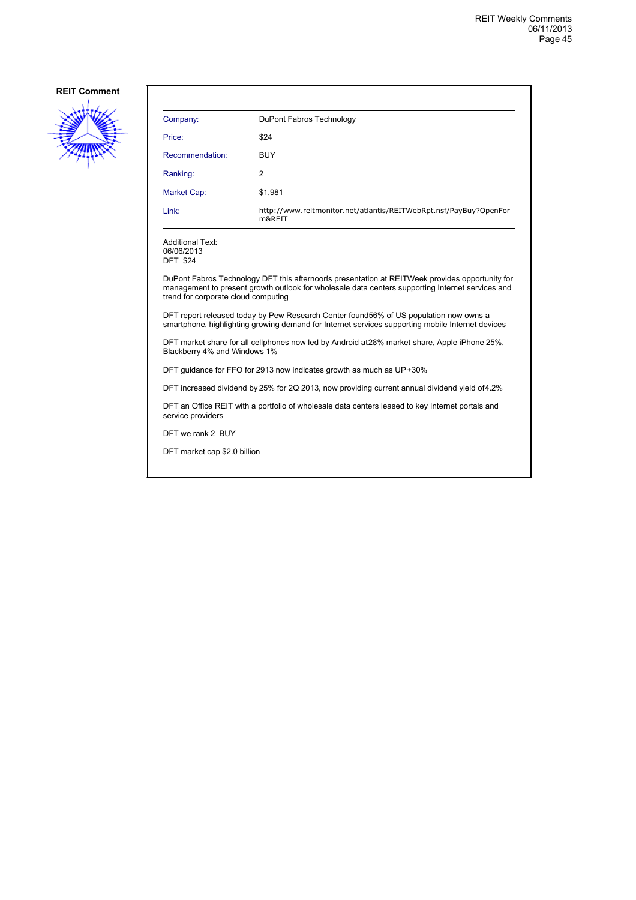**REIT Comment**

| Company: | DuPont Fabros Technology |
|---|---|
| Price: | $24 |
| Recommendation: | BUY |
| Ranking: | 2 |
| Market Cap: | $1,981 |
| Link: | http://www.reitmonitor.net/atlantis/REITWebRpt.nsf/PayBuy?OpenForm&REIT |

Additional Text:
06/06/2013
DFT $24

DuPont Fabros Technology DFT this afternoonls presentation at REITWeek provides opportunity for management to present growth outlook for wholesale data centers supporting Internet services and trend for corporate cloud computing

DFT report released today by Pew Research Center found56% of US population now owns a smartphone, highlighting growing demand for Internet services supporting mobile Internet devices

DFT market share for all cellphones now led by Android at28% market share, Apple iPhone 25%, Blackberry 4% and Windows 1%

DFT guidance for FFO for 2913 now indicates growth as much as UP+30%

DFT increased dividend by 25% for 2Q 2013, now providing current annual dividend yield of4.2%

DFT an Office REIT with a portfolio of wholesale data centers leased to key Internet portals and service providers

DFT we rank 2 BUY

DFT market cap $2.0 billion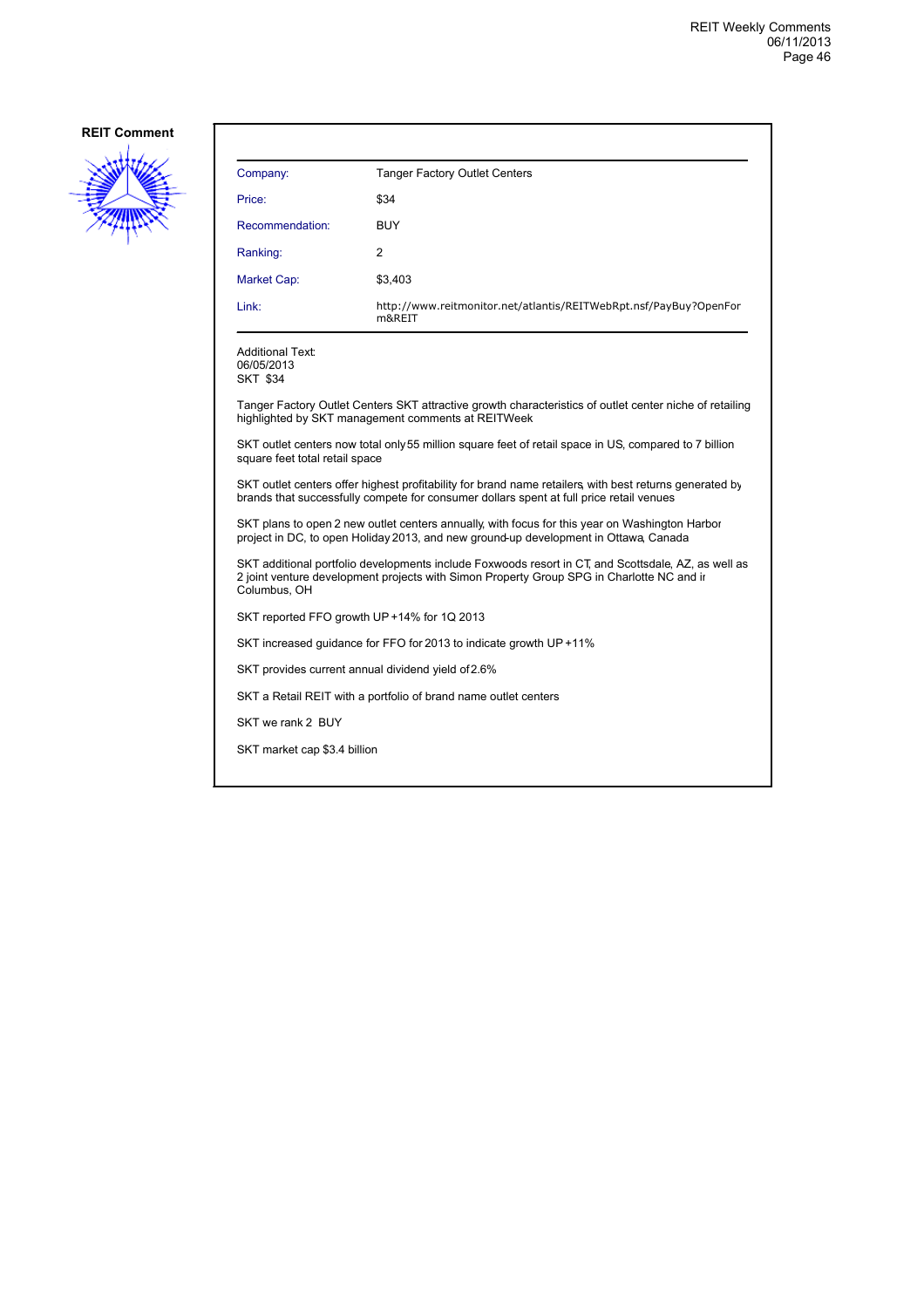**REIT Comment**

| Company: | Tanger Factory Outlet Centers |
|---|---|
| Price: | $34 |
| Recommendation: | BUY |
| Ranking: | 2 |
| Market Cap: | $3,403 |
| Link: | http://www.reitmonitor.net/atlantis/REITWebRpt.nsf/PayBuy?OpenForm&REIT |

Additional Text:
06/05/2013
SKT $34

Tanger Factory Outlet Centers SKT attractive growth characteristics of outlet center niche of retailing highlighted by SKT management comments at REITWeek

SKT outlet centers now total only 55 million square feet of retail space in US, compared to 7 billion square feet total retail space

SKT outlet centers offer highest profitability for brand name retailers, with best returns generated by brands that successfully compete for consumer dollars spent at full price retail venues

SKT plans to open 2 new outlet centers annually, with focus for this year on Washington Harbor project in DC, to open Holiday 2013, and new ground-up development in Ottawa, Canada

SKT additional portfolio developments include Foxwoods resort in CT, and Scottsdale, AZ, as well as 2 joint venture development projects with Simon Property Group SPG in Charlotte NC and in Columbus, OH

SKT reported FFO growth UP +14% for 1Q 2013

SKT increased guidance for FFO for 2013 to indicate growth UP +11%

SKT provides current annual dividend yield of 2.6%

SKT a Retail REIT with a portfolio of brand name outlet centers

SKT we rank 2 BUY

SKT market cap $3.4 billion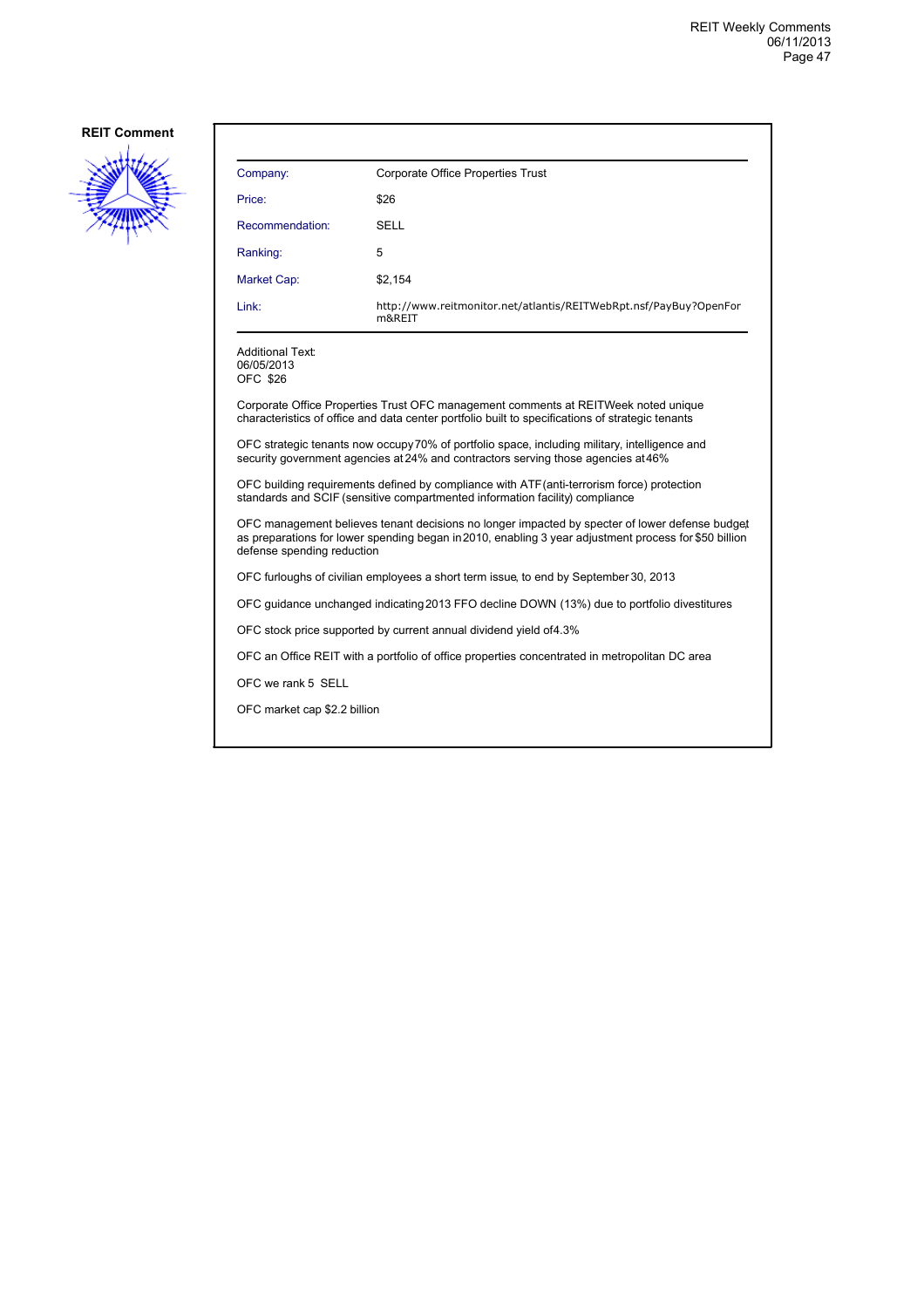**REIT Comment**

| Company: | Corporate Office Properties Trust |
|---|---|
| Price: | $26 |
| Recommendation: | SELL |
| Ranking: | 5 |
| Market Cap: | $2,154 |
| Link: | http://www.reitmonitor.net/atlantis/REITWebRpt.nsf/PayBuy?OpenForm&REIT |

Additional Text:
06/05/2013
OFC $26

Corporate Office Properties Trust OFC management comments at REITWeek noted unique characteristics of office and data center portfolio built to specifications of strategic tenants

OFC strategic tenants now occupy 70% of portfolio space, including military, intelligence and security government agencies at 24% and contractors serving those agencies at 46%

OFC building requirements defined by compliance with ATF (anti-terrorism force) protection standards and SCIF (sensitive compartmented information facility) compliance

OFC management believes tenant decisions no longer impacted by specter of lower defense budget as preparations for lower spending began in 2010, enabling 3 year adjustment process for $50 billion defense spending reduction

OFC furloughs of civilian employees a short term issue, to end by September 30, 2013

OFC guidance unchanged indicating 2013 FFO decline DOWN (13%) due to portfolio divestitures

OFC stock price supported by current annual dividend yield of 4.3%

OFC an Office REIT with a portfolio of office properties concentrated in metropolitan DC area

OFC we rank 5 SELL

OFC market cap $2.2 billion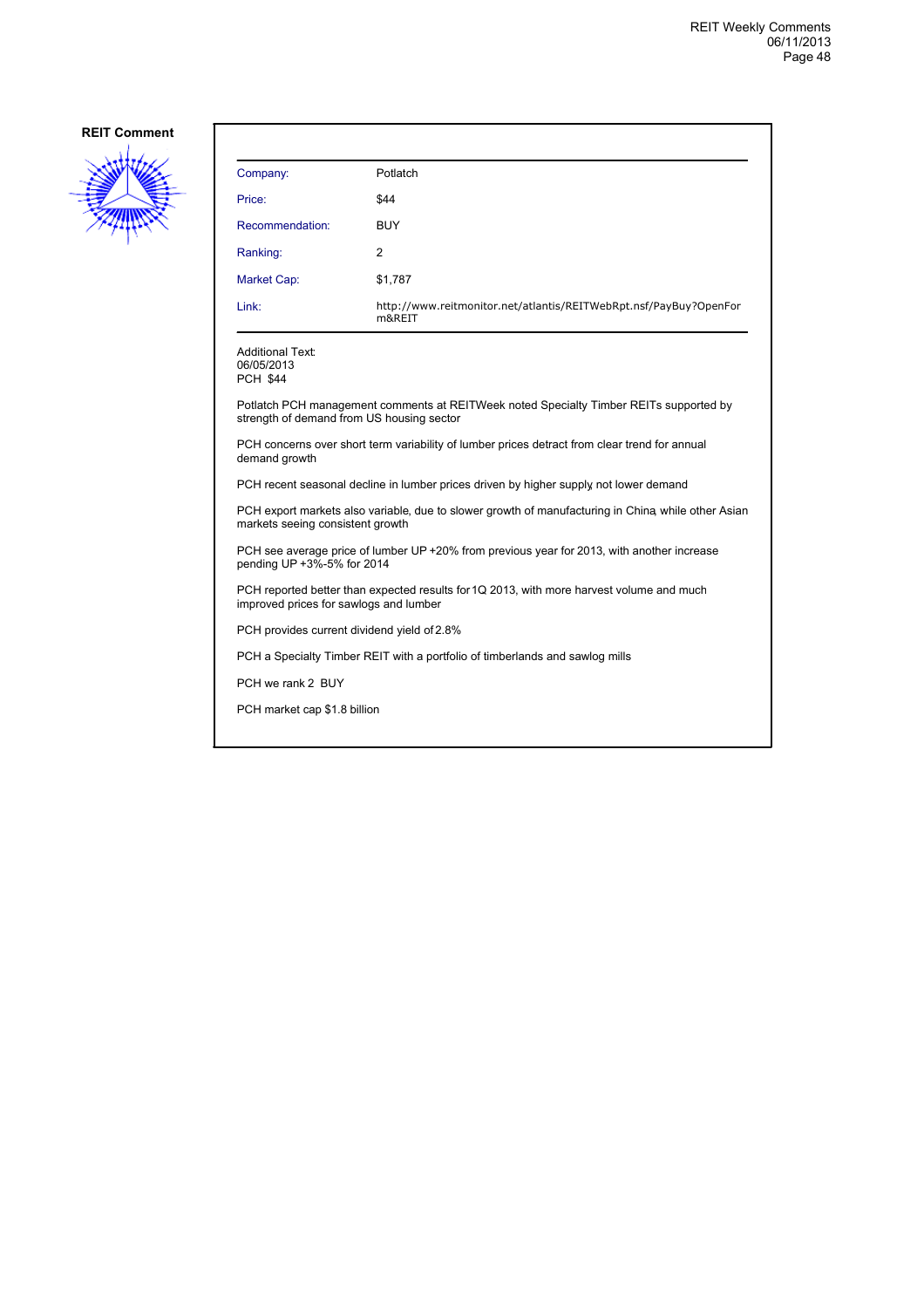## REIT Comment

| | |
|---|---|
| Company: | Potlatch |
| Price: | $44 |
| Recommendation: | BUY |
| Ranking: | 2 |
| Market Cap: | $1,787 |
| Link: | http://www.reitmonitor.net/atlantis/REITWebRpt.nsf/PayBuy?OpenForm&REIT |

Additional Text:
06/05/2013
PCH $44

Potlatch PCH management comments at REITWeek noted Specialty Timber REITs supported by strength of demand from US housing sector

PCH concerns over short term variability of lumber prices detract from clear trend for annual demand growth

PCH recent seasonal decline in lumber prices driven by higher supply, not lower demand

PCH export markets also variable, due to slower growth of manufacturing in China, while other Asian markets seeing consistent growth

PCH see average price of lumber UP +20% from previous year for 2013, with another increase pending UP +3%-5% for 2014

PCH reported better than expected results for 1Q 2013, with more harvest volume and much improved prices for sawlogs and lumber

PCH provides current dividend yield of 2.8%

PCH a Specialty Timber REIT with a portfolio of timberlands and sawlog mills

PCH we rank 2 BUY

PCH market cap $1.8 billion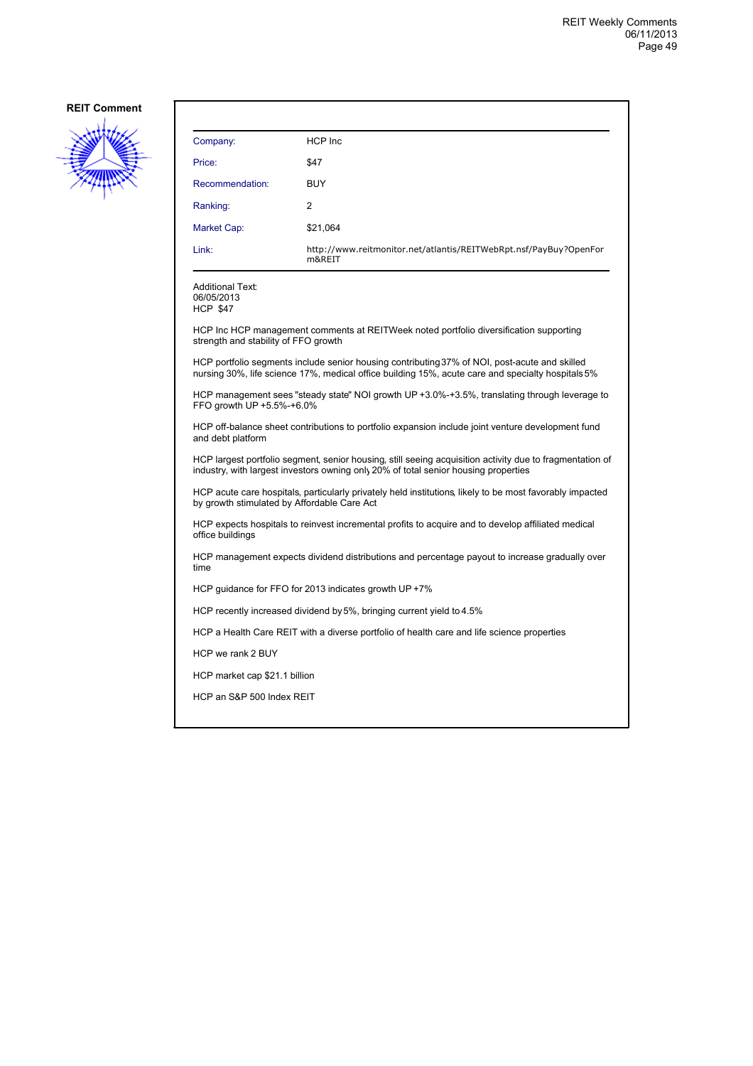**REIT Comment**

| | |
|---|---|
| Company: | HCP Inc |
| Price: | $47 |
| Recommendation: | BUY |
| Ranking: | 2 |
| Market Cap: | $21,064 |
| Link: | http://www.reitmonitor.net/atlantis/REITWebRpt.nsf/PayBuy?OpenForm&REIT |

Additional Text:
06/05/2013
HCP $47

HCP Inc HCP management comments at REITWeek noted portfolio diversification supporting strength and stability of FFO growth

HCP portfolio segments include senior housing contributing 37% of NOI, post-acute and skilled nursing 30%, life science 17%, medical office building 15%, acute care and specialty hospitals 5%

HCP management sees "steady state" NOI growth UP +3.0%-+3.5%, translating through leverage to FFO growth UP +5.5%-+6.0%

HCP off-balance sheet contributions to portfolio expansion include joint venture development fund and debt platform

HCP largest portfolio segment, senior housing, still seeing acquisition activity due to fragmentation of industry, with largest investors owning only 20% of total senior housing properties

HCP acute care hospitals, particularly privately held institutions, likely to be most favorably impacted by growth stimulated by Affordable Care Act

HCP expects hospitals to reinvest incremental profits to acquire and to develop affiliated medical office buildings

HCP management expects dividend distributions and percentage payout to increase gradually over time

HCP guidance for FFO for 2013 indicates growth UP +7%

HCP recently increased dividend by 5%, bringing current yield to 4.5%

HCP a Health Care REIT with a diverse portfolio of health care and life science properties

HCP we rank 2 BUY

HCP market cap $21.1 billion

HCP an S&P 500 Index REIT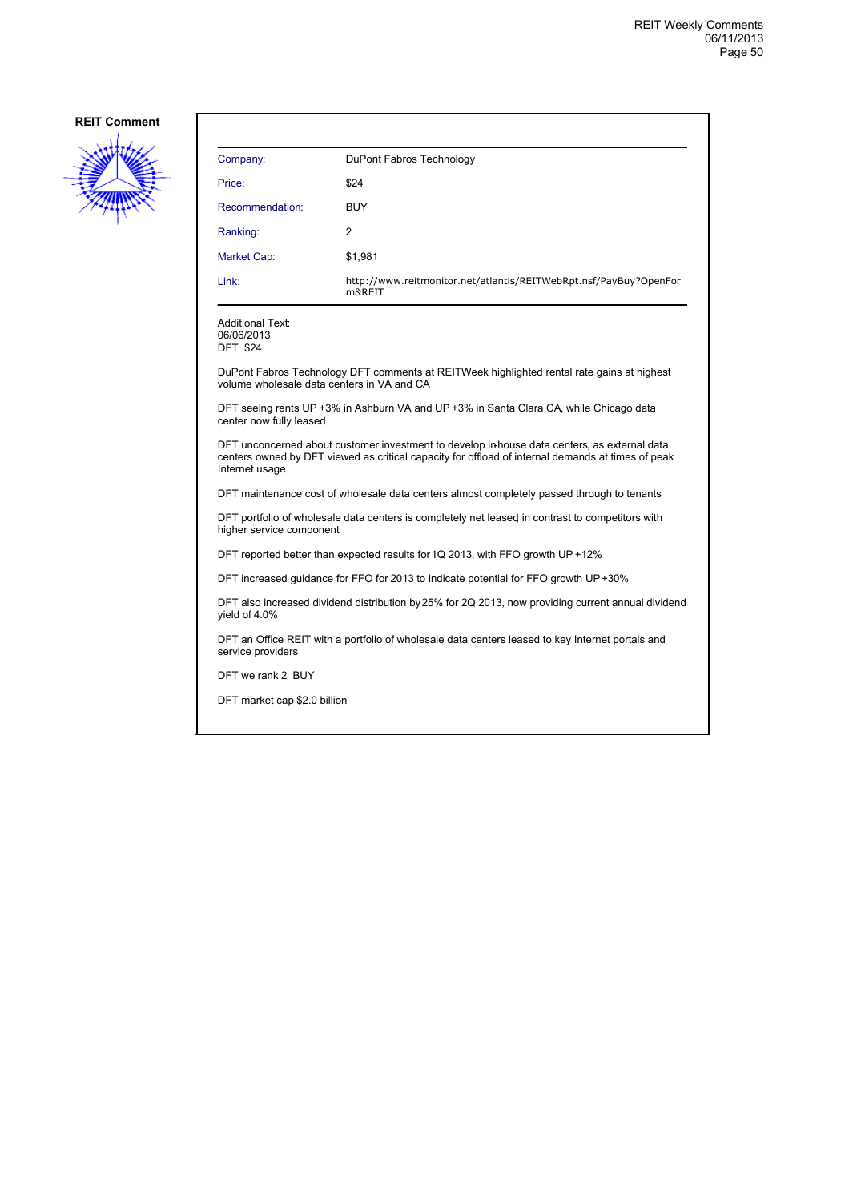**REIT Comment**

| Company: | DuPont Fabros Technology |
|---|---|
| Price: | $24 |
| Recommendation: | BUY |
| Ranking: | 2 |
| Market Cap: | $1,981 |
| Link: | http://www.reitmonitor.net/atlantis/REITWebRpt.nsf/PayBuy?OpenForm&REIT |

Additional Text:
06/06/2013
DFT $24

DuPont Fabros Technology DFT comments at REITWeek highlighted rental rate gains at highest volume wholesale data centers in VA and CA

DFT seeing rents UP +3% in Ashburn VA and UP +3% in Santa Clara CA, while Chicago data center now fully leased

DFT unconcerned about customer investment to develop in-house data centers, as external data centers owned by DFT viewed as critical capacity for offload of internal demands at times of peak Internet usage

DFT maintenance cost of wholesale data centers almost completely passed through to tenants

DFT portfolio of wholesale data centers is completely net leased in contrast to competitors with higher service component

DFT reported better than expected results for 1Q 2013, with FFO growth UP +12%

DFT increased guidance for FFO for 2013 to indicate potential for FFO growth UP +30%

DFT also increased dividend distribution by 25% for 2Q 2013, now providing current annual dividend yield of 4.0%

DFT an Office REIT with a portfolio of wholesale data centers leased to key Internet portals and service providers

DFT we rank 2 BUY

DFT market cap $2.0 billion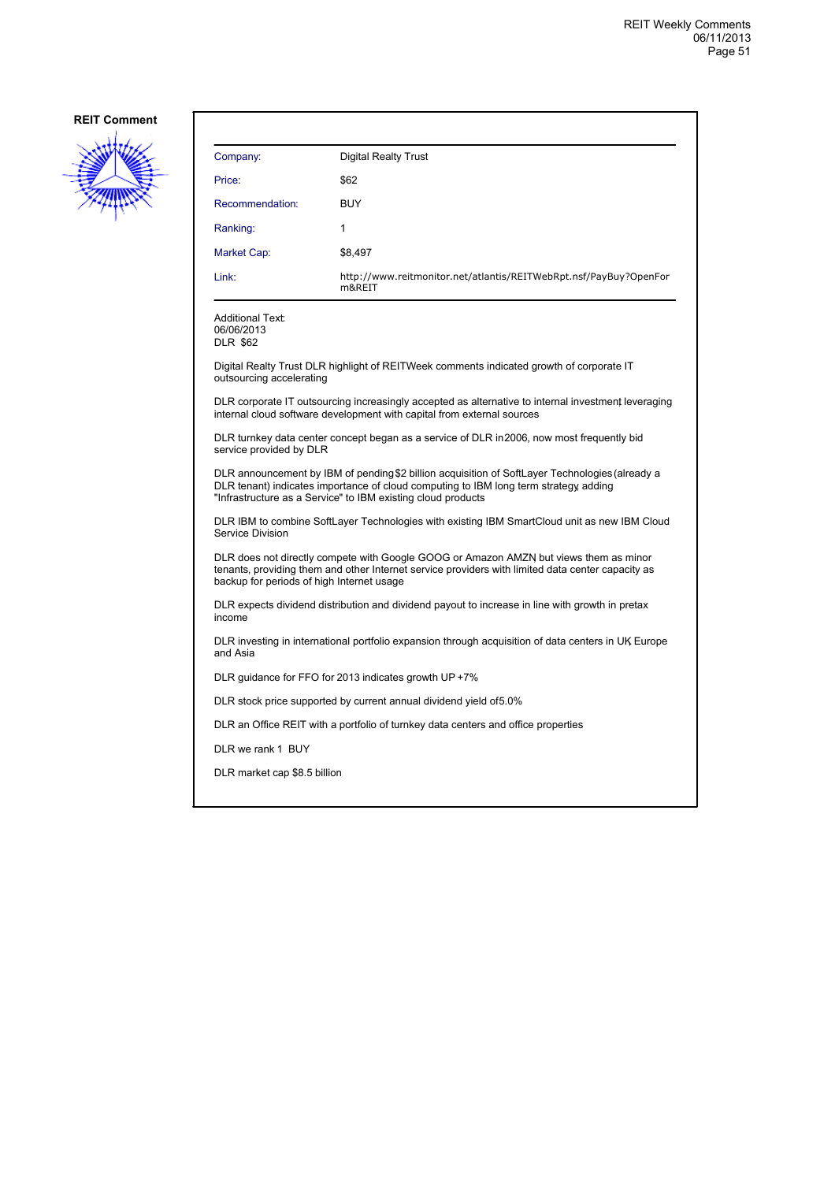**REIT Comment**

| Company: | Digital Realty Trust |
|---|---|
| Price: | $62 |
| Recommendation: | BUY |
| Ranking: | 1 |
| Market Cap: | $8,497 |
| Link: | http://www.reitmonitor.net/atlantis/REITWebRpt.nsf/PayBuy?OpenForm&REIT |

Additional Text:
06/06/2013
DLR $62

Digital Realty Trust DLR highlight of REITWeek comments indicated growth of corporate IT outsourcing accelerating

DLR corporate IT outsourcing increasingly accepted as alternative to internal investment, leveraging internal cloud software development with capital from external sources

DLR turnkey data center concept began as a service of DLR in 2006, now most frequently bid service provided by DLR

DLR announcement by IBM of pending $2 billion acquisition of SoftLayer Technologies (already a DLR tenant) indicates importance of cloud computing to IBM long term strategy, adding "Infrastructure as a Service" to IBM existing cloud products

DLR IBM to combine SoftLayer Technologies with existing IBM SmartCloud unit as new IBM Cloud Service Division

DLR does not directly compete with Google GOOG or Amazon AMZN, but views them as minor tenants, providing them and other Internet service providers with limited data center capacity as backup for periods of high Internet usage

DLR expects dividend distribution and dividend payout to increase in line with growth in pretax income

DLR investing in international portfolio expansion through acquisition of data centers in UK, Europe and Asia

DLR guidance for FFO for 2013 indicates growth UP +7%

DLR stock price supported by current annual dividend yield of 5.0%

DLR an Office REIT with a portfolio of turnkey data centers and office properties

DLR we rank 1 BUY

DLR market cap $8.5 billion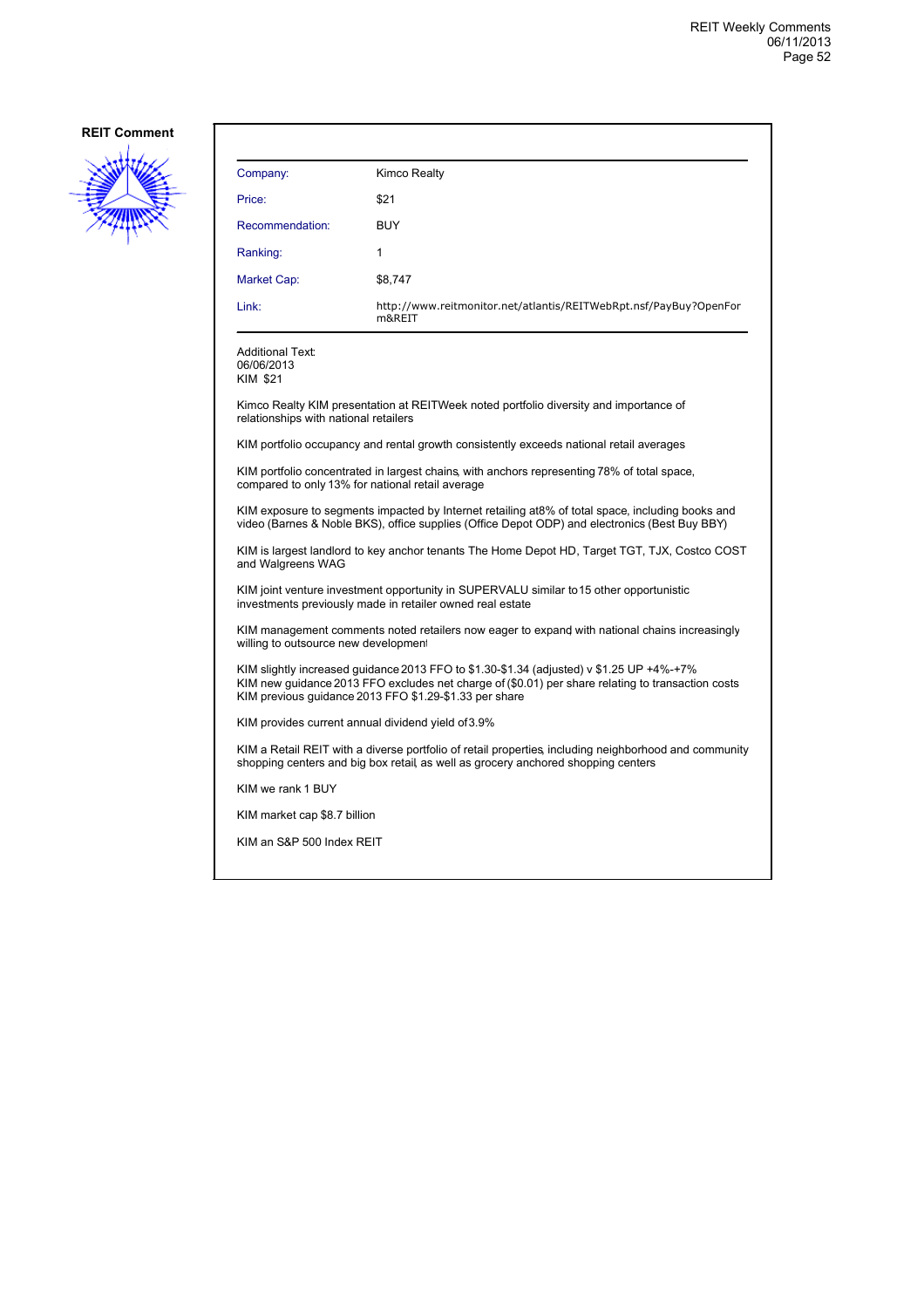**REIT Comment**

| Company: | Kimco Realty |
|---|---|
| Price: | $21 |
| Recommendation: | BUY |
| Ranking: | 1 |
| Market Cap: | $8,747 |
| Link: | http://www.reitmonitor.net/atlantis/REITWebRpt.nsf/PayBuy?OpenForm&REIT |

Additional Text:
06/06/2013
KIM $21

Kimco Realty KIM presentation at REITWeek noted portfolio diversity and importance of relationships with national retailers

KIM portfolio occupancy and rental growth consistently exceeds national retail averages

KIM portfolio concentrated in largest chains, with anchors representing 78% of total space, compared to only 13% for national retail average

KIM exposure to segments impacted by Internet retailing at 8% of total space, including books and video (Barnes & Noble BKS), office supplies (Office Depot ODP) and electronics (Best Buy BBY)

KIM is largest landlord to key anchor tenants The Home Depot HD, Target TGT, TJX, Costco COST and Walgreens WAG

KIM joint venture investment opportunity in SUPERVALU similar to 15 other opportunistic investments previously made in retailer owned real estate

KIM management comments noted retailers now eager to expand, with national chains increasingly willing to outsource new development

KIM slightly increased guidance 2013 FFO to $1.30-$1.34 (adjusted) v $1.25 UP +4%-+7%
KIM new guidance 2013 FFO excludes net charge of ($0.01) per share relating to transaction costs
KIM previous guidance 2013 FFO $1.29-$1.33 per share

KIM provides current annual dividend yield of 3.9%

KIM a Retail REIT with a diverse portfolio of retail properties, including neighborhood and community shopping centers and big box retail, as well as grocery anchored shopping centers

KIM we rank 1 BUY

KIM market cap $8.7 billion

KIM an S&P 500 Index REIT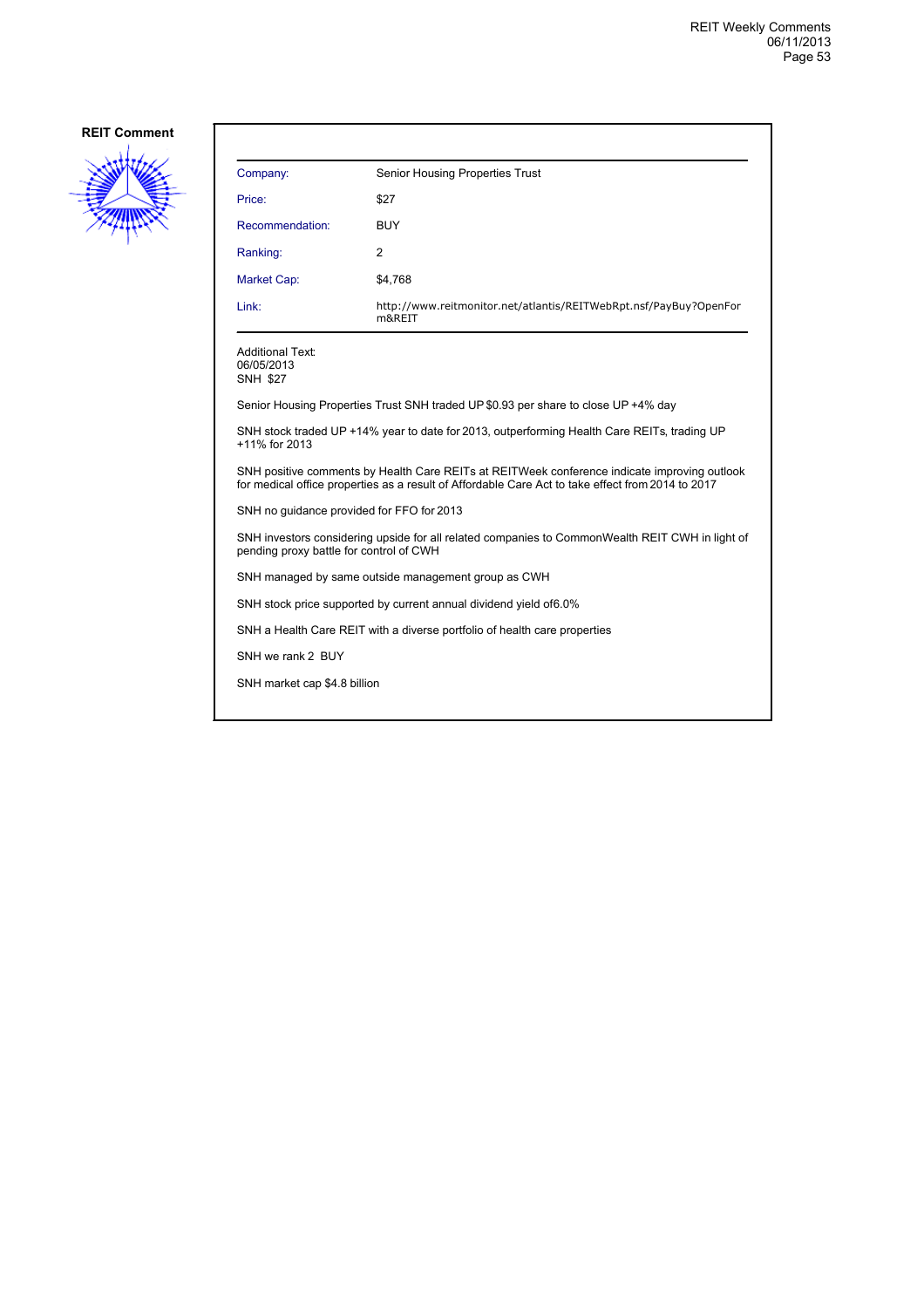**REIT Comment**

| Company: | Senior Housing Properties Trust |
|---|---|
| Price: | $27 |
| Recommendation: | BUY |
| Ranking: | 2 |
| Market Cap: | $4,768 |
| Link: | http://www.reitmonitor.net/atlantis/REITWebRpt.nsf/PayBuy?OpenForm&REIT |

Additional Text:
06/05/2013
SNH $27

Senior Housing Properties Trust SNH traded UP $0.93 per share to close UP +4% day

SNH stock traded UP +14% year to date for 2013, outperforming Health Care REITs, trading UP +11% for 2013

SNH positive comments by Health Care REITs at REITWeek conference indicate improving outlook for medical office properties as a result of Affordable Care Act to take effect from 2014 to 2017

SNH no guidance provided for FFO for 2013

SNH investors considering upside for all related companies to CommonWealth REIT CWH in light of pending proxy battle for control of CWH

SNH managed by same outside management group as CWH

SNH stock price supported by current annual dividend yield of6.0%

SNH a Health Care REIT with a diverse portfolio of health care properties

SNH we rank 2 BUY

SNH market cap $4.8 billion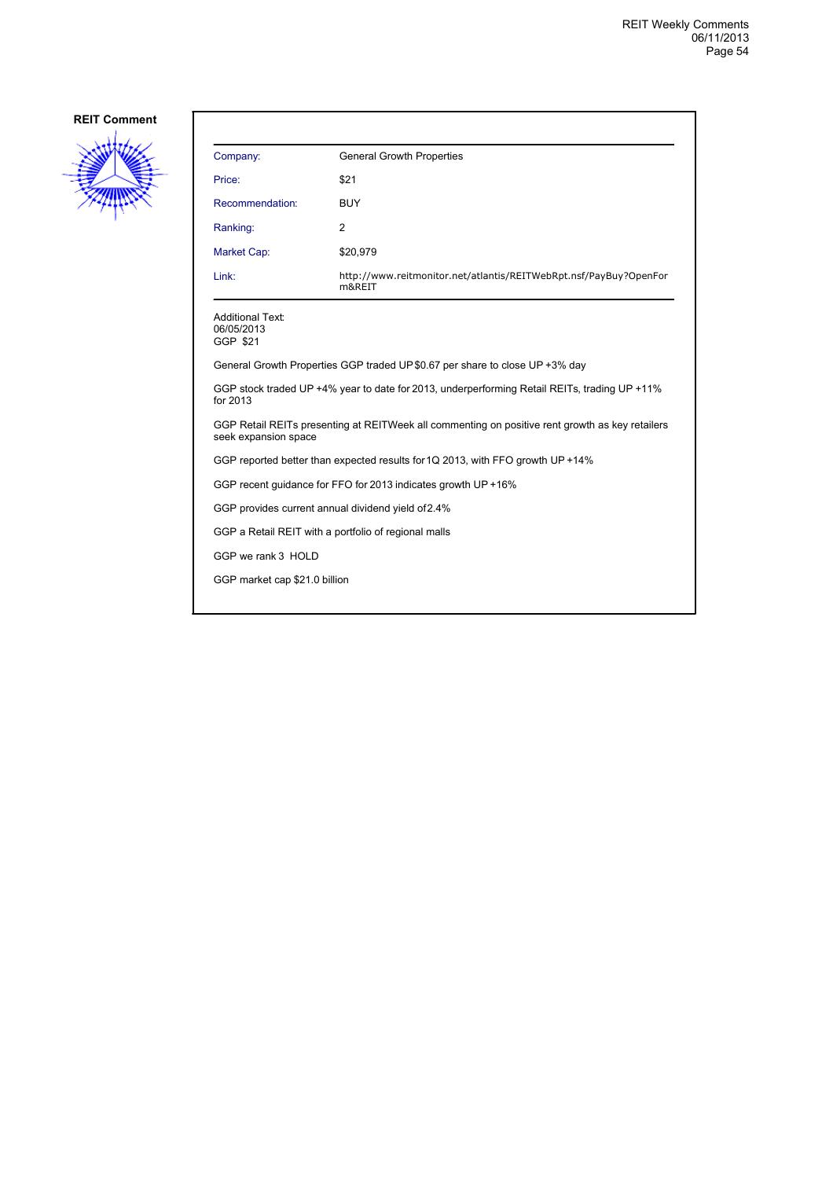## REIT Comment

| Company: | General Growth Properties |
|---|---|
| Price: | $21 |
| Recommendation: | BUY |
| Ranking: | 2 |
| Market Cap: | $20,979 |
| Link: | http://www.reitmonitor.net/atlantis/REITWebRpt.nsf/PayBuy?OpenForm&REIT |

Additional Text:
06/05/2013
GGP $21

General Growth Properties GGP traded UP $0.67 per share to close UP +3% day

GGP stock traded UP +4% year to date for 2013, underperforming Retail REITs, trading UP +11% for 2013

GGP Retail REITs presenting at REITWeek all commenting on positive rent growth as key retailers seek expansion space

GGP reported better than expected results for 1Q 2013, with FFO growth UP +14%

GGP recent guidance for FFO for 2013 indicates growth UP +16%

GGP provides current annual dividend yield of 2.4%

GGP a Retail REIT with a portfolio of regional malls

GGP we rank 3 HOLD

GGP market cap $21.0 billion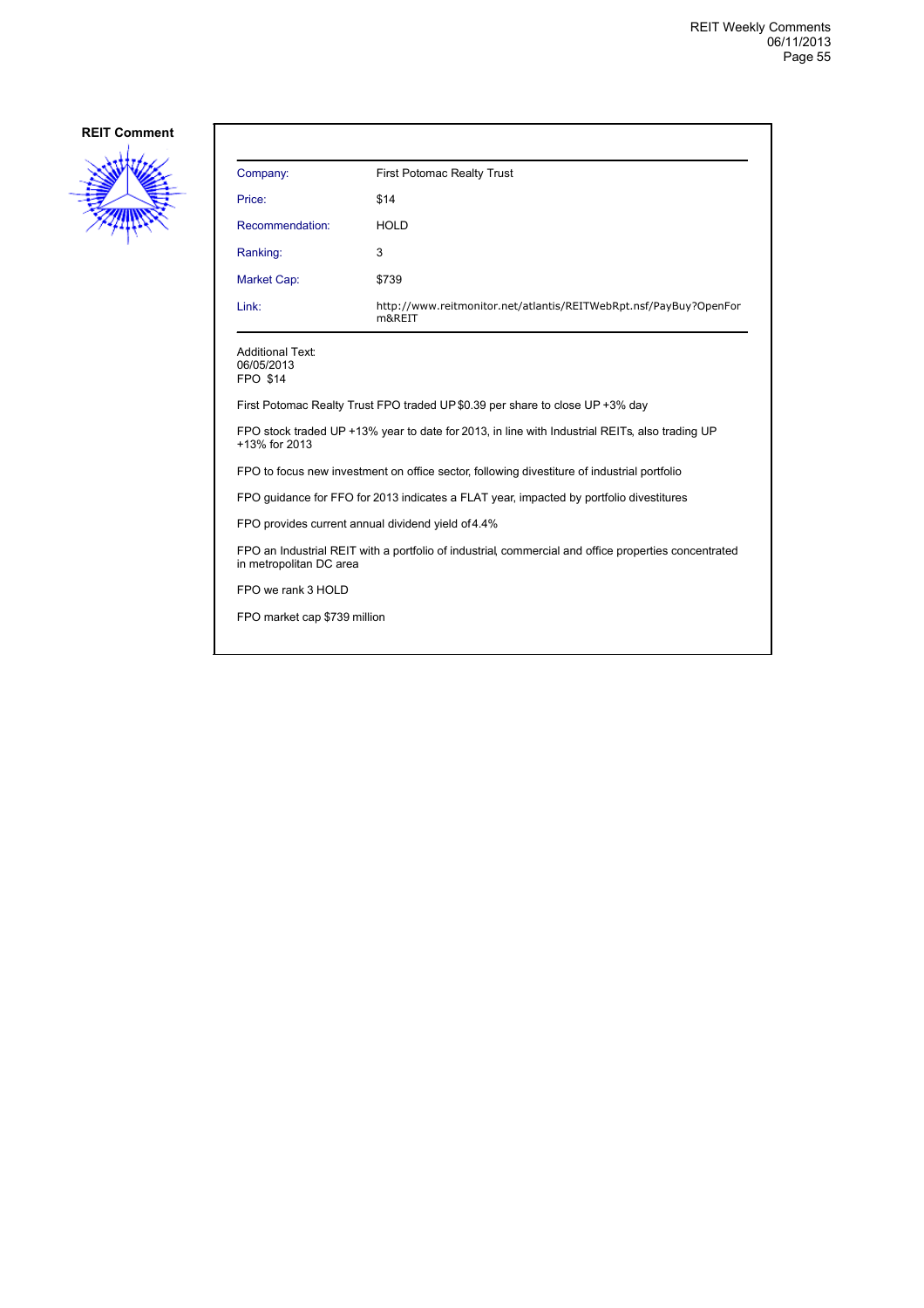## REIT Comment

| Company: | First Potomac Realty Trust |
|---|---|
| Price: | $14 |
| Recommendation: | HOLD |
| Ranking: | 3 |
| Market Cap: | $739 |
| Link: | http://www.reitmonitor.net/atlantis/REITWebRpt.nsf/PayBuy?OpenForm&REIT |

Additional Text:
06/05/2013
FPO $14

First Potomac Realty Trust FPO traded UP $0.39 per share to close UP +3% day

FPO stock traded UP +13% year to date for 2013, in line with Industrial REITs, also trading UP +13% for 2013

FPO to focus new investment on office sector, following divestiture of industrial portfolio

FPO guidance for FFO for 2013 indicates a FLAT year, impacted by portfolio divestitures

FPO provides current annual dividend yield of 4.4%

FPO an Industrial REIT with a portfolio of industrial, commercial and office properties concentrated in metropolitan DC area

FPO we rank 3 HOLD

FPO market cap $739 million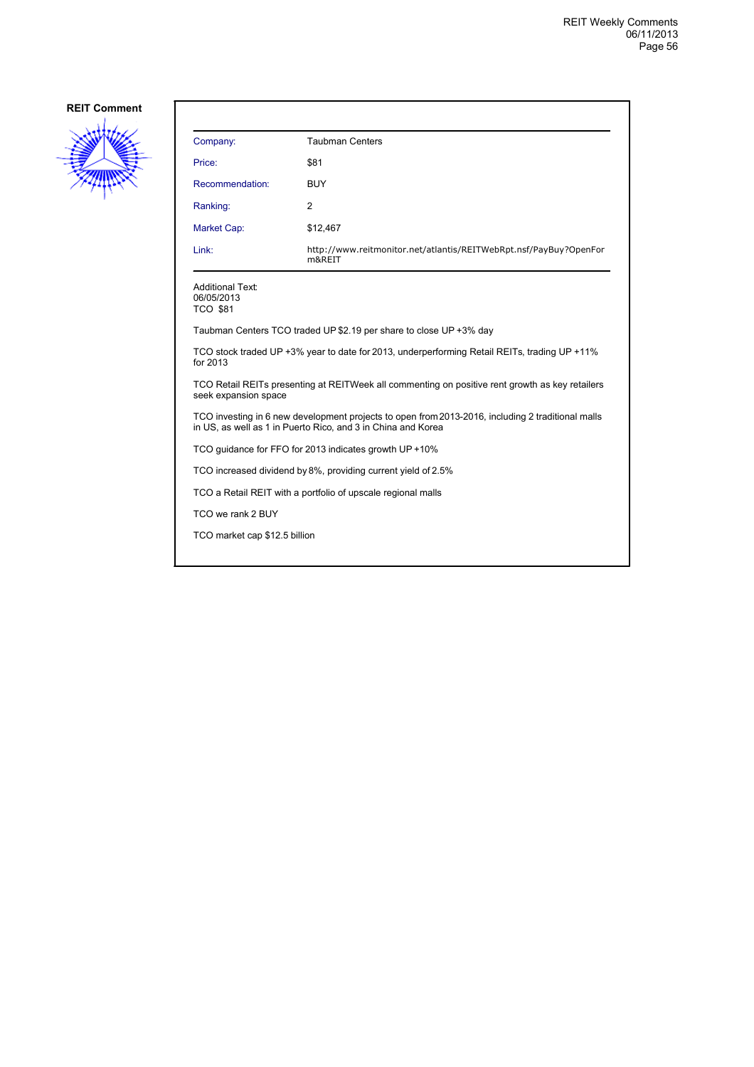**REIT Comment**

| Company: | Taubman Centers |
|---|---|
| Price: | $81 |
| Recommendation: | BUY |
| Ranking: | 2 |
| Market Cap: | $12,467 |
| Link: | http://www.reitmonitor.net/atlantis/REITWebRpt.nsf/PayBuy?OpenForm&REIT |

Additional Text:
06/05/2013
TCO $81

Taubman Centers TCO traded UP $2.19 per share to close UP +3% day

TCO stock traded UP +3% year to date for 2013, underperforming Retail REITs, trading UP +11% for 2013

TCO Retail REITs presenting at REITWeek all commenting on positive rent growth as key retailers seek expansion space

TCO investing in 6 new development projects to open from 2013-2016, including 2 traditional malls in US, as well as 1 in Puerto Rico, and 3 in China and Korea

TCO guidance for FFO for 2013 indicates growth UP +10%

TCO increased dividend by 8%, providing current yield of 2.5%

TCO a Retail REIT with a portfolio of upscale regional malls

TCO we rank 2 BUY

TCO market cap $12.5 billion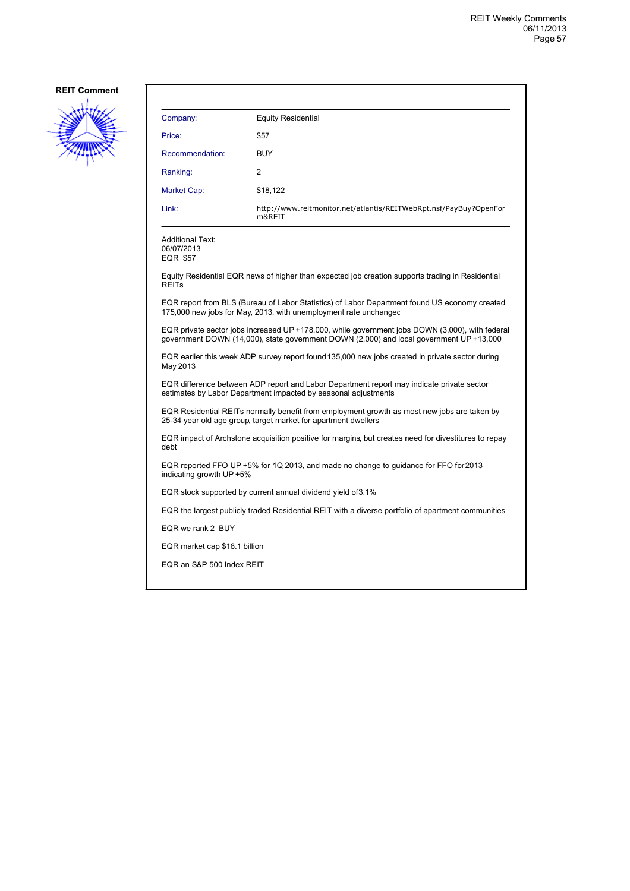**REIT Comment**

| Company: | Equity Residential |
|---|---|
| Price: | $57 |
| Recommendation: | BUY |
| Ranking: | 2 |
| Market Cap: | $18,122 |
| Link: | http://www.reitmonitor.net/atlantis/REITWebRpt.nsf/PayBuy?OpenForm&REIT |

Additional Text:
06/07/2013
EQR $57

Equity Residential EQR news of higher than expected job creation supports trading in Residential REITs

EQR report from BLS (Bureau of Labor Statistics) of Labor Department found US economy created 175,000 new jobs for May, 2013, with unemployment rate unchanged

EQR private sector jobs increased UP +178,000, while government jobs DOWN (3,000), with federal government DOWN (14,000), state government DOWN (2,000) and local government UP +13,000

EQR earlier this week ADP survey report found 135,000 new jobs created in private sector during May 2013

EQR difference between ADP report and Labor Department report may indicate private sector estimates by Labor Department impacted by seasonal adjustments

EQR Residential REITs normally benefit from employment growth, as most new jobs are taken by 25-34 year old age group, target market for apartment dwellers

EQR impact of Archstone acquisition positive for margins, but creates need for divestitures to repay debt

EQR reported FFO UP +5% for 1Q 2013, and made no change to guidance for FFO for 2013 indicating growth UP +5%

EQR stock supported by current annual dividend yield of 3.1%

EQR the largest publicly traded Residential REIT with a diverse portfolio of apartment communities

EQR we rank 2 BUY

EQR market cap $18.1 billion

EQR an S&P 500 Index REIT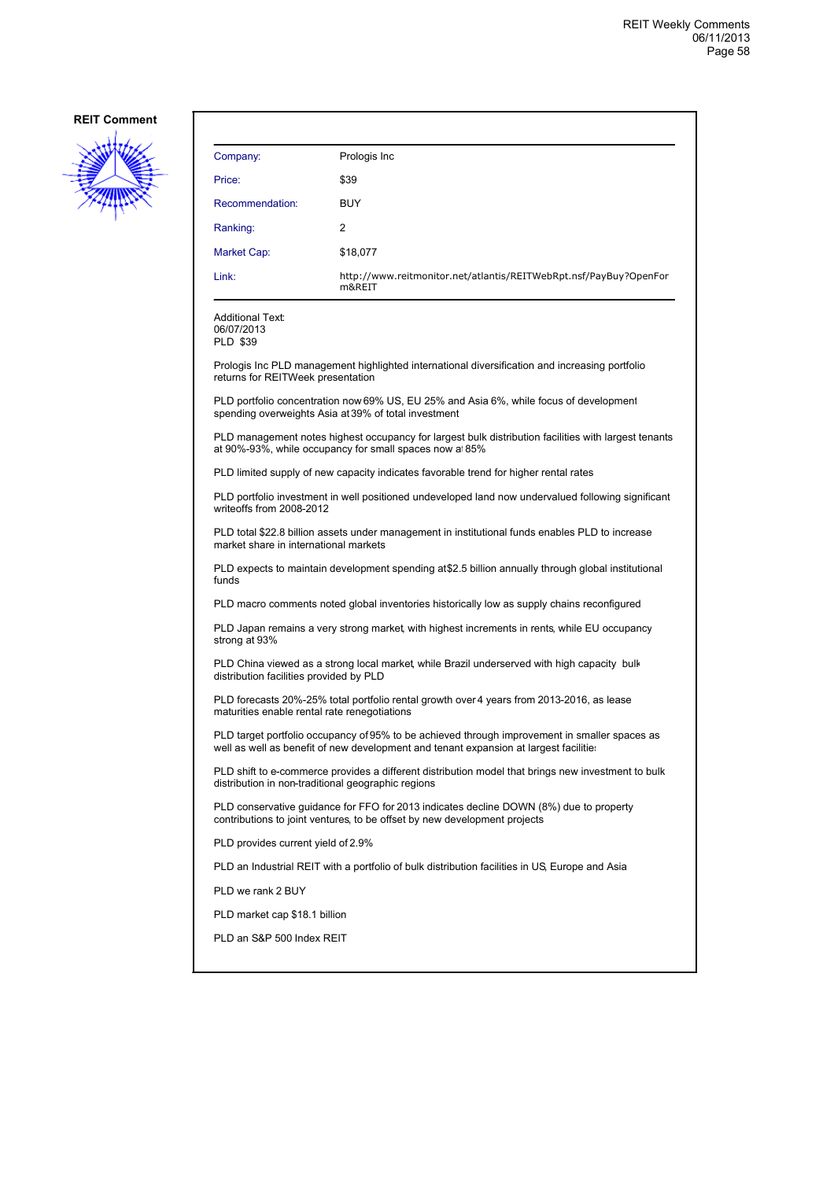**REIT Comment**

| Company: | Prologis Inc |
|---|---|
| Price: | $39 |
| Recommendation: | BUY |
| Ranking: | 2 |
| Market Cap: | $18,077 |
| Link: | http://www.reitmonitor.net/atlantis/REITWebRpt.nsf/PayBuy?OpenForm&REIT |

Additional Text:
06/07/2013
PLD $39

Prologis Inc PLD management highlighted international diversification and increasing portfolio returns for REITWeek presentation

PLD portfolio concentration now 69% US, EU 25% and Asia 6%, while focus of development spending overweights Asia at 39% of total investment

PLD management notes highest occupancy for largest bulk distribution facilities with largest tenants at 90%-93%, while occupancy for small spaces now at 85%

PLD limited supply of new capacity indicates favorable trend for higher rental rates

PLD portfolio investment in well positioned undeveloped land now undervalued following significant writeoffs from 2008-2012

PLD total $22.8 billion assets under management in institutional funds enables PLD to increase market share in international markets

PLD expects to maintain development spending at $2.5 billion annually through global institutional funds

PLD macro comments noted global inventories historically low as supply chains reconfigured

PLD Japan remains a very strong market, with highest increments in rents, while EU occupancy strong at 93%

PLD China viewed as a strong local market, while Brazil underserved with high capacity bulk distribution facilities provided by PLD

PLD forecasts 20%-25% total portfolio rental growth over 4 years from 2013-2016, as lease maturities enable rental rate renegotiations

PLD target portfolio occupancy of 95% to be achieved through improvement in smaller spaces as well as well as benefit of new development and tenant expansion at largest facilities

PLD shift to e-commerce provides a different distribution model that brings new investment to bulk distribution in non-traditional geographic regions

PLD conservative guidance for FFO for 2013 indicates decline DOWN (8%) due to property contributions to joint ventures, to be offset by new development projects

PLD provides current yield of 2.9%

PLD an Industrial REIT with a portfolio of bulk distribution facilities in US, Europe and Asia

PLD we rank 2 BUY

PLD market cap $18.1 billion

PLD an S&P 500 Index REIT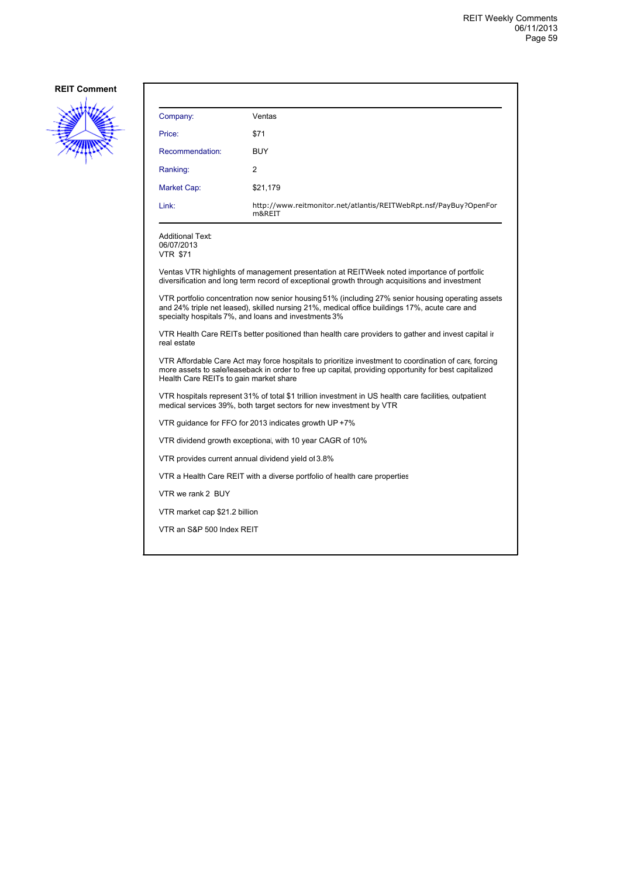**REIT Comment**

| | |
|---|---|
| Company: | Ventas |
| Price: | $71 |
| Recommendation: | BUY |
| Ranking: | 2 |
| Market Cap: | $21,179 |
| Link: | http://www.reitmonitor.net/atlantis/REITWebRpt.nsf/PayBuy?OpenForm&REIT |

Additional Text:
06/07/2013
VTR $71

Ventas VTR highlights of management presentation at REITWeek noted importance of portfolio diversification and long term record of exceptional growth through acquisitions and investment

VTR portfolio concentration now senior housing 51% (including 27% senior housing operating assets and 24% triple net leased), skilled nursing 21%, medical office buildings 17%, acute care and specialty hospitals 7%, and loans and investments 3%

VTR Health Care REITs better positioned than health care providers to gather and invest capital in real estate

VTR Affordable Care Act may force hospitals to prioritize investment to coordination of care, forcing more assets to sale/leaseback in order to free up capital, providing opportunity for best capitalized Health Care REITs to gain market share

VTR hospitals represent 31% of total $1 trillion investment in US health care facilities, outpatient medical services 39%, both target sectors for new investment by VTR

VTR guidance for FFO for 2013 indicates growth UP +7%

VTR dividend growth exceptional, with 10 year CAGR of 10%

VTR provides current annual dividend yield of 3.8%

VTR a Health Care REIT with a diverse portfolio of health care properties

VTR we rank 2 BUY

VTR market cap $21.2 billion

VTR an S&P 500 Index REIT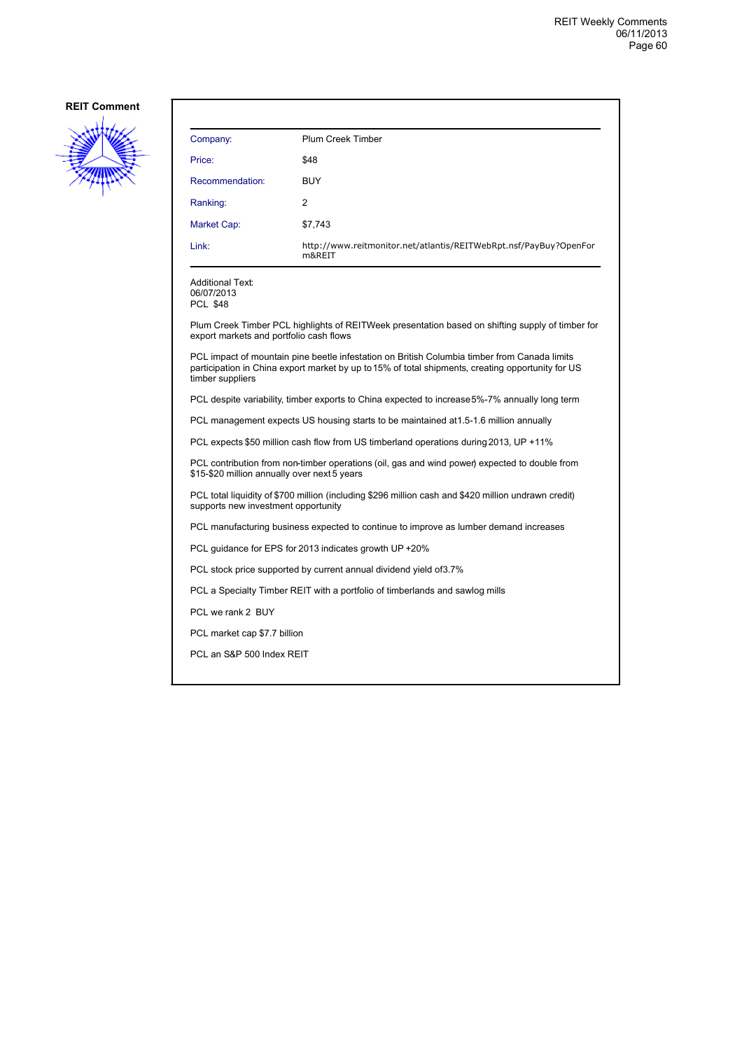**REIT Comment**

| Company: | Plum Creek Timber |
| --- | --- |
| Price: | $48 |
| Recommendation: | BUY |
| Ranking: | 2 |
| Market Cap: | $7,743 |
| Link: | http://www.reitmonitor.net/atlantis/REITWebRpt.nsf/PayBuy?OpenForm&REIT |

Additional Text:
06/07/2013
PCL $48

Plum Creek Timber PCL highlights of REITWeek presentation based on shifting supply of timber for export markets and portfolio cash flows

PCL impact of mountain pine beetle infestation on British Columbia timber from Canada limits participation in China export market by up to 15% of total shipments, creating opportunity for US timber suppliers

PCL despite variability, timber exports to China expected to increase 5%-7% annually long term

PCL management expects US housing starts to be maintained at 1.5-1.6 million annually

PCL expects $50 million cash flow from US timberland operations during 2013, UP +11%

PCL contribution from non-timber operations (oil, gas and wind power) expected to double from $15-$20 million annually over next 5 years

PCL total liquidity of $700 million (including $296 million cash and $420 million undrawn credit) supports new investment opportunity

PCL manufacturing business expected to continue to improve as lumber demand increases

PCL guidance for EPS for 2013 indicates growth UP +20%

PCL stock price supported by current annual dividend yield of 3.7%

PCL a Specialty Timber REIT with a portfolio of timberlands and sawlog mills

PCL we rank 2 BUY

PCL market cap $7.7 billion

PCL an S&P 500 Index REIT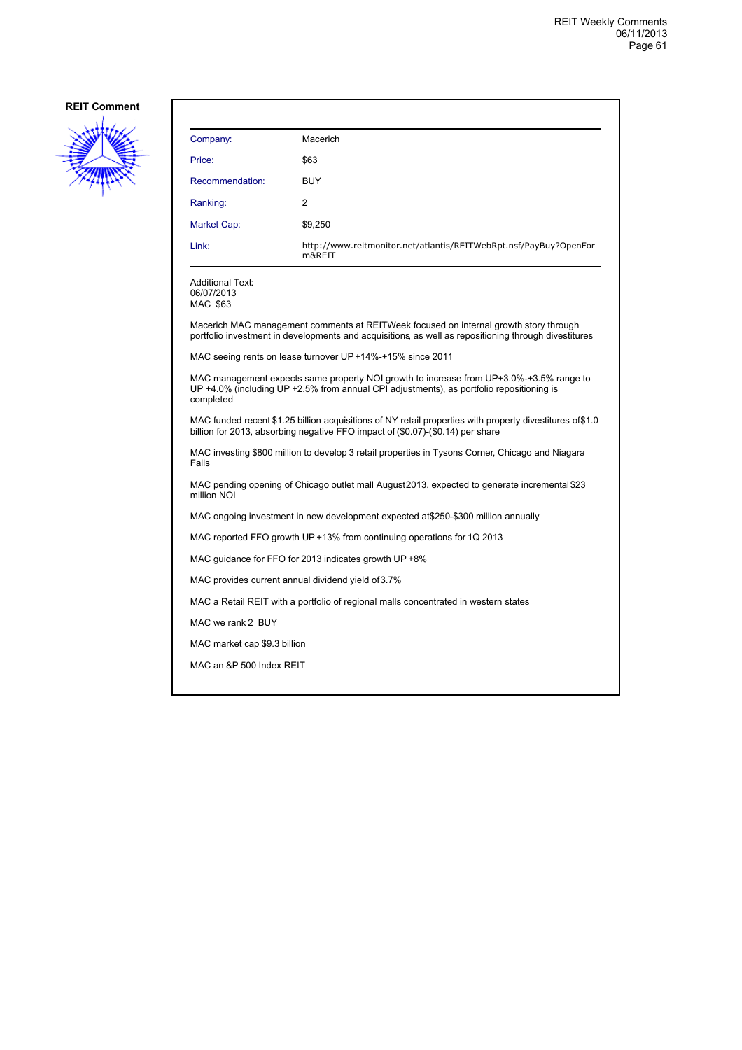**REIT Comment**

| | |
|---|---|
| Company: | Macerich |
| Price: | $63 |
| Recommendation: | BUY |
| Ranking: | 2 |
| Market Cap: | $9,250 |
| Link: | http://www.reitmonitor.net/atlantis/REITWebRpt.nsf/PayBuy?OpenForm&REIT |

Additional Text:
06/07/2013
MAC $63

Macerich MAC management comments at REITWeek focused on internal growth story through portfolio investment in developments and acquisitions, as well as repositioning through divestitures

MAC seeing rents on lease turnover UP +14%-+15% since 2011

MAC management expects same property NOI growth to increase from UP+3.0%-+3.5% range to UP +4.0% (including UP +2.5% from annual CPI adjustments), as portfolio repositioning is completed

MAC funded recent $1.25 billion acquisitions of NY retail properties with property divestitures of$1.0 billion for 2013, absorbing negative FFO impact of ($0.07)-($0.14) per share

MAC investing $800 million to develop 3 retail properties in Tysons Corner, Chicago and Niagara Falls

MAC pending opening of Chicago outlet mall August2013, expected to generate incremental $23 million NOI

MAC ongoing investment in new development expected at$250-$300 million annually

MAC reported FFO growth UP +13% from continuing operations for 1Q 2013

MAC guidance for FFO for 2013 indicates growth UP +8%

MAC provides current annual dividend yield of3.7%

MAC a Retail REIT with a portfolio of regional malls concentrated in western states

MAC we rank 2 BUY

MAC market cap $9.3 billion

MAC an &P 500 Index REIT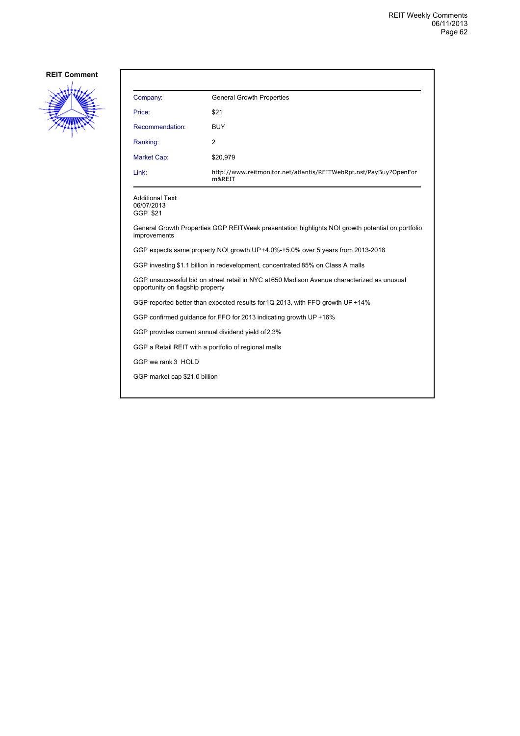**REIT Comment**

| Company: | General Growth Properties |
|---|---|
| Price: | $21 |
| Recommendation: | BUY |
| Ranking: | 2 |
| Market Cap: | $20,979 |
| Link: | http://www.reitmonitor.net/atlantis/REITWebRpt.nsf/PayBuy?OpenForm&REIT |

Additional Text:
06/07/2013
GGP $21

General Growth Properties GGP REITWeek presentation highlights NOI growth potential on portfolio improvements

GGP expects same property NOI growth UP +4.0%-+5.0% over 5 years from 2013-2018

GGP investing $1.1 billion in redevelopment, concentrated 85% on Class A malls

GGP unsuccessful bid on street retail in NYC at 650 Madison Avenue characterized as unusual opportunity on flagship property

GGP reported better than expected results for 1Q 2013, with FFO growth UP +14%

GGP confirmed guidance for FFO for 2013 indicating growth UP +16%

GGP provides current annual dividend yield of 2.3%

GGP a Retail REIT with a portfolio of regional malls

GGP we rank 3 HOLD

GGP market cap $21.0 billion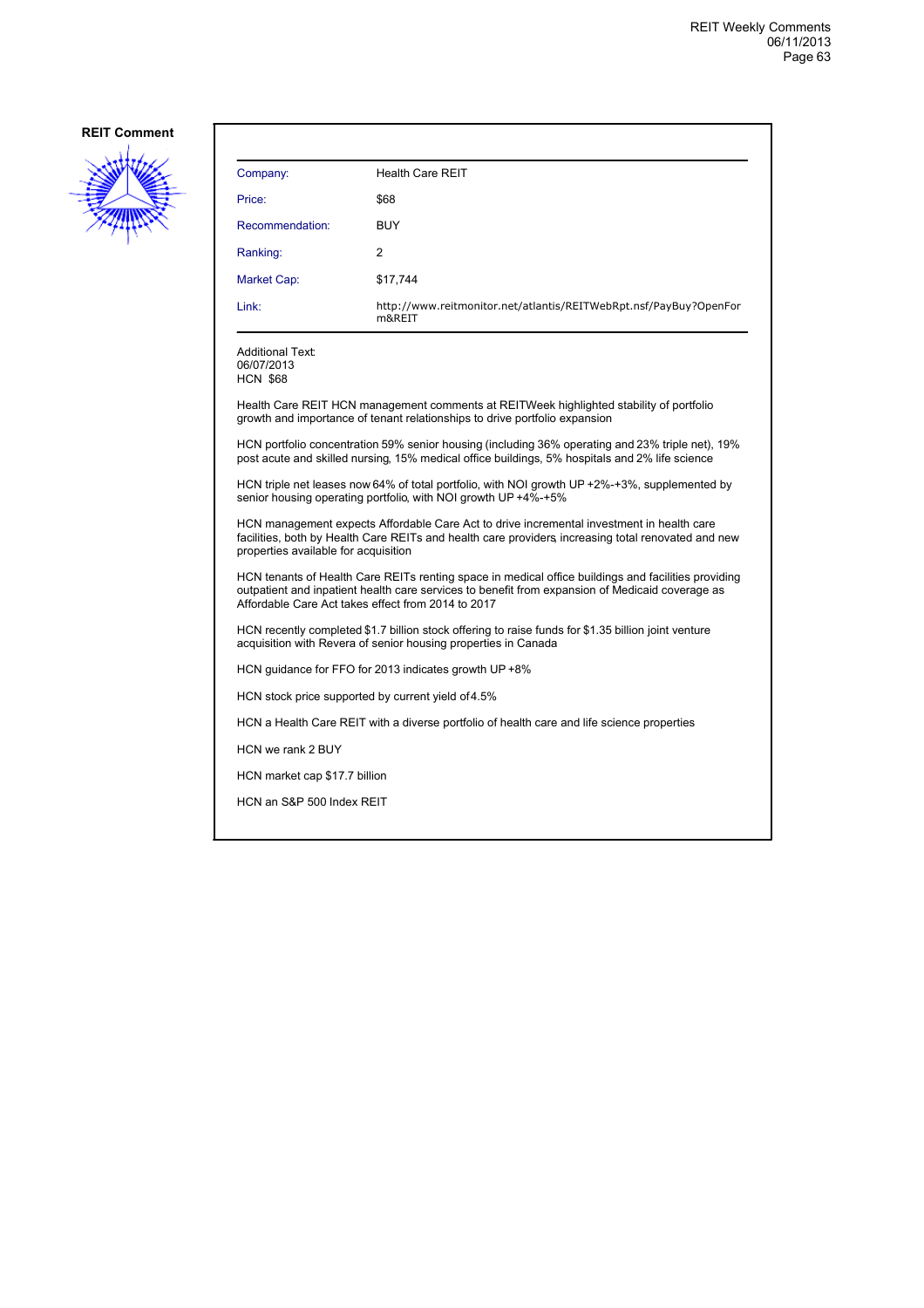**REIT Comment**

| Company: | Health Care REIT |
|---|---|
| Price: | $68 |
| Recommendation: | BUY |
| Ranking: | 2 |
| Market Cap: | $17,744 |
| Link: | http://www.reitmonitor.net/atlantis/REITWebRpt.nsf/PayBuy?OpenForm&REIT |

Additional Text:
06/07/2013
HCN $68

Health Care REIT HCN management comments at REITWeek highlighted stability of portfolio growth and importance of tenant relationships to drive portfolio expansion

HCN portfolio concentration 59% senior housing (including 36% operating and 23% triple net), 19% post acute and skilled nursing, 15% medical office buildings, 5% hospitals and 2% life science

HCN triple net leases now 64% of total portfolio, with NOI growth UP +2%-+3%, supplemented by senior housing operating portfolio, with NOI growth UP +4%-+5%

HCN management expects Affordable Care Act to drive incremental investment in health care facilities, both by Health Care REITs and health care providers, increasing total renovated and new properties available for acquisition

HCN tenants of Health Care REITs renting space in medical office buildings and facilities providing outpatient and inpatient health care services to benefit from expansion of Medicaid coverage as Affordable Care Act takes effect from 2014 to 2017

HCN recently completed $1.7 billion stock offering to raise funds for $1.35 billion joint venture acquisition with Revera of senior housing properties in Canada

HCN guidance for FFO for 2013 indicates growth UP +8%

HCN stock price supported by current yield of 4.5%

HCN a Health Care REIT with a diverse portfolio of health care and life science properties

HCN we rank 2 BUY

HCN market cap $17.7 billion

HCN an S&P 500 Index REIT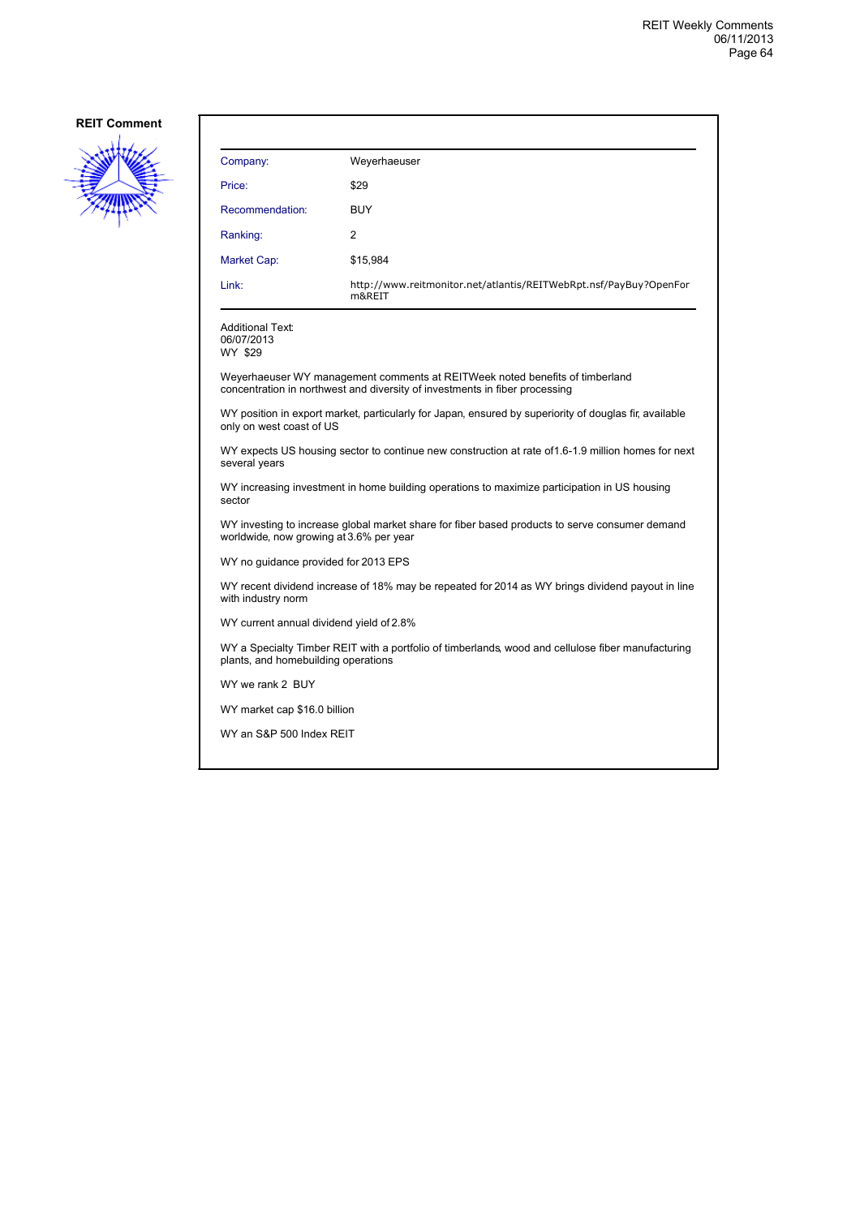**REIT Comment**

| Company: | Weyerhaeuser |
|---|---|
| Price: | $29 |
| Recommendation: | BUY |
| Ranking: | 2 |
| Market Cap: | $15,984 |
| Link: | http://www.reitmonitor.net/atlantis/REITWebRpt.nsf/PayBuy?OpenForm&REIT |

Additional Text:
06/07/2013
WY $29

Weyerhaeuser WY management comments at REITWeek noted benefits of timberland concentration in northwest and diversity of investments in fiber processing

WY position in export market, particularly for Japan, ensured by superiority of douglas fir, available only on west coast of US

WY expects US housing sector to continue new construction at rate of1.6-1.9 million homes for next several years

WY increasing investment in home building operations to maximize participation in US housing sector

WY investing to increase global market share for fiber based products to serve consumer demand worldwide, now growing at 3.6% per year

WY no guidance provided for 2013 EPS

WY recent dividend increase of 18% may be repeated for 2014 as WY brings dividend payout in line with industry norm

WY current annual dividend yield of 2.8%

WY a Specialty Timber REIT with a portfolio of timberlands, wood and cellulose fiber manufacturing plants, and homebuilding operations

WY we rank 2 BUY

WY market cap $16.0 billion

WY an S&P 500 Index REIT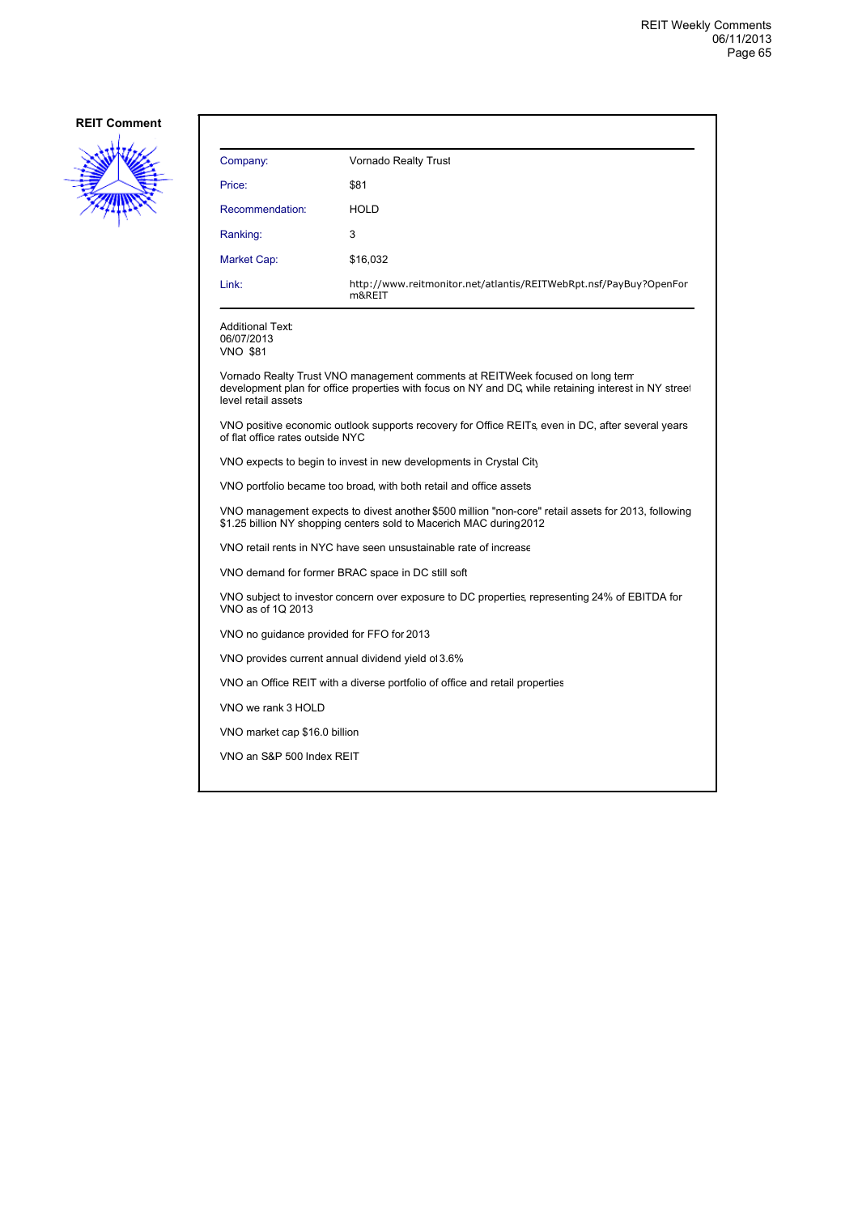**REIT Comment**

| Company: | Vornado Realty Trust |
| --- | --- |
| Price: | $81 |
| Recommendation: | HOLD |
| Ranking: | 3 |
| Market Cap: | $16,032 |
| Link: | http://www.reitmonitor.net/atlantis/REITWebRpt.nsf/PayBuy?OpenForm&REIT |

Additional Text:
06/07/2013
VNO $81

Vornado Realty Trust VNO management comments at REITWeek focused on long term development plan for office properties with focus on NY and DC, while retaining interest in NY street level retail assets

VNO positive economic outlook supports recovery for Office REITs, even in DC, after several years of flat office rates outside NYC

VNO expects to begin to invest in new developments in Crystal City

VNO portfolio became too broad, with both retail and office assets

VNO management expects to divest another $500 million "non-core" retail assets for 2013, following $1.25 billion NY shopping centers sold to Macerich MAC during 2012

VNO retail rents in NYC have seen unsustainable rate of increase

VNO demand for former BRAC space in DC still soft

VNO subject to investor concern over exposure to DC properties, representing 24% of EBITDA for VNO as of 1Q 2013

VNO no guidance provided for FFO for 2013

VNO provides current annual dividend yield of 3.6%

VNO an Office REIT with a diverse portfolio of office and retail properties

VNO we rank 3 HOLD

VNO market cap $16.0 billion

VNO an S&P 500 Index REIT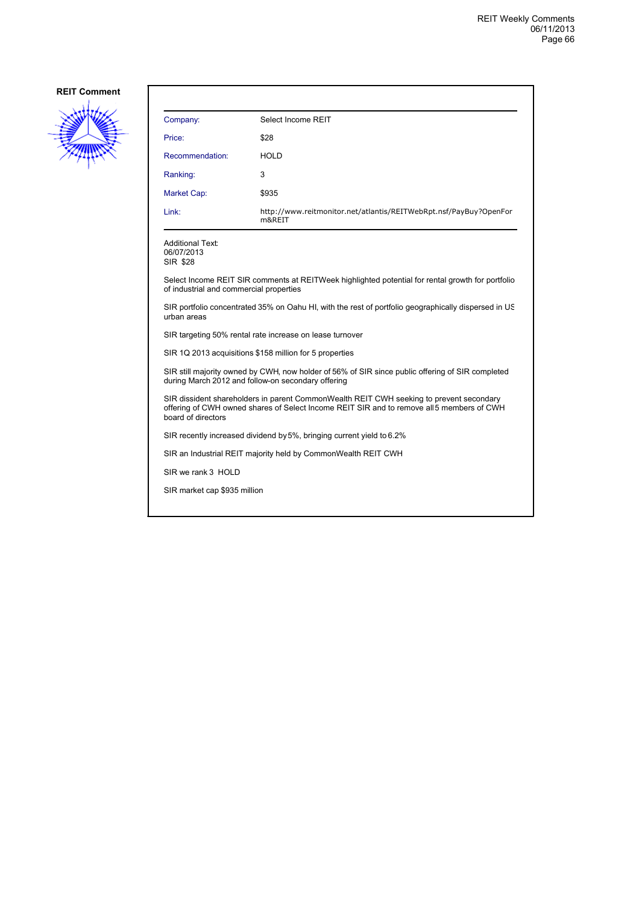**REIT Comment**

| Company: | Select Income REIT |
|---|---|
| Price: | $28 |
| Recommendation: | HOLD |
| Ranking: | 3 |
| Market Cap: | $935 |
| Link: | http://www.reitmonitor.net/atlantis/REITWebRpt.nsf/PayBuy?OpenForm&REIT |

Additional Text:
06/07/2013
SIR $28

Select Income REIT SIR comments at REITWeek highlighted potential for rental growth for portfolio of industrial and commercial properties

SIR portfolio concentrated 35% on Oahu HI, with the rest of portfolio geographically dispersed in US urban areas

SIR targeting 50% rental rate increase on lease turnover

SIR 1Q 2013 acquisitions $158 million for 5 properties

SIR still majority owned by CWH, now holder of 56% of SIR since public offering of SIR completed during March 2012 and follow-on secondary offering

SIR dissident shareholders in parent CommonWealth REIT CWH seeking to prevent secondary offering of CWH owned shares of Select Income REIT SIR and to remove all 5 members of CWH board of directors

SIR recently increased dividend by 5%, bringing current yield to 6.2%

SIR an Industrial REIT majority held by CommonWealth REIT CWH

SIR we rank 3 HOLD

SIR market cap $935 million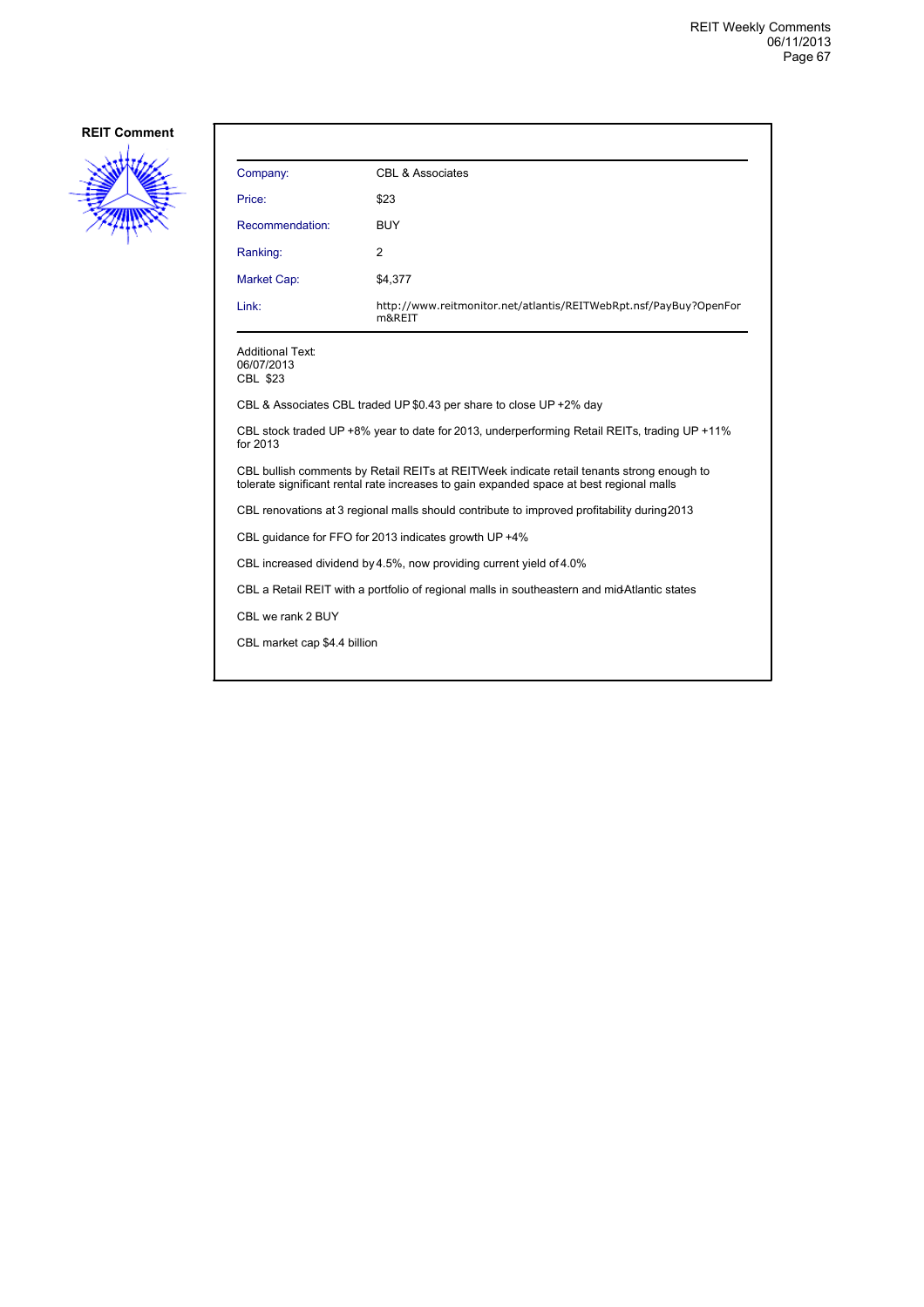**REIT Comment**

| Company: | CBL & Associates |
| --- | --- |
| Price: | $23 |
| Recommendation: | BUY |
| Ranking: | 2 |
| Market Cap: | $4,377 |
| Link: | http://www.reitmonitor.net/atlantis/REITWebRpt.nsf/PayBuy?OpenForm&REIT |

Additional Text:
06/07/2013
CBL $23

CBL & Associates CBL traded UP $0.43 per share to close UP +2% day

CBL stock traded UP +8% year to date for 2013, underperforming Retail REITs, trading UP +11% for 2013

CBL bullish comments by Retail REITs at REITWeek indicate retail tenants strong enough to tolerate significant rental rate increases to gain expanded space at best regional malls

CBL renovations at 3 regional malls should contribute to improved profitability during 2013

CBL guidance for FFO for 2013 indicates growth UP +4%

CBL increased dividend by 4.5%, now providing current yield of 4.0%

CBL a Retail REIT with a portfolio of regional malls in southeastern and mid-Atlantic states

CBL we rank 2 BUY

CBL market cap $4.4 billion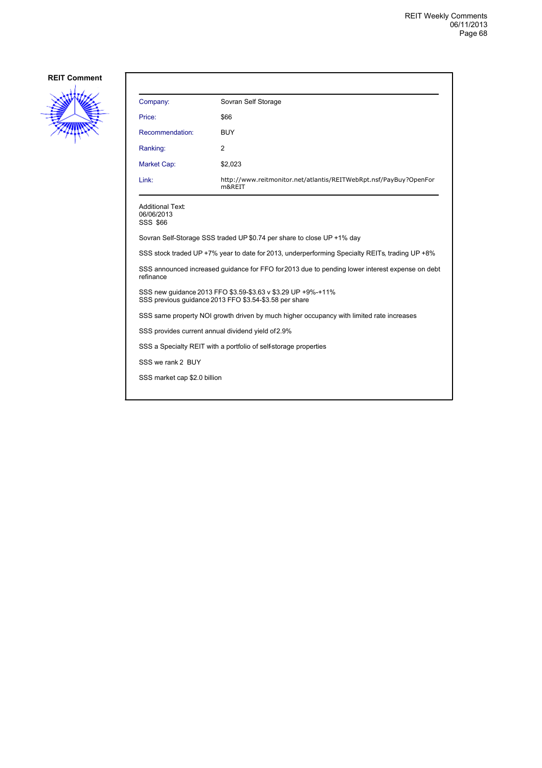**REIT Comment**

| Company: | Sovran Self Storage |
|---|---|
| Price: | $66 |
| Recommendation: | BUY |
| Ranking: | 2 |
| Market Cap: | $2,023 |
| Link: | http://www.reitmonitor.net/atlantis/REITWebRpt.nsf/PayBuy?OpenForm&REIT |

Additional Text:
06/06/2013
SSS $66

Sovran Self-Storage SSS traded UP $0.74 per share to close UP +1% day

SSS stock traded UP +7% year to date for 2013, underperforming Specialty REITs, trading UP +8%

SSS announced increased guidance for FFO for 2013 due to pending lower interest expense on debt refinance

SSS new guidance 2013 FFO $3.59-$3.63 v $3.29 UP +9%-+11%
SSS previous guidance 2013 FFO $3.54-$3.58 per share

SSS same property NOI growth driven by much higher occupancy with limited rate increases

SSS provides current annual dividend yield of 2.9%

SSS a Specialty REIT with a portfolio of self-storage properties

SSS we rank 2 BUY

SSS market cap $2.0 billion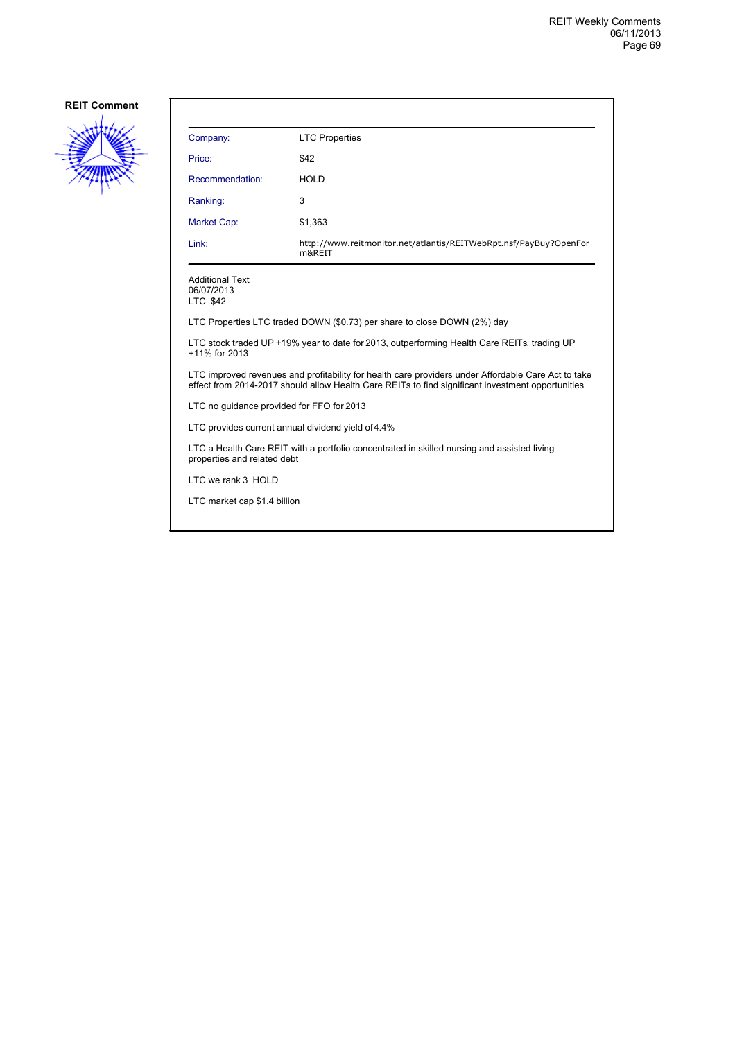**REIT Comment**

| Company: | LTC Properties |
|---|---|
| Price: | $42 |
| Recommendation: | HOLD |
| Ranking: | 3 |
| Market Cap: | $1,363 |
| Link: | http://www.reitmonitor.net/atlantis/REITWebRpt.nsf/PayBuy?OpenForm&REIT |

Additional Text:
06/07/2013
LTC $42

LTC Properties LTC traded DOWN ($0.73) per share to close DOWN (2%) day

LTC stock traded UP +19% year to date for 2013, outperforming Health Care REITs, trading UP +11% for 2013

LTC improved revenues and profitability for health care providers under Affordable Care Act to take effect from 2014-2017 should allow Health Care REITs to find significant investment opportunities

LTC no guidance provided for FFO for 2013

LTC provides current annual dividend yield of 4.4%

LTC a Health Care REIT with a portfolio concentrated in skilled nursing and assisted living properties and related debt

LTC we rank 3 HOLD

LTC market cap $1.4 billion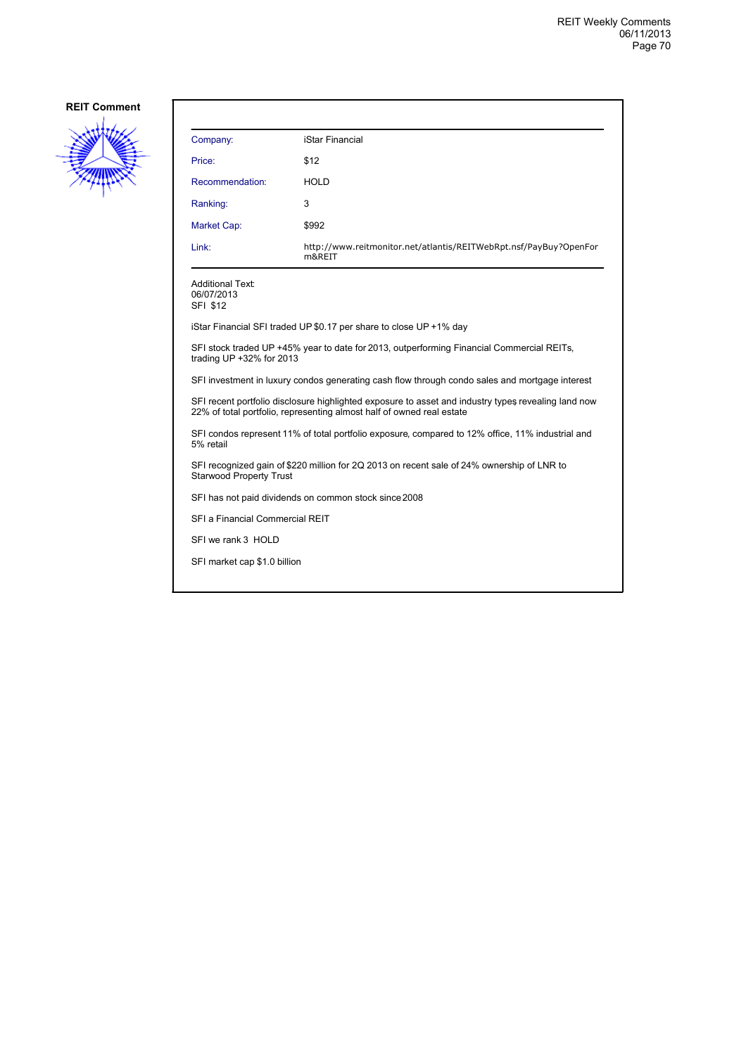## REIT Comment

| Company: | iStar Financial |
|---|---|
| Price: | $12 |
| Recommendation: | HOLD |
| Ranking: | 3 |
| Market Cap: | $992 |
| Link: | http://www.reitmonitor.net/atlantis/REITWebRpt.nsf/PayBuy?OpenForm&REIT |

Additional Text:
06/07/2013
SFI $12

iStar Financial SFI traded UP $0.17 per share to close UP +1% day

SFI stock traded UP +45% year to date for 2013, outperforming Financial Commercial REITs, trading UP +32% for 2013

SFI investment in luxury condos generating cash flow through condo sales and mortgage interest

SFI recent portfolio disclosure highlighted exposure to asset and industry types, revealing land now 22% of total portfolio, representing almost half of owned real estate

SFI condos represent 11% of total portfolio exposure, compared to 12% office, 11% industrial and 5% retail

SFI recognized gain of $220 million for 2Q 2013 on recent sale of 24% ownership of LNR to Starwood Property Trust

SFI has not paid dividends on common stock since 2008

SFI a Financial Commercial REIT

SFI we rank 3 HOLD

SFI market cap $1.0 billion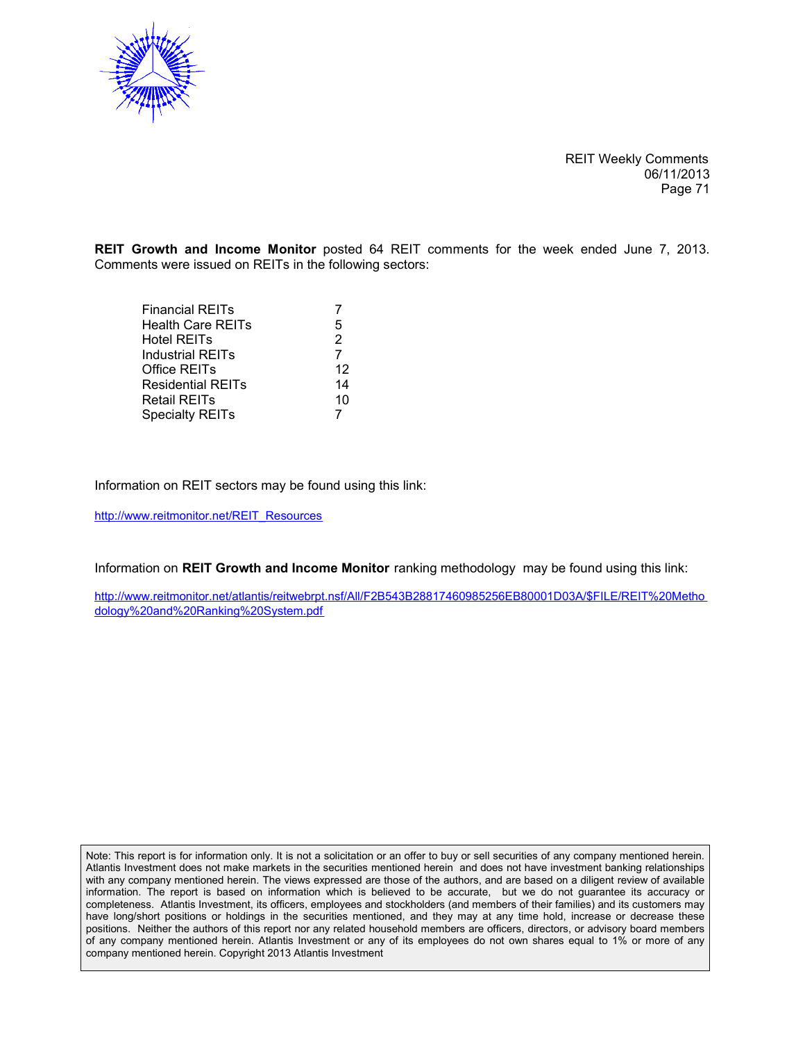**REIT Growth and Income Monitor** posted 64 REIT comments for the week ended June 7, 2013. Comments were issued on REITs in the following sectors:

| | |
|---|---|
| Financial REITs | 7 |
| Health Care REITs | 5 |
| Hotel REITs | 2 |
| Industrial REITs | 7 |
| Office REITs | 12 |
| Residential REITs | 14 |
| Retail REITs | 10 |
| Specialty REITs | 7 |

Information on REIT sectors may be found using this link:

http://www.reitmonitor.net/REIT_Resources

Information on **REIT Growth and Income Monitor** ranking methodology may be found using this link:

http://www.reitmonitor.net/atlantis/reitwebrpt.nsf/All/F2B543B28817460985256EB80001D03A/$FILE/REIT%20Methodology%20and%20Ranking%20System.pdf

Note: This report is for information only. It is not a solicitation or an offer to buy or sell securities of any company mentioned herein. Atlantis Investment does not make markets in the securities mentioned herein and does not have investment banking relationships with any company mentioned herein. The views expressed are those of the authors, and are based on a diligent review of available information. The report is based on information which is believed to be accurate, but we do not guarantee its accuracy or completeness. Atlantis Investment, its officers, employees and stockholders (and members of their families) and its customers may have long/short positions or holdings in the securities mentioned, and they may at any time hold, increase or decrease these positions. Neither the authors of this report nor any related household members are officers, directors, or advisory board members of any company mentioned herein. Atlantis Investment or any of its employees do not own shares equal to 1% or more of any company mentioned herein. Copyright 2013 Atlantis Investment